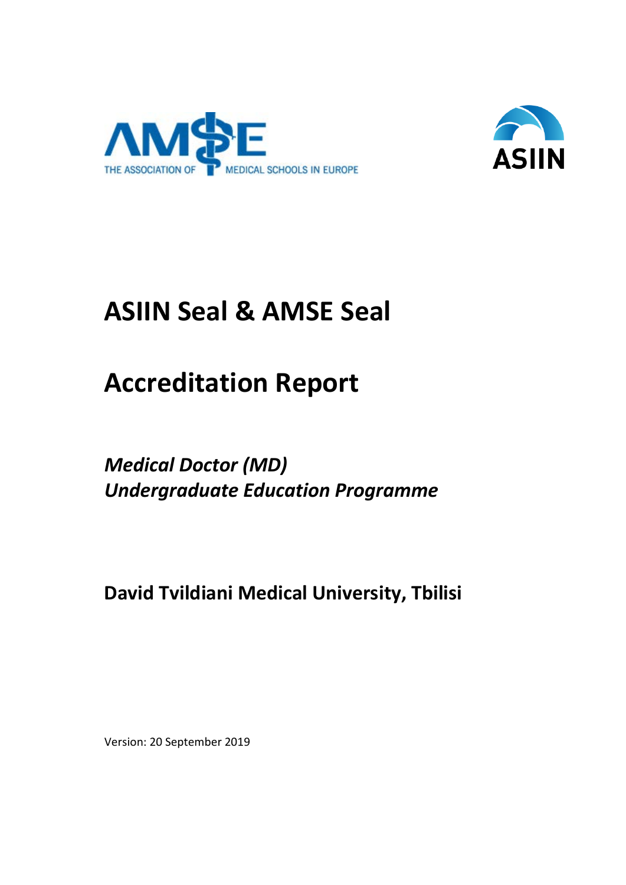AMSE THE ASSOCIATION OF MEDICAL SCHOOLS IN EUROPE

ASIIN

# ASIIN Seal & AMSE Seal

# Accreditation Report

***Medical Doctor (MD)***
***Undergraduate Education Programme***

**David Tvildiani Medical University, Tbilisi**

Version: 20 September 2019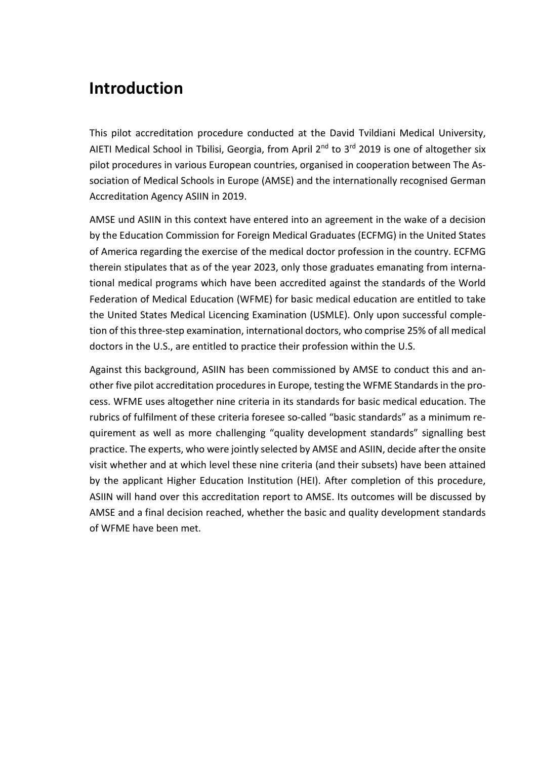# Introduction

This pilot accreditation procedure conducted at the David Tvildiani Medical University, AIETI Medical School in Tbilisi, Georgia, from April 2nd to 3rd 2019 is one of altogether six pilot procedures in various European countries, organised in cooperation between The Association of Medical Schools in Europe (AMSE) and the internationally recognised German Accreditation Agency ASIIN in 2019.

AMSE und ASIIN in this context have entered into an agreement in the wake of a decision by the Education Commission for Foreign Medical Graduates (ECFMG) in the United States of America regarding the exercise of the medical doctor profession in the country. ECFMG therein stipulates that as of the year 2023, only those graduates emanating from international medical programs which have been accredited against the standards of the World Federation of Medical Education (WFME) for basic medical education are entitled to take the United States Medical Licencing Examination (USMLE). Only upon successful completion of this three-step examination, international doctors, who comprise 25% of all medical doctors in the U.S., are entitled to practice their profession within the U.S.

Against this background, ASIIN has been commissioned by AMSE to conduct this and another five pilot accreditation procedures in Europe, testing the WFME Standards in the process. WFME uses altogether nine criteria in its standards for basic medical education. The rubrics of fulfilment of these criteria foresee so-called "basic standards" as a minimum requirement as well as more challenging "quality development standards" signalling best practice. The experts, who were jointly selected by AMSE and ASIIN, decide after the onsite visit whether and at which level these nine criteria (and their subsets) have been attained by the applicant Higher Education Institution (HEI). After completion of this procedure, ASIIN will hand over this accreditation report to AMSE. Its outcomes will be discussed by AMSE and a final decision reached, whether the basic and quality development standards of WFME have been met.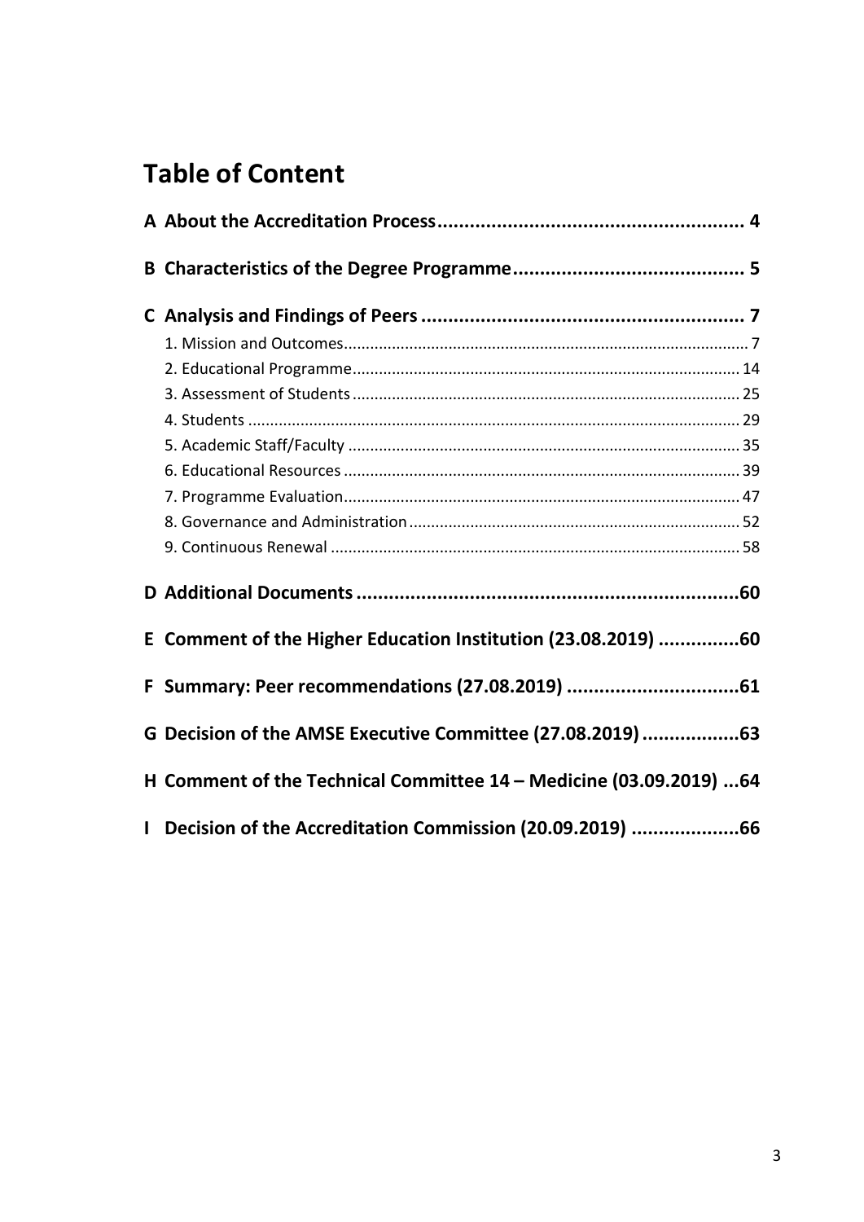# Table of Content

**A About the Accreditation Process ........................................................ 4**

**B Characteristics of the Degree Programme .......................................... 5**

**C Analysis and Findings of Peers ............................................................ 7**

1. Mission and Outcomes ........................................................................................... 7
2. Educational Programme ....................................................................................... 14
3. Assessment of Students ....................................................................................... 25
4. Students ............................................................................................................... 29
5. Academic Staff/Faculty ........................................................................................ 35
6. Educational Resources ......................................................................................... 39
7. Programme Evaluation ......................................................................................... 47
8. Governance and Administration .......................................................................... 52
9. Continuous Renewal ............................................................................................ 58

**D Additional Documents ...................................................................... 60**

**E Comment of the Higher Education Institution (23.08.2019) ............... 60**

**F Summary: Peer recommendations (27.08.2019) ................................ 61**

**G Decision of the AMSE Executive Committee (27.08.2019) .................. 63**

**H Comment of the Technical Committee 14 – Medicine (03.09.2019) ... 64**

**I Decision of the Accreditation Commission (20.09.2019) .................... 66**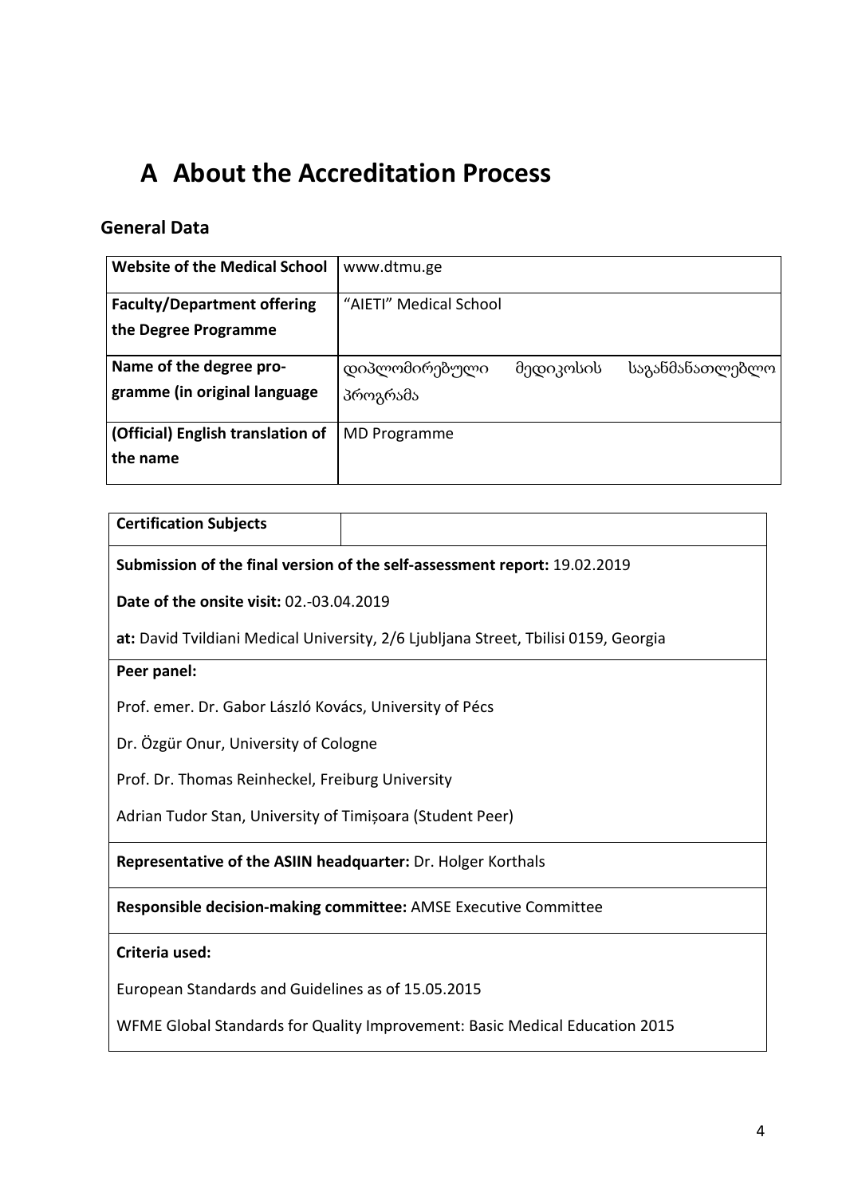# A About the Accreditation Process

## General Data

| Website of the Medical School | www.dtmu.ge |
|---|---|
| **Faculty/Department offering the Degree Programme** | "AIETI" Medical School |
| **Name of the degree programme (in original language** | დიპლომირებული მედიკოსის საგანმანათლებლო პროგრამა |
| **(Official) English translation of the name** | MD Programme |

| Certification Subjects | |
|---|---|

**Submission of the final version of the self-assessment report:** 19.02.2019

**Date of the onsite visit:** 02.-03.04.2019

**at:** David Tvildiani Medical University, 2/6 Ljubljana Street, Tbilisi 0159, Georgia

**Peer panel:**

Prof. emer. Dr. Gabor László Kovács, University of Pécs

Dr. Özgür Onur, University of Cologne

Prof. Dr. Thomas Reinheckel, Freiburg University

Adrian Tudor Stan, University of Timișoara (Student Peer)

**Representative of the ASIIN headquarter:** Dr. Holger Korthals

**Responsible decision-making committee:** AMSE Executive Committee

**Criteria used:**

European Standards and Guidelines as of 15.05.2015

WFME Global Standards for Quality Improvement: Basic Medical Education 2015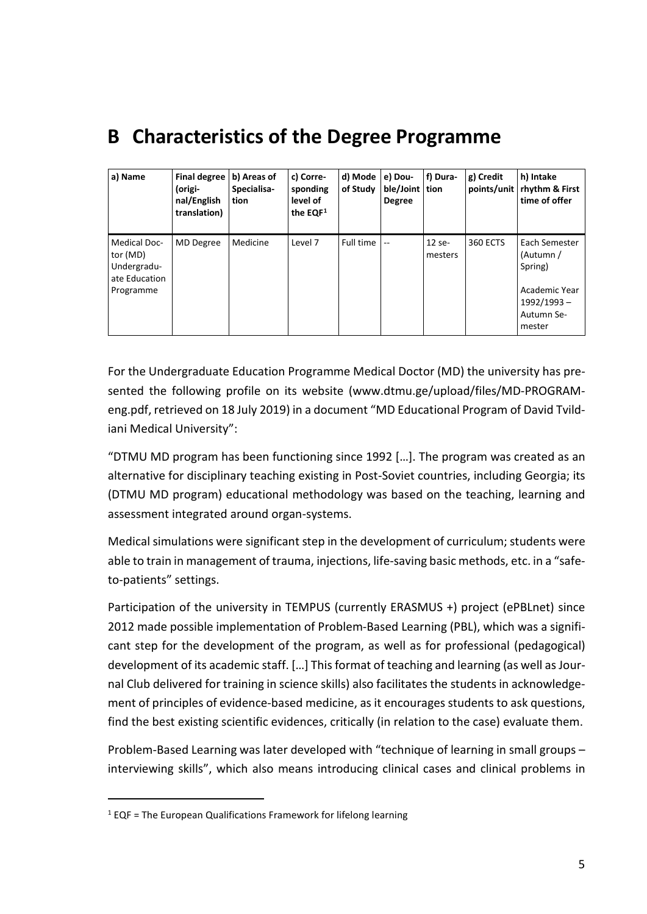# B Characteristics of the Degree Programme

| a) Name | Final degree (original/English translation) | b) Areas of Specialisation | c) Corresponding level of the EQF[1] | d) Mode of Study | e) Double/Joint Degree | f) Duration | g) Credit points/unit | h) Intake rhythm & First time of offer |
|---|---|---|---|---|---|---|---|---|
| Medical Doctor (MD) Undergraduate Education Programme | MD Degree | Medicine | Level 7 | Full time | -- | 12 semesters | 360 ECTS | Each Semester (Autumn / Spring)<br><br>Academic Year 1992/1993 – Autumn Semester |

For the Undergraduate Education Programme Medical Doctor (MD) the university has presented the following profile on its website (www.dtmu.ge/upload/files/MD-PROGRAM-eng.pdf, retrieved on 18 July 2019) in a document "MD Educational Program of David Tvildiani Medical University":

"DTMU MD program has been functioning since 1992 […]. The program was created as an alternative for disciplinary teaching existing in Post-Soviet countries, including Georgia; its (DTMU MD program) educational methodology was based on the teaching, learning and assessment integrated around organ-systems.

Medical simulations were significant step in the development of curriculum; students were able to train in management of trauma, injections, life-saving basic methods, etc. in a "safe-to-patients" settings.

Participation of the university in TEMPUS (currently ERASMUS +) project (ePBLnet) since 2012 made possible implementation of Problem-Based Learning (PBL), which was a significant step for the development of the program, as well as for professional (pedagogical) development of its academic staff. […] This format of teaching and learning (as well as Journal Club delivered for training in science skills) also facilitates the students in acknowledgement of principles of evidence-based medicine, as it encourages students to ask questions, find the best existing scientific evidences, critically (in relation to the case) evaluate them.

Problem-Based Learning was later developed with "technique of learning in small groups – interviewing skills", which also means introducing clinical cases and clinical problems in

[1] EQF = The European Qualifications Framework for lifelong learning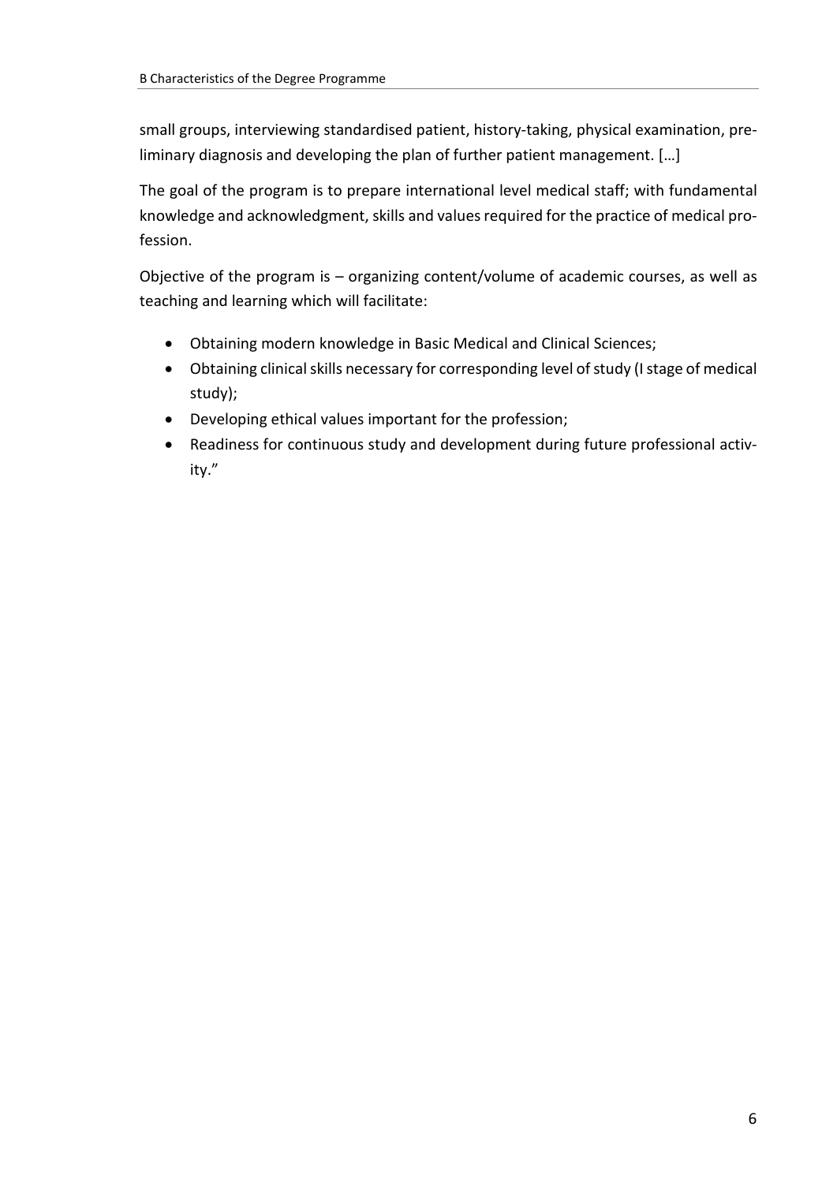small groups, interviewing standardised patient, history-taking, physical examination, preliminary diagnosis and developing the plan of further patient management. […]

The goal of the program is to prepare international level medical staff; with fundamental knowledge and acknowledgment, skills and values required for the practice of medical profession.

Objective of the program is – organizing content/volume of academic courses, as well as teaching and learning which will facilitate:

- Obtaining modern knowledge in Basic Medical and Clinical Sciences;
- Obtaining clinical skills necessary for corresponding level of study (I stage of medical study);
- Developing ethical values important for the profession;
- Readiness for continuous study and development during future professional activity."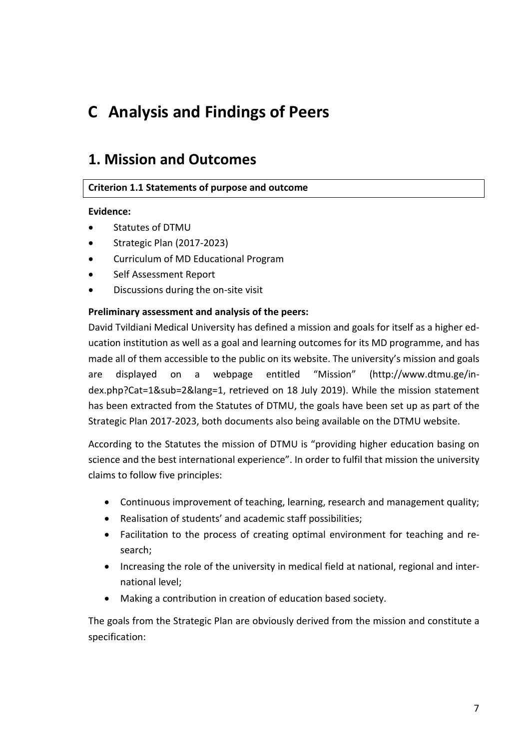# C Analysis and Findings of Peers

## 1. Mission and Outcomes

**Criterion 1.1 Statements of purpose and outcome**

**Evidence:**

- Statutes of DTMU
- Strategic Plan (2017-2023)
- Curriculum of MD Educational Program
- Self Assessment Report
- Discussions during the on-site visit

**Preliminary assessment and analysis of the peers:**

David Tvildiani Medical University has defined a mission and goals for itself as a higher education institution as well as a goal and learning outcomes for its MD programme, and has made all of them accessible to the public on its website. The university's mission and goals are displayed on a webpage entitled "Mission" (http://www.dtmu.ge/index.php?Cat=1&sub=2&lang=1, retrieved on 18 July 2019). While the mission statement has been extracted from the Statutes of DTMU, the goals have been set up as part of the Strategic Plan 2017-2023, both documents also being available on the DTMU website.

According to the Statutes the mission of DTMU is "providing higher education basing on science and the best international experience". In order to fulfil that mission the university claims to follow five principles:

- Continuous improvement of teaching, learning, research and management quality;
- Realisation of students' and academic staff possibilities;
- Facilitation to the process of creating optimal environment for teaching and research;
- Increasing the role of the university in medical field at national, regional and international level;
- Making a contribution in creation of education based society.

The goals from the Strategic Plan are obviously derived from the mission and constitute a specification: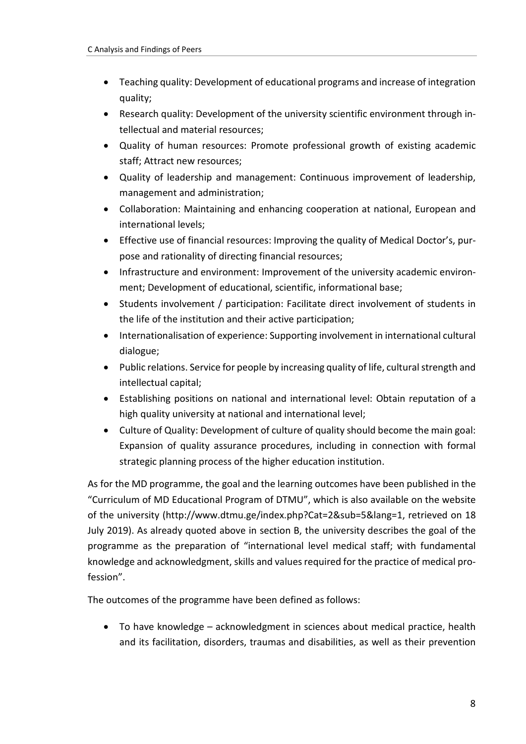- Teaching quality: Development of educational programs and increase of integration quality;
- Research quality: Development of the university scientific environment through intellectual and material resources;
- Quality of human resources: Promote professional growth of existing academic staff; Attract new resources;
- Quality of leadership and management: Continuous improvement of leadership, management and administration;
- Collaboration: Maintaining and enhancing cooperation at national, European and international levels;
- Effective use of financial resources: Improving the quality of Medical Doctor's, purpose and rationality of directing financial resources;
- Infrastructure and environment: Improvement of the university academic environment; Development of educational, scientific, informational base;
- Students involvement / participation: Facilitate direct involvement of students in the life of the institution and their active participation;
- Internationalisation of experience: Supporting involvement in international cultural dialogue;
- Public relations. Service for people by increasing quality of life, cultural strength and intellectual capital;
- Establishing positions on national and international level: Obtain reputation of a high quality university at national and international level;
- Culture of Quality: Development of culture of quality should become the main goal: Expansion of quality assurance procedures, including in connection with formal strategic planning process of the higher education institution.

As for the MD programme, the goal and the learning outcomes have been published in the "Curriculum of MD Educational Program of DTMU", which is also available on the website of the university (http://www.dtmu.ge/index.php?Cat=2&sub=5&lang=1, retrieved on 18 July 2019). As already quoted above in section B, the university describes the goal of the programme as the preparation of "international level medical staff; with fundamental knowledge and acknowledgment, skills and values required for the practice of medical profession".

The outcomes of the programme have been defined as follows:

- To have knowledge – acknowledgment in sciences about medical practice, health and its facilitation, disorders, traumas and disabilities, as well as their prevention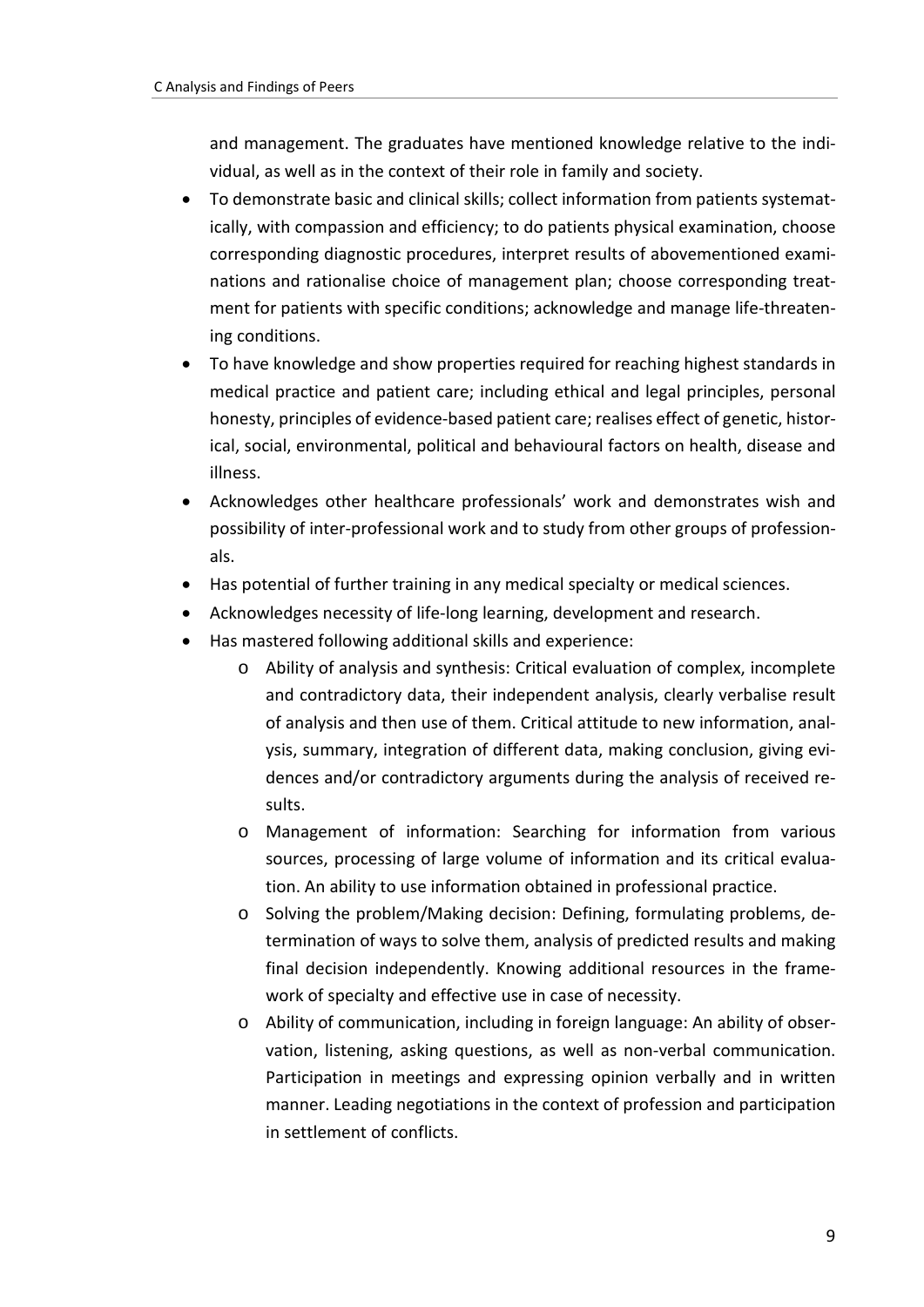and management. The graduates have mentioned knowledge relative to the individual, as well as in the context of their role in family and society.

- To demonstrate basic and clinical skills; collect information from patients systematically, with compassion and efficiency; to do patients physical examination, choose corresponding diagnostic procedures, interpret results of abovementioned examinations and rationalise choice of management plan; choose corresponding treatment for patients with specific conditions; acknowledge and manage life-threatening conditions.
- To have knowledge and show properties required for reaching highest standards in medical practice and patient care; including ethical and legal principles, personal honesty, principles of evidence-based patient care; realises effect of genetic, historical, social, environmental, political and behavioural factors on health, disease and illness.
- Acknowledges other healthcare professionals' work and demonstrates wish and possibility of inter-professional work and to study from other groups of professionals.
- Has potential of further training in any medical specialty or medical sciences.
- Acknowledges necessity of life-long learning, development and research.
- Has mastered following additional skills and experience:
    - Ability of analysis and synthesis: Critical evaluation of complex, incomplete and contradictory data, their independent analysis, clearly verbalise result of analysis and then use of them. Critical attitude to new information, analysis, summary, integration of different data, making conclusion, giving evidences and/or contradictory arguments during the analysis of received results.
    - Management of information: Searching for information from various sources, processing of large volume of information and its critical evaluation. An ability to use information obtained in professional practice.
    - Solving the problem/Making decision: Defining, formulating problems, determination of ways to solve them, analysis of predicted results and making final decision independently. Knowing additional resources in the framework of specialty and effective use in case of necessity.
    - Ability of communication, including in foreign language: An ability of observation, listening, asking questions, as well as non-verbal communication. Participation in meetings and expressing opinion verbally and in written manner. Leading negotiations in the context of profession and participation in settlement of conflicts.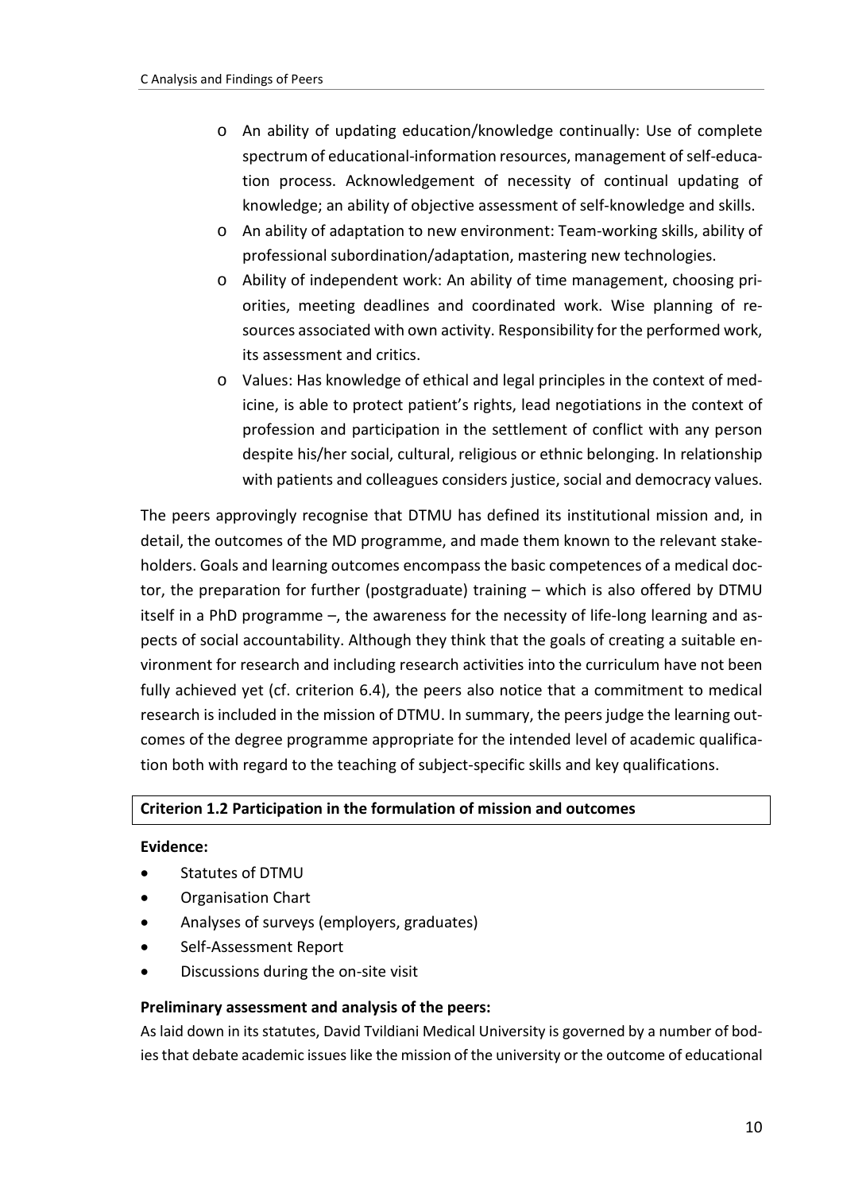- An ability of updating education/knowledge continually: Use of complete spectrum of educational-information resources, management of self-education process. Acknowledgement of necessity of continual updating of knowledge; an ability of objective assessment of self-knowledge and skills.
- An ability of adaptation to new environment: Team-working skills, ability of professional subordination/adaptation, mastering new technologies.
- Ability of independent work: An ability of time management, choosing priorities, meeting deadlines and coordinated work. Wise planning of resources associated with own activity. Responsibility for the performed work, its assessment and critics.
- Values: Has knowledge of ethical and legal principles in the context of medicine, is able to protect patient's rights, lead negotiations in the context of profession and participation in the settlement of conflict with any person despite his/her social, cultural, religious or ethnic belonging. In relationship with patients and colleagues considers justice, social and democracy values.

The peers approvingly recognise that DTMU has defined its institutional mission and, in detail, the outcomes of the MD programme, and made them known to the relevant stakeholders. Goals and learning outcomes encompass the basic competences of a medical doctor, the preparation for further (postgraduate) training – which is also offered by DTMU itself in a PhD programme –, the awareness for the necessity of life-long learning and aspects of social accountability. Although they think that the goals of creating a suitable environment for research and including research activities into the curriculum have not been fully achieved yet (cf. criterion 6.4), the peers also notice that a commitment to medical research is included in the mission of DTMU. In summary, the peers judge the learning outcomes of the degree programme appropriate for the intended level of academic qualification both with regard to the teaching of subject-specific skills and key qualifications.

### Criterion 1.2 Participation in the formulation of mission and outcomes

**Evidence:**

- Statutes of DTMU
- Organisation Chart
- Analyses of surveys (employers, graduates)
- Self-Assessment Report
- Discussions during the on-site visit

**Preliminary assessment and analysis of the peers:**

As laid down in its statutes, David Tvildiani Medical University is governed by a number of bodies that debate academic issues like the mission of the university or the outcome of educational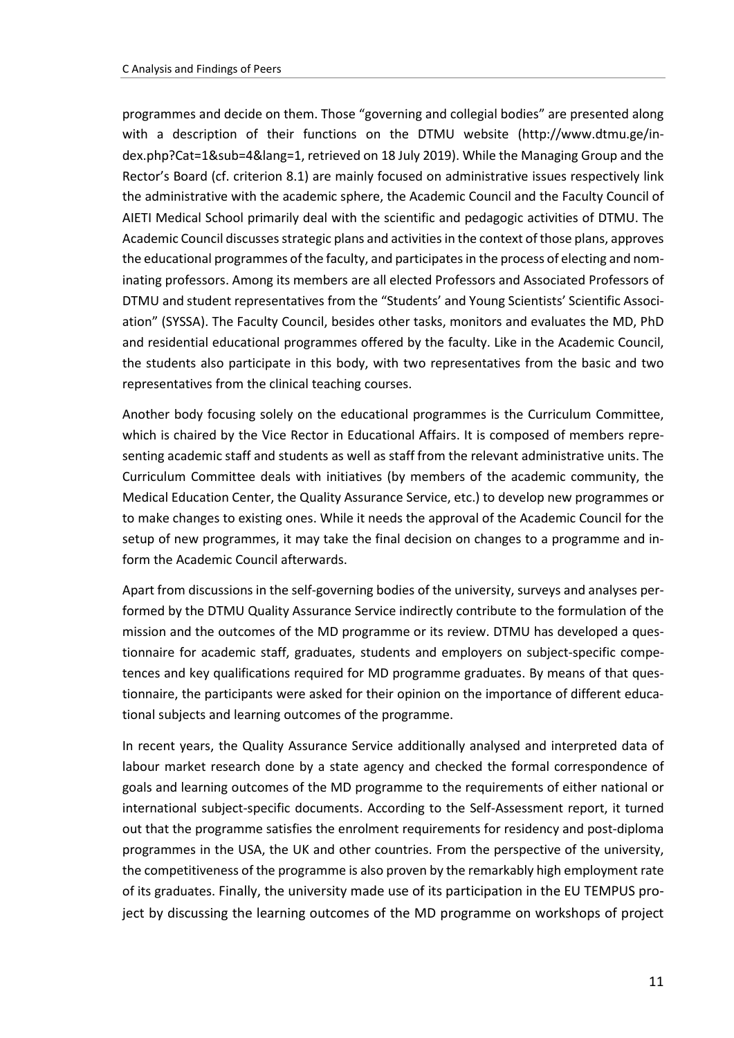programmes and decide on them. Those "governing and collegial bodies" are presented along with a description of their functions on the DTMU website (http://www.dtmu.ge/index.php?Cat=1&sub=4&lang=1, retrieved on 18 July 2019). While the Managing Group and the Rector's Board (cf. criterion 8.1) are mainly focused on administrative issues respectively link the administrative with the academic sphere, the Academic Council and the Faculty Council of AIETI Medical School primarily deal with the scientific and pedagogic activities of DTMU. The Academic Council discusses strategic plans and activities in the context of those plans, approves the educational programmes of the faculty, and participates in the process of electing and nominating professors. Among its members are all elected Professors and Associated Professors of DTMU and student representatives from the "Students' and Young Scientists' Scientific Association" (SYSSA). The Faculty Council, besides other tasks, monitors and evaluates the MD, PhD and residential educational programmes offered by the faculty. Like in the Academic Council, the students also participate in this body, with two representatives from the basic and two representatives from the clinical teaching courses.

Another body focusing solely on the educational programmes is the Curriculum Committee, which is chaired by the Vice Rector in Educational Affairs. It is composed of members representing academic staff and students as well as staff from the relevant administrative units. The Curriculum Committee deals with initiatives (by members of the academic community, the Medical Education Center, the Quality Assurance Service, etc.) to develop new programmes or to make changes to existing ones. While it needs the approval of the Academic Council for the setup of new programmes, it may take the final decision on changes to a programme and inform the Academic Council afterwards.

Apart from discussions in the self-governing bodies of the university, surveys and analyses performed by the DTMU Quality Assurance Service indirectly contribute to the formulation of the mission and the outcomes of the MD programme or its review. DTMU has developed a questionnaire for academic staff, graduates, students and employers on subject-specific competences and key qualifications required for MD programme graduates. By means of that questionnaire, the participants were asked for their opinion on the importance of different educational subjects and learning outcomes of the programme.

In recent years, the Quality Assurance Service additionally analysed and interpreted data of labour market research done by a state agency and checked the formal correspondence of goals and learning outcomes of the MD programme to the requirements of either national or international subject-specific documents. According to the Self-Assessment report, it turned out that the programme satisfies the enrolment requirements for residency and post-diploma programmes in the USA, the UK and other countries. From the perspective of the university, the competitiveness of the programme is also proven by the remarkably high employment rate of its graduates. Finally, the university made use of its participation in the EU TEMPUS project by discussing the learning outcomes of the MD programme on workshops of project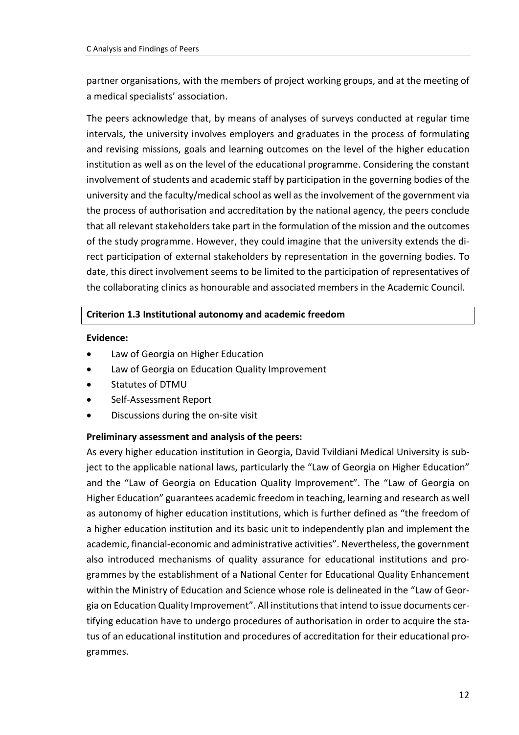partner organisations, with the members of project working groups, and at the meeting of a medical specialists' association.

The peers acknowledge that, by means of analyses of surveys conducted at regular time intervals, the university involves employers and graduates in the process of formulating and revising missions, goals and learning outcomes on the level of the higher education institution as well as on the level of the educational programme. Considering the constant involvement of students and academic staff by participation in the governing bodies of the university and the faculty/medical school as well as the involvement of the government via the process of authorisation and accreditation by the national agency, the peers conclude that all relevant stakeholders take part in the formulation of the mission and the outcomes of the study programme. However, they could imagine that the university extends the direct participation of external stakeholders by representation in the governing bodies. To date, this direct involvement seems to be limited to the participation of representatives of the collaborating clinics as honourable and associated members in the Academic Council.

**Criterion 1.3 Institutional autonomy and academic freedom**

**Evidence:**

- Law of Georgia on Higher Education
- Law of Georgia on Education Quality Improvement
- Statutes of DTMU
- Self-Assessment Report
- Discussions during the on-site visit

**Preliminary assessment and analysis of the peers:**

As every higher education institution in Georgia, David Tvildiani Medical University is subject to the applicable national laws, particularly the "Law of Georgia on Higher Education" and the "Law of Georgia on Education Quality Improvement". The "Law of Georgia on Higher Education" guarantees academic freedom in teaching, learning and research as well as autonomy of higher education institutions, which is further defined as "the freedom of a higher education institution and its basic unit to independently plan and implement the academic, financial-economic and administrative activities". Nevertheless, the government also introduced mechanisms of quality assurance for educational institutions and programmes by the establishment of a National Center for Educational Quality Enhancement within the Ministry of Education and Science whose role is delineated in the "Law of Georgia on Education Quality Improvement". All institutions that intend to issue documents certifying education have to undergo procedures of authorisation in order to acquire the status of an educational institution and procedures of accreditation for their educational programmes.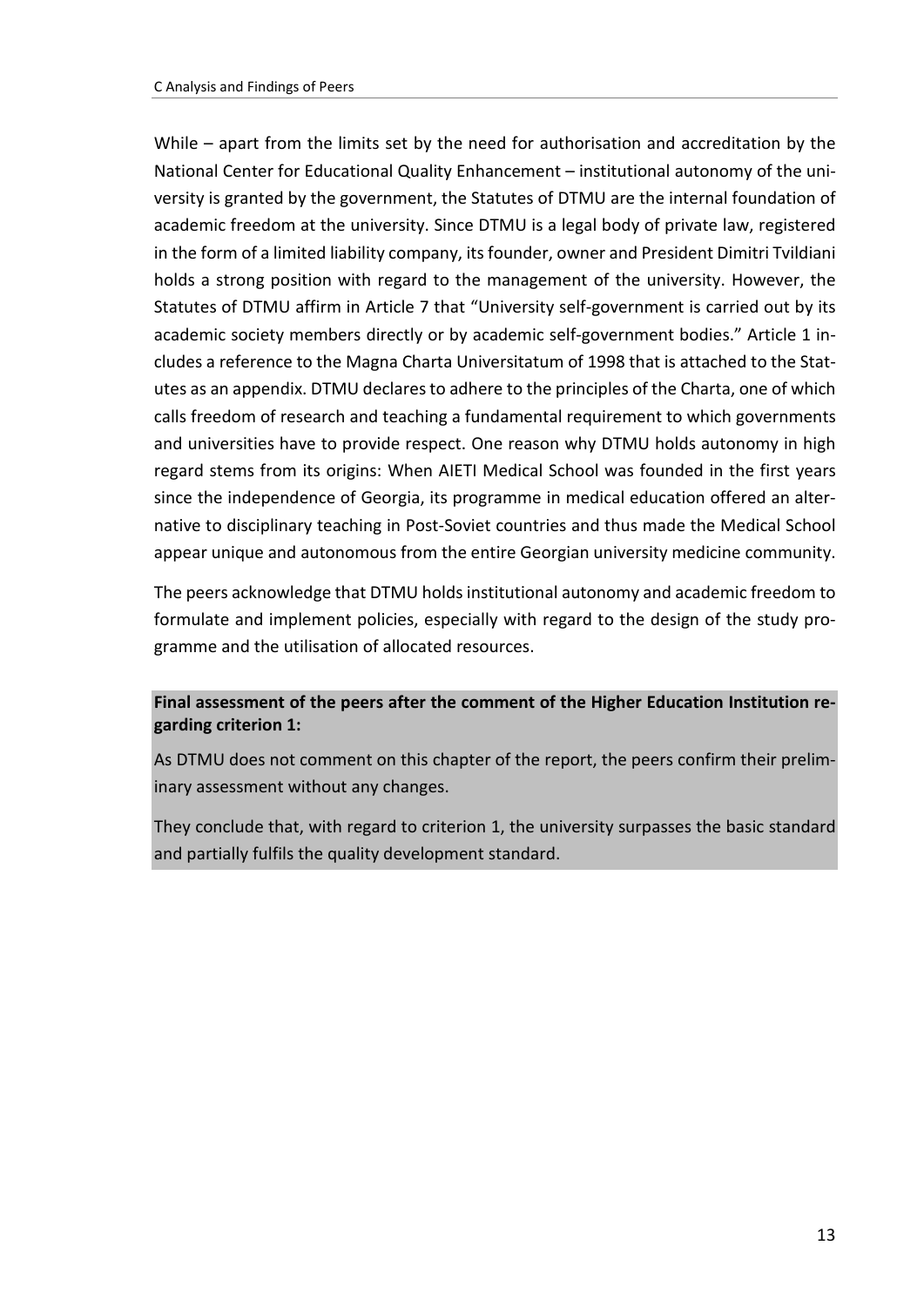While – apart from the limits set by the need for authorisation and accreditation by the National Center for Educational Quality Enhancement – institutional autonomy of the university is granted by the government, the Statutes of DTMU are the internal foundation of academic freedom at the university. Since DTMU is a legal body of private law, registered in the form of a limited liability company, its founder, owner and President Dimitri Tvildiani holds a strong position with regard to the management of the university. However, the Statutes of DTMU affirm in Article 7 that "University self-government is carried out by its academic society members directly or by academic self-government bodies." Article 1 includes a reference to the Magna Charta Universitatum of 1998 that is attached to the Statutes as an appendix. DTMU declares to adhere to the principles of the Charta, one of which calls freedom of research and teaching a fundamental requirement to which governments and universities have to provide respect. One reason why DTMU holds autonomy in high regard stems from its origins: When AIETI Medical School was founded in the first years since the independence of Georgia, its programme in medical education offered an alternative to disciplinary teaching in Post-Soviet countries and thus made the Medical School appear unique and autonomous from the entire Georgian university medicine community.

The peers acknowledge that DTMU holds institutional autonomy and academic freedom to formulate and implement policies, especially with regard to the design of the study programme and the utilisation of allocated resources.

**Final assessment of the peers after the comment of the Higher Education Institution regarding criterion 1:**

As DTMU does not comment on this chapter of the report, the peers confirm their preliminary assessment without any changes.

They conclude that, with regard to criterion 1, the university surpasses the basic standard and partially fulfils the quality development standard.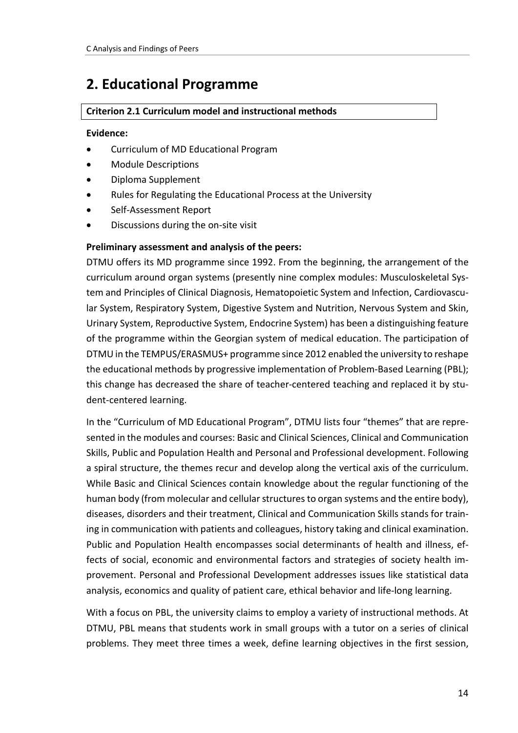## 2. Educational Programme

**Criterion 2.1 Curriculum model and instructional methods**

**Evidence:**

- Curriculum of MD Educational Program
- Module Descriptions
- Diploma Supplement
- Rules for Regulating the Educational Process at the University
- Self-Assessment Report
- Discussions during the on-site visit

**Preliminary assessment and analysis of the peers:**

DTMU offers its MD programme since 1992. From the beginning, the arrangement of the curriculum around organ systems (presently nine complex modules: Musculoskeletal System and Principles of Clinical Diagnosis, Hematopoietic System and Infection, Cardiovascular System, Respiratory System, Digestive System and Nutrition, Nervous System and Skin, Urinary System, Reproductive System, Endocrine System) has been a distinguishing feature of the programme within the Georgian system of medical education. The participation of DTMU in the TEMPUS/ERASMUS+ programme since 2012 enabled the university to reshape the educational methods by progressive implementation of Problem-Based Learning (PBL); this change has decreased the share of teacher-centered teaching and replaced it by student-centered learning.

In the "Curriculum of MD Educational Program", DTMU lists four "themes" that are represented in the modules and courses: Basic and Clinical Sciences, Clinical and Communication Skills, Public and Population Health and Personal and Professional development. Following a spiral structure, the themes recur and develop along the vertical axis of the curriculum. While Basic and Clinical Sciences contain knowledge about the regular functioning of the human body (from molecular and cellular structures to organ systems and the entire body), diseases, disorders and their treatment, Clinical and Communication Skills stands for training in communication with patients and colleagues, history taking and clinical examination. Public and Population Health encompasses social determinants of health and illness, effects of social, economic and environmental factors and strategies of society health improvement. Personal and Professional Development addresses issues like statistical data analysis, economics and quality of patient care, ethical behavior and life-long learning.

With a focus on PBL, the university claims to employ a variety of instructional methods. At DTMU, PBL means that students work in small groups with a tutor on a series of clinical problems. They meet three times a week, define learning objectives in the first session,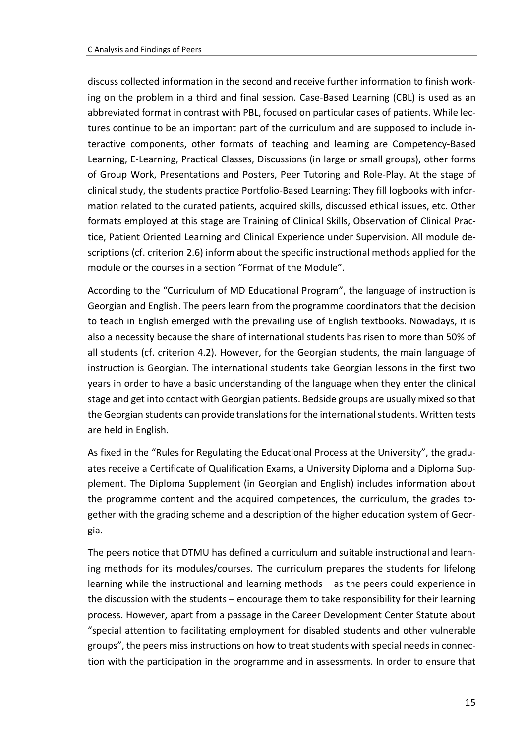discuss collected information in the second and receive further information to finish working on the problem in a third and final session. Case-Based Learning (CBL) is used as an abbreviated format in contrast with PBL, focused on particular cases of patients. While lectures continue to be an important part of the curriculum and are supposed to include interactive components, other formats of teaching and learning are Competency-Based Learning, E-Learning, Practical Classes, Discussions (in large or small groups), other forms of Group Work, Presentations and Posters, Peer Tutoring and Role-Play. At the stage of clinical study, the students practice Portfolio-Based Learning: They fill logbooks with information related to the curated patients, acquired skills, discussed ethical issues, etc. Other formats employed at this stage are Training of Clinical Skills, Observation of Clinical Practice, Patient Oriented Learning and Clinical Experience under Supervision. All module descriptions (cf. criterion 2.6) inform about the specific instructional methods applied for the module or the courses in a section "Format of the Module".

According to the "Curriculum of MD Educational Program", the language of instruction is Georgian and English. The peers learn from the programme coordinators that the decision to teach in English emerged with the prevailing use of English textbooks. Nowadays, it is also a necessity because the share of international students has risen to more than 50% of all students (cf. criterion 4.2). However, for the Georgian students, the main language of instruction is Georgian. The international students take Georgian lessons in the first two years in order to have a basic understanding of the language when they enter the clinical stage and get into contact with Georgian patients. Bedside groups are usually mixed so that the Georgian students can provide translations for the international students. Written tests are held in English.

As fixed in the "Rules for Regulating the Educational Process at the University", the graduates receive a Certificate of Qualification Exams, a University Diploma and a Diploma Supplement. The Diploma Supplement (in Georgian and English) includes information about the programme content and the acquired competences, the curriculum, the grades together with the grading scheme and a description of the higher education system of Georgia.

The peers notice that DTMU has defined a curriculum and suitable instructional and learning methods for its modules/courses. The curriculum prepares the students for lifelong learning while the instructional and learning methods – as the peers could experience in the discussion with the students – encourage them to take responsibility for their learning process. However, apart from a passage in the Career Development Center Statute about "special attention to facilitating employment for disabled students and other vulnerable groups", the peers miss instructions on how to treat students with special needs in connection with the participation in the programme and in assessments. In order to ensure that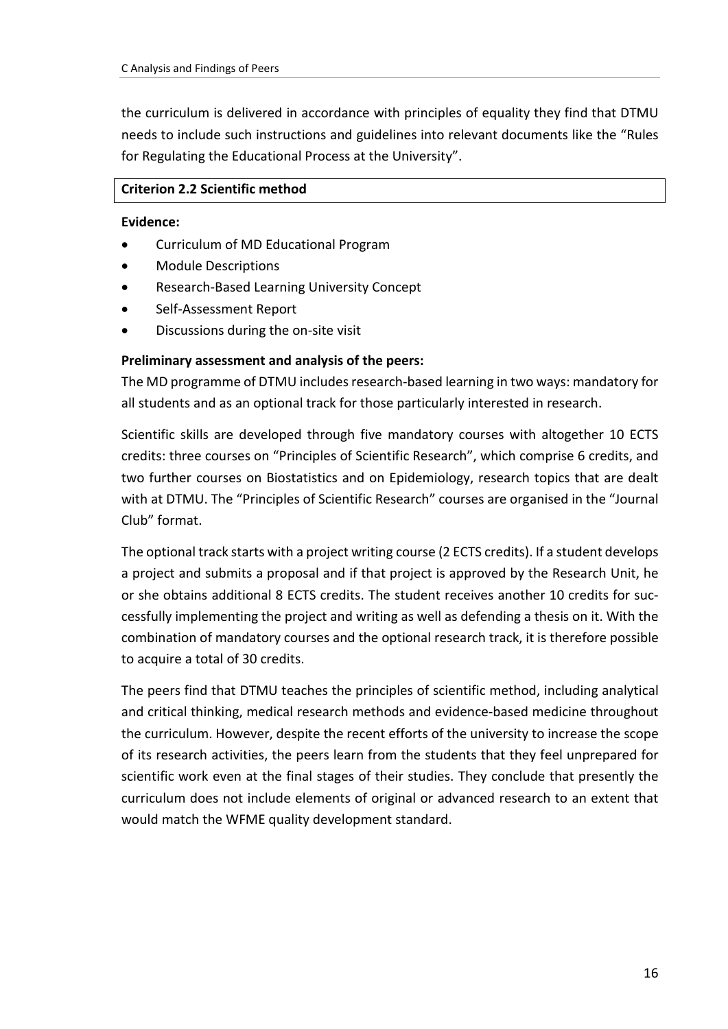the curriculum is delivered in accordance with principles of equality they find that DTMU needs to include such instructions and guidelines into relevant documents like the "Rules for Regulating the Educational Process at the University".

**Criterion 2.2 Scientific method**

**Evidence:**

- Curriculum of MD Educational Program
- Module Descriptions
- Research-Based Learning University Concept
- Self-Assessment Report
- Discussions during the on-site visit

**Preliminary assessment and analysis of the peers:**

The MD programme of DTMU includes research-based learning in two ways: mandatory for all students and as an optional track for those particularly interested in research.

Scientific skills are developed through five mandatory courses with altogether 10 ECTS credits: three courses on "Principles of Scientific Research", which comprise 6 credits, and two further courses on Biostatistics and on Epidemiology, research topics that are dealt with at DTMU. The "Principles of Scientific Research" courses are organised in the "Journal Club" format.

The optional track starts with a project writing course (2 ECTS credits). If a student develops a project and submits a proposal and if that project is approved by the Research Unit, he or she obtains additional 8 ECTS credits. The student receives another 10 credits for successfully implementing the project and writing as well as defending a thesis on it. With the combination of mandatory courses and the optional research track, it is therefore possible to acquire a total of 30 credits.

The peers find that DTMU teaches the principles of scientific method, including analytical and critical thinking, medical research methods and evidence-based medicine throughout the curriculum. However, despite the recent efforts of the university to increase the scope of its research activities, the peers learn from the students that they feel unprepared for scientific work even at the final stages of their studies. They conclude that presently the curriculum does not include elements of original or advanced research to an extent that would match the WFME quality development standard.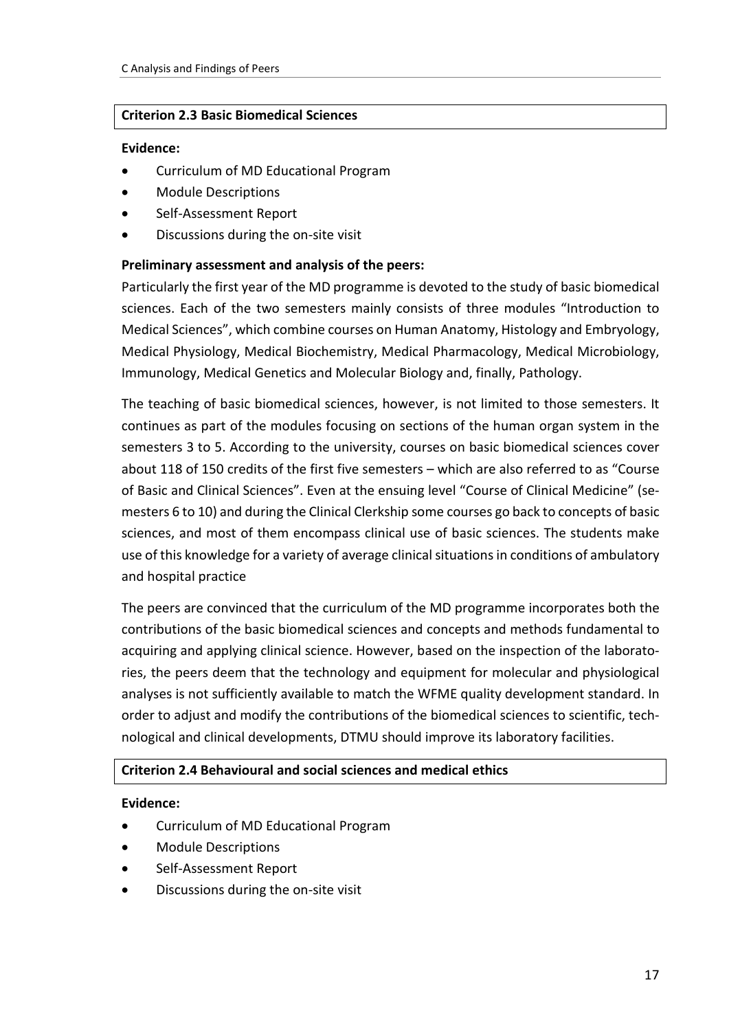### Criterion 2.3 Basic Biomedical Sciences

**Evidence:**

- Curriculum of MD Educational Program
- Module Descriptions
- Self-Assessment Report
- Discussions during the on-site visit

**Preliminary assessment and analysis of the peers:**

Particularly the first year of the MD programme is devoted to the study of basic biomedical sciences. Each of the two semesters mainly consists of three modules "Introduction to Medical Sciences", which combine courses on Human Anatomy, Histology and Embryology, Medical Physiology, Medical Biochemistry, Medical Pharmacology, Medical Microbiology, Immunology, Medical Genetics and Molecular Biology and, finally, Pathology.

The teaching of basic biomedical sciences, however, is not limited to those semesters. It continues as part of the modules focusing on sections of the human organ system in the semesters 3 to 5. According to the university, courses on basic biomedical sciences cover about 118 of 150 credits of the first five semesters – which are also referred to as "Course of Basic and Clinical Sciences". Even at the ensuing level "Course of Clinical Medicine" (semesters 6 to 10) and during the Clinical Clerkship some courses go back to concepts of basic sciences, and most of them encompass clinical use of basic sciences. The students make use of this knowledge for a variety of average clinical situations in conditions of ambulatory and hospital practice

The peers are convinced that the curriculum of the MD programme incorporates both the contributions of the basic biomedical sciences and concepts and methods fundamental to acquiring and applying clinical science. However, based on the inspection of the laboratories, the peers deem that the technology and equipment for molecular and physiological analyses is not sufficiently available to match the WFME quality development standard. In order to adjust and modify the contributions of the biomedical sciences to scientific, technological and clinical developments, DTMU should improve its laboratory facilities.

### Criterion 2.4 Behavioural and social sciences and medical ethics

**Evidence:**

- Curriculum of MD Educational Program
- Module Descriptions
- Self-Assessment Report
- Discussions during the on-site visit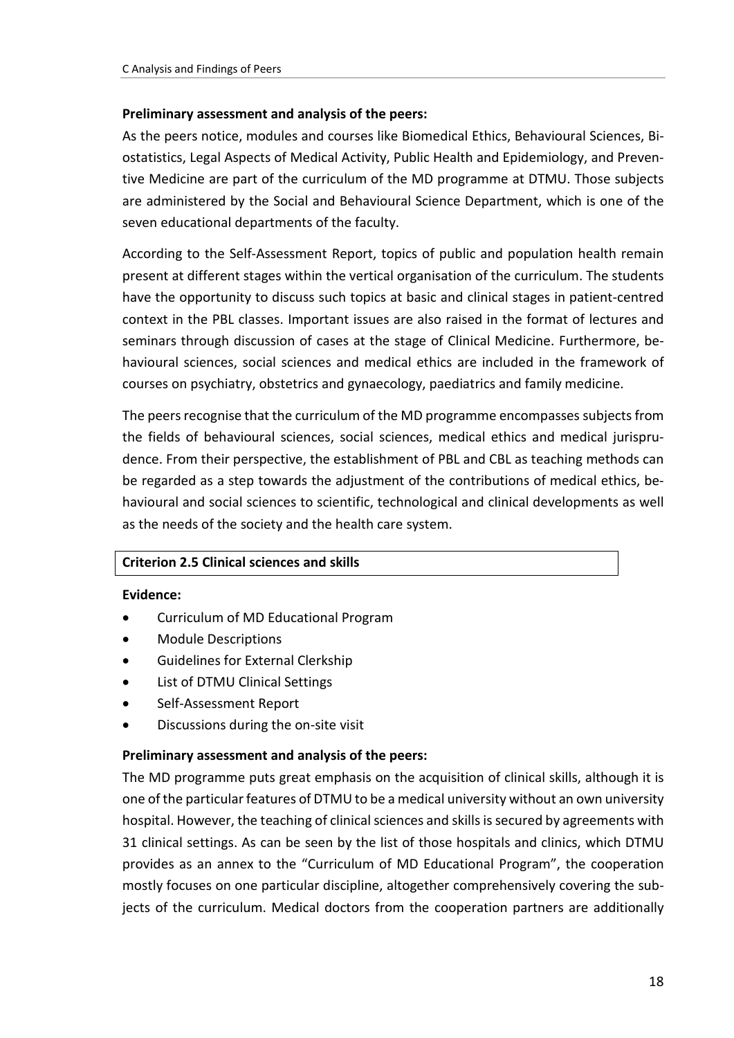**Preliminary assessment and analysis of the peers:**

As the peers notice, modules and courses like Biomedical Ethics, Behavioural Sciences, Biostatistics, Legal Aspects of Medical Activity, Public Health and Epidemiology, and Preventive Medicine are part of the curriculum of the MD programme at DTMU. Those subjects are administered by the Social and Behavioural Science Department, which is one of the seven educational departments of the faculty.

According to the Self-Assessment Report, topics of public and population health remain present at different stages within the vertical organisation of the curriculum. The students have the opportunity to discuss such topics at basic and clinical stages in patient-centred context in the PBL classes. Important issues are also raised in the format of lectures and seminars through discussion of cases at the stage of Clinical Medicine. Furthermore, behavioural sciences, social sciences and medical ethics are included in the framework of courses on psychiatry, obstetrics and gynaecology, paediatrics and family medicine.

The peers recognise that the curriculum of the MD programme encompasses subjects from the fields of behavioural sciences, social sciences, medical ethics and medical jurisprudence. From their perspective, the establishment of PBL and CBL as teaching methods can be regarded as a step towards the adjustment of the contributions of medical ethics, behavioural and social sciences to scientific, technological and clinical developments as well as the needs of the society and the health care system.

**Criterion 2.5 Clinical sciences and skills**

**Evidence:**

- Curriculum of MD Educational Program
- Module Descriptions
- Guidelines for External Clerkship
- List of DTMU Clinical Settings
- Self-Assessment Report
- Discussions during the on-site visit

**Preliminary assessment and analysis of the peers:**

The MD programme puts great emphasis on the acquisition of clinical skills, although it is one of the particular features of DTMU to be a medical university without an own university hospital. However, the teaching of clinical sciences and skills is secured by agreements with 31 clinical settings. As can be seen by the list of those hospitals and clinics, which DTMU provides as an annex to the "Curriculum of MD Educational Program", the cooperation mostly focuses on one particular discipline, altogether comprehensively covering the subjects of the curriculum. Medical doctors from the cooperation partners are additionally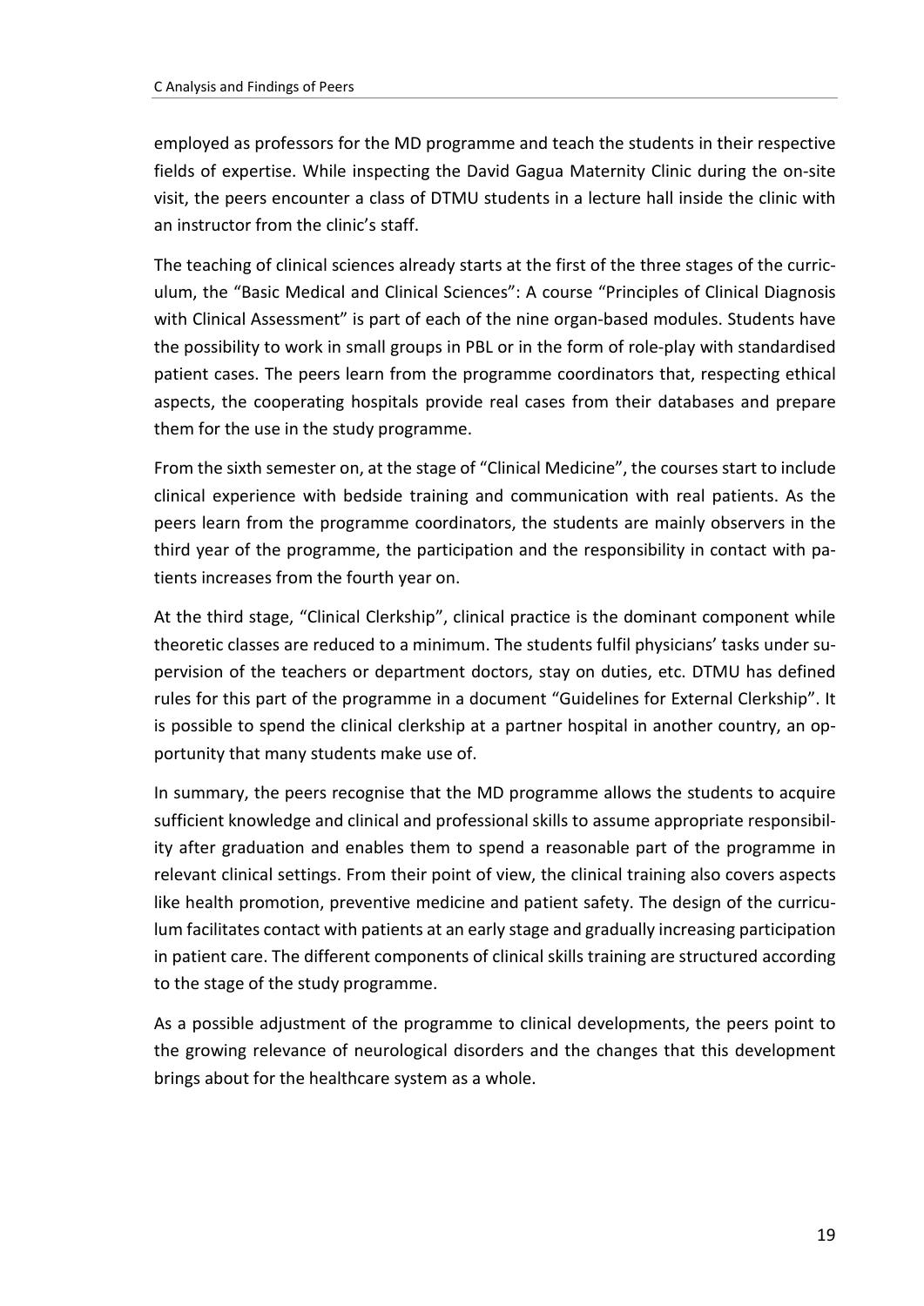employed as professors for the MD programme and teach the students in their respective fields of expertise. While inspecting the David Gagua Maternity Clinic during the on-site visit, the peers encounter a class of DTMU students in a lecture hall inside the clinic with an instructor from the clinic's staff.

The teaching of clinical sciences already starts at the first of the three stages of the curriculum, the "Basic Medical and Clinical Sciences": A course "Principles of Clinical Diagnosis with Clinical Assessment" is part of each of the nine organ-based modules. Students have the possibility to work in small groups in PBL or in the form of role-play with standardised patient cases. The peers learn from the programme coordinators that, respecting ethical aspects, the cooperating hospitals provide real cases from their databases and prepare them for the use in the study programme.

From the sixth semester on, at the stage of "Clinical Medicine", the courses start to include clinical experience with bedside training and communication with real patients. As the peers learn from the programme coordinators, the students are mainly observers in the third year of the programme, the participation and the responsibility in contact with patients increases from the fourth year on.

At the third stage, "Clinical Clerkship", clinical practice is the dominant component while theoretic classes are reduced to a minimum. The students fulfil physicians' tasks under supervision of the teachers or department doctors, stay on duties, etc. DTMU has defined rules for this part of the programme in a document "Guidelines for External Clerkship". It is possible to spend the clinical clerkship at a partner hospital in another country, an opportunity that many students make use of.

In summary, the peers recognise that the MD programme allows the students to acquire sufficient knowledge and clinical and professional skills to assume appropriate responsibility after graduation and enables them to spend a reasonable part of the programme in relevant clinical settings. From their point of view, the clinical training also covers aspects like health promotion, preventive medicine and patient safety. The design of the curriculum facilitates contact with patients at an early stage and gradually increasing participation in patient care. The different components of clinical skills training are structured according to the stage of the study programme.

As a possible adjustment of the programme to clinical developments, the peers point to the growing relevance of neurological disorders and the changes that this development brings about for the healthcare system as a whole.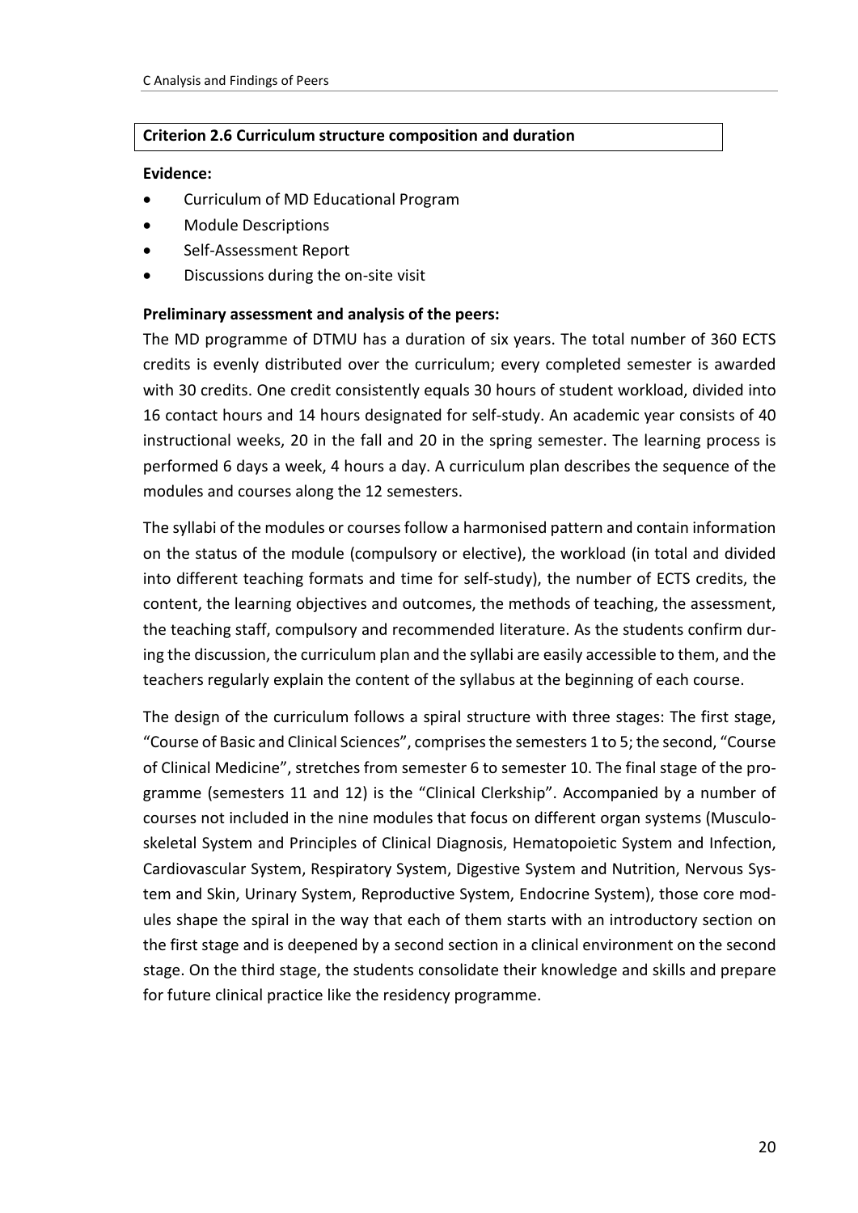**Criterion 2.6 Curriculum structure composition and duration**

**Evidence:**

- Curriculum of MD Educational Program
- Module Descriptions
- Self-Assessment Report
- Discussions during the on-site visit

**Preliminary assessment and analysis of the peers:**

The MD programme of DTMU has a duration of six years. The total number of 360 ECTS credits is evenly distributed over the curriculum; every completed semester is awarded with 30 credits. One credit consistently equals 30 hours of student workload, divided into 16 contact hours and 14 hours designated for self-study. An academic year consists of 40 instructional weeks, 20 in the fall and 20 in the spring semester. The learning process is performed 6 days a week, 4 hours a day. A curriculum plan describes the sequence of the modules and courses along the 12 semesters.

The syllabi of the modules or courses follow a harmonised pattern and contain information on the status of the module (compulsory or elective), the workload (in total and divided into different teaching formats and time for self-study), the number of ECTS credits, the content, the learning objectives and outcomes, the methods of teaching, the assessment, the teaching staff, compulsory and recommended literature. As the students confirm during the discussion, the curriculum plan and the syllabi are easily accessible to them, and the teachers regularly explain the content of the syllabus at the beginning of each course.

The design of the curriculum follows a spiral structure with three stages: The first stage, "Course of Basic and Clinical Sciences", comprises the semesters 1 to 5; the second, "Course of Clinical Medicine", stretches from semester 6 to semester 10. The final stage of the programme (semesters 11 and 12) is the "Clinical Clerkship". Accompanied by a number of courses not included in the nine modules that focus on different organ systems (Musculoskeletal System and Principles of Clinical Diagnosis, Hematopoietic System and Infection, Cardiovascular System, Respiratory System, Digestive System and Nutrition, Nervous System and Skin, Urinary System, Reproductive System, Endocrine System), those core modules shape the spiral in the way that each of them starts with an introductory section on the first stage and is deepened by a second section in a clinical environment on the second stage. On the third stage, the students consolidate their knowledge and skills and prepare for future clinical practice like the residency programme.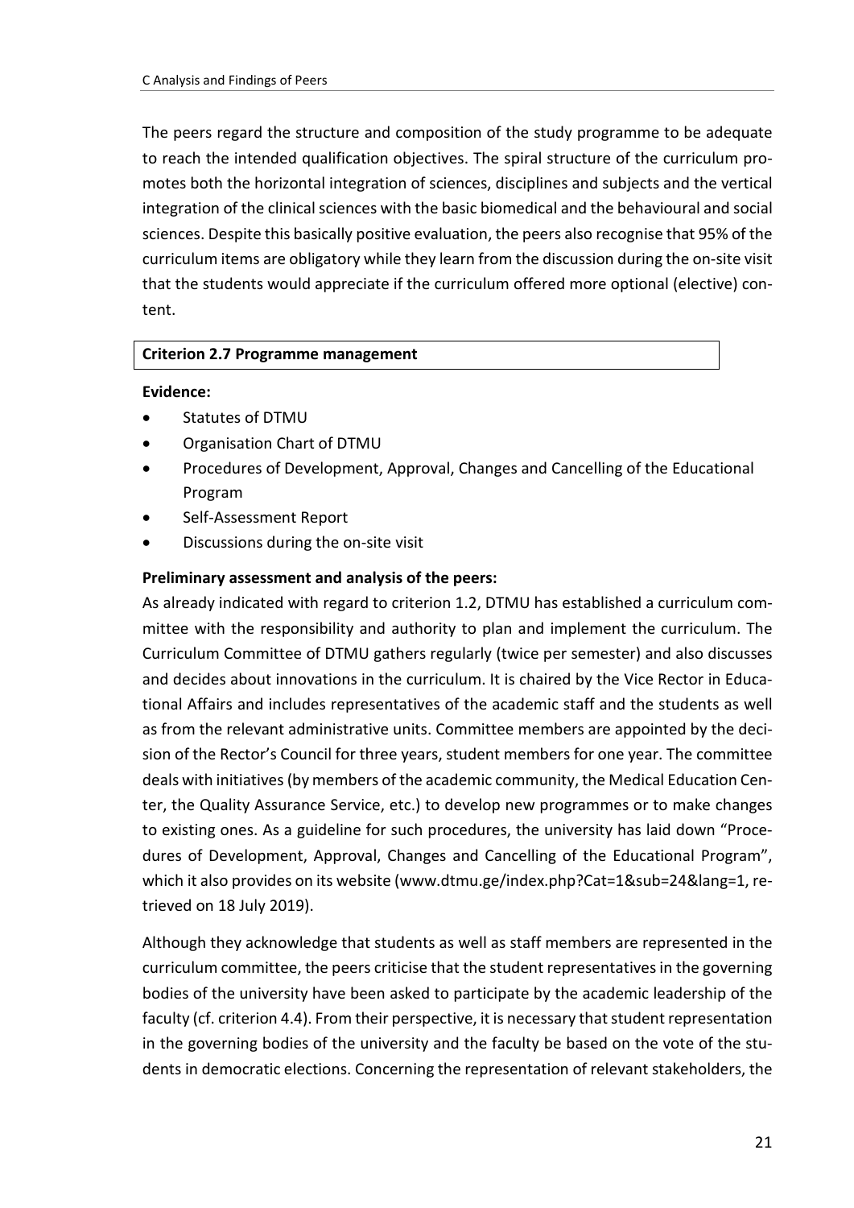The peers regard the structure and composition of the study programme to be adequate to reach the intended qualification objectives. The spiral structure of the curriculum promotes both the horizontal integration of sciences, disciplines and subjects and the vertical integration of the clinical sciences with the basic biomedical and the behavioural and social sciences. Despite this basically positive evaluation, the peers also recognise that 95% of the curriculum items are obligatory while they learn from the discussion during the on-site visit that the students would appreciate if the curriculum offered more optional (elective) content.

**Criterion 2.7 Programme management**

**Evidence:**

- Statutes of DTMU
- Organisation Chart of DTMU
- Procedures of Development, Approval, Changes and Cancelling of the Educational Program
- Self-Assessment Report
- Discussions during the on-site visit

**Preliminary assessment and analysis of the peers:**

As already indicated with regard to criterion 1.2, DTMU has established a curriculum committee with the responsibility and authority to plan and implement the curriculum. The Curriculum Committee of DTMU gathers regularly (twice per semester) and also discusses and decides about innovations in the curriculum. It is chaired by the Vice Rector in Educational Affairs and includes representatives of the academic staff and the students as well as from the relevant administrative units. Committee members are appointed by the decision of the Rector's Council for three years, student members for one year. The committee deals with initiatives (by members of the academic community, the Medical Education Center, the Quality Assurance Service, etc.) to develop new programmes or to make changes to existing ones. As a guideline for such procedures, the university has laid down "Procedures of Development, Approval, Changes and Cancelling of the Educational Program", which it also provides on its website (www.dtmu.ge/index.php?Cat=1&sub=24&lang=1, retrieved on 18 July 2019).

Although they acknowledge that students as well as staff members are represented in the curriculum committee, the peers criticise that the student representatives in the governing bodies of the university have been asked to participate by the academic leadership of the faculty (cf. criterion 4.4). From their perspective, it is necessary that student representation in the governing bodies of the university and the faculty be based on the vote of the students in democratic elections. Concerning the representation of relevant stakeholders, the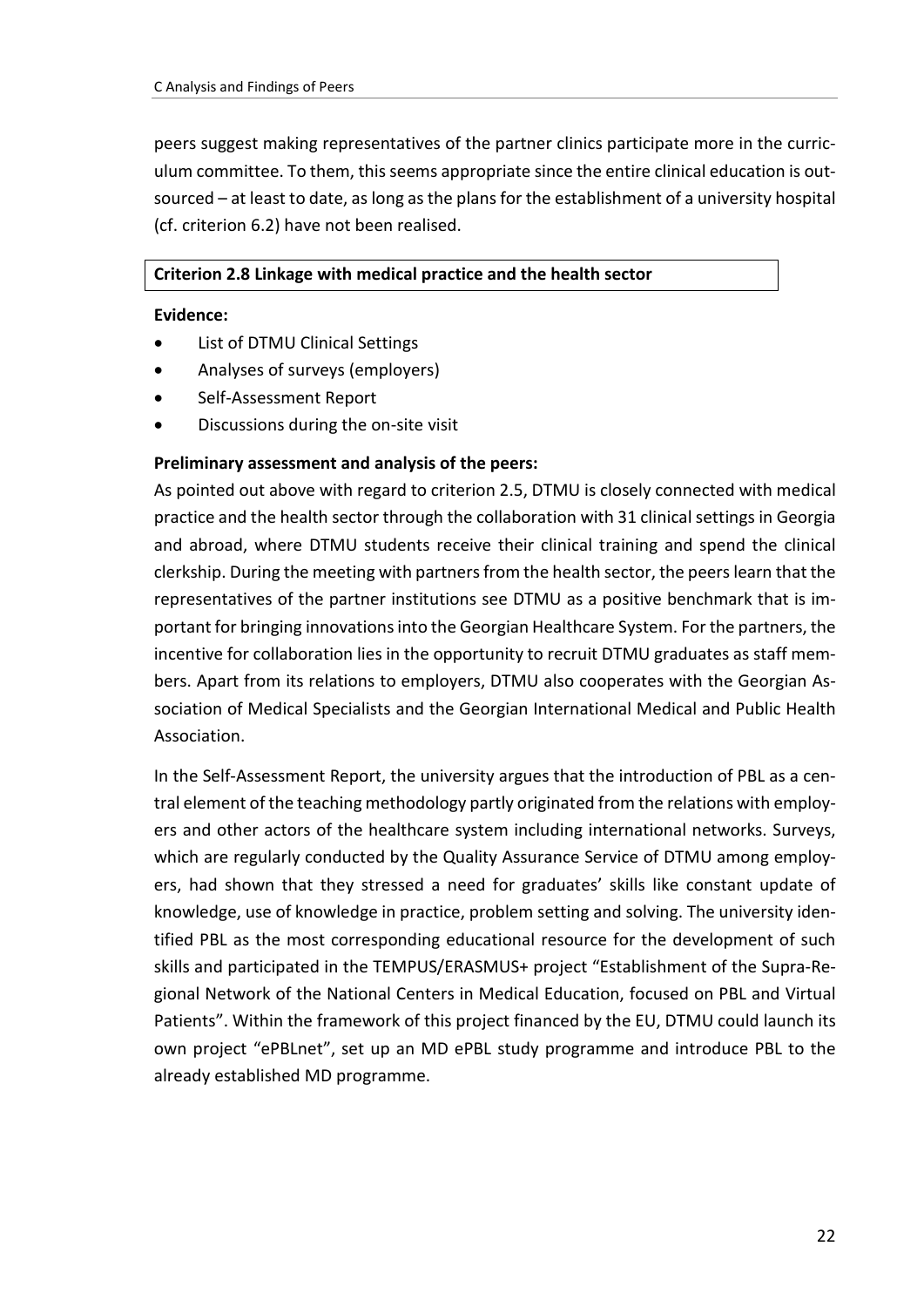peers suggest making representatives of the partner clinics participate more in the curriculum committee. To them, this seems appropriate since the entire clinical education is outsourced – at least to date, as long as the plans for the establishment of a university hospital (cf. criterion 6.2) have not been realised.

**Criterion 2.8 Linkage with medical practice and the health sector**

**Evidence:**

- List of DTMU Clinical Settings
- Analyses of surveys (employers)
- Self-Assessment Report
- Discussions during the on-site visit

**Preliminary assessment and analysis of the peers:**

As pointed out above with regard to criterion 2.5, DTMU is closely connected with medical practice and the health sector through the collaboration with 31 clinical settings in Georgia and abroad, where DTMU students receive their clinical training and spend the clinical clerkship. During the meeting with partners from the health sector, the peers learn that the representatives of the partner institutions see DTMU as a positive benchmark that is important for bringing innovations into the Georgian Healthcare System. For the partners, the incentive for collaboration lies in the opportunity to recruit DTMU graduates as staff members. Apart from its relations to employers, DTMU also cooperates with the Georgian Association of Medical Specialists and the Georgian International Medical and Public Health Association.

In the Self-Assessment Report, the university argues that the introduction of PBL as a central element of the teaching methodology partly originated from the relations with employers and other actors of the healthcare system including international networks. Surveys, which are regularly conducted by the Quality Assurance Service of DTMU among employers, had shown that they stressed a need for graduates' skills like constant update of knowledge, use of knowledge in practice, problem setting and solving. The university identified PBL as the most corresponding educational resource for the development of such skills and participated in the TEMPUS/ERASMUS+ project "Establishment of the Supra-Regional Network of the National Centers in Medical Education, focused on PBL and Virtual Patients". Within the framework of this project financed by the EU, DTMU could launch its own project "ePBLnet", set up an MD ePBL study programme and introduce PBL to the already established MD programme.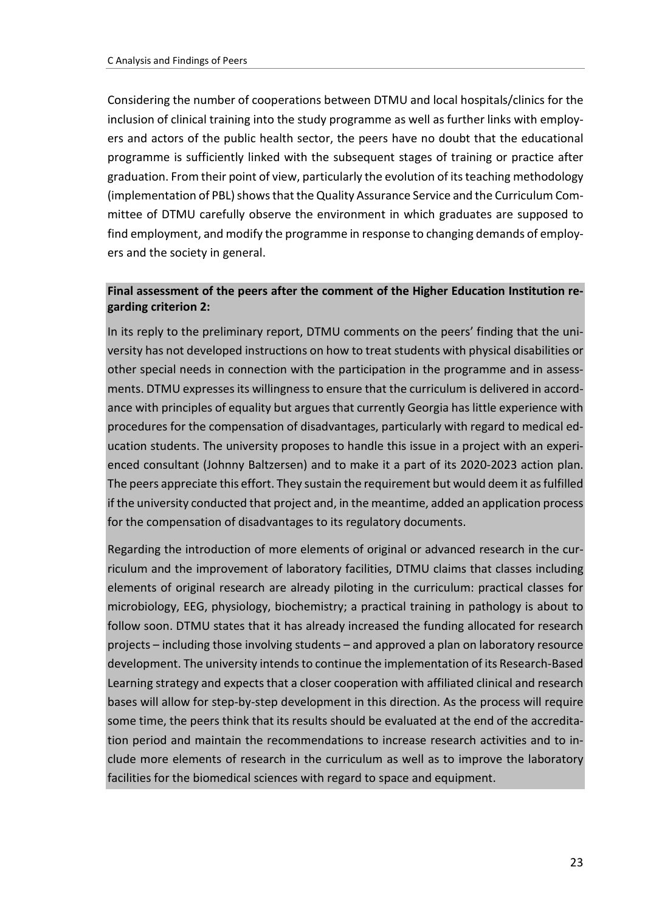Considering the number of cooperations between DTMU and local hospitals/clinics for the inclusion of clinical training into the study programme as well as further links with employers and actors of the public health sector, the peers have no doubt that the educational programme is sufficiently linked with the subsequent stages of training or practice after graduation. From their point of view, particularly the evolution of its teaching methodology (implementation of PBL) shows that the Quality Assurance Service and the Curriculum Committee of DTMU carefully observe the environment in which graduates are supposed to find employment, and modify the programme in response to changing demands of employers and the society in general.

**Final assessment of the peers after the comment of the Higher Education Institution regarding criterion 2:**

In its reply to the preliminary report, DTMU comments on the peers' finding that the university has not developed instructions on how to treat students with physical disabilities or other special needs in connection with the participation in the programme and in assessments. DTMU expresses its willingness to ensure that the curriculum is delivered in accordance with principles of equality but argues that currently Georgia has little experience with procedures for the compensation of disadvantages, particularly with regard to medical education students. The university proposes to handle this issue in a project with an experienced consultant (Johnny Baltzersen) and to make it a part of its 2020-2023 action plan. The peers appreciate this effort. They sustain the requirement but would deem it as fulfilled if the university conducted that project and, in the meantime, added an application process for the compensation of disadvantages to its regulatory documents.

Regarding the introduction of more elements of original or advanced research in the curriculum and the improvement of laboratory facilities, DTMU claims that classes including elements of original research are already piloting in the curriculum: practical classes for microbiology, EEG, physiology, biochemistry; a practical training in pathology is about to follow soon. DTMU states that it has already increased the funding allocated for research projects – including those involving students – and approved a plan on laboratory resource development. The university intends to continue the implementation of its Research-Based Learning strategy and expects that a closer cooperation with affiliated clinical and research bases will allow for step-by-step development in this direction. As the process will require some time, the peers think that its results should be evaluated at the end of the accreditation period and maintain the recommendations to increase research activities and to include more elements of research in the curriculum as well as to improve the laboratory facilities for the biomedical sciences with regard to space and equipment.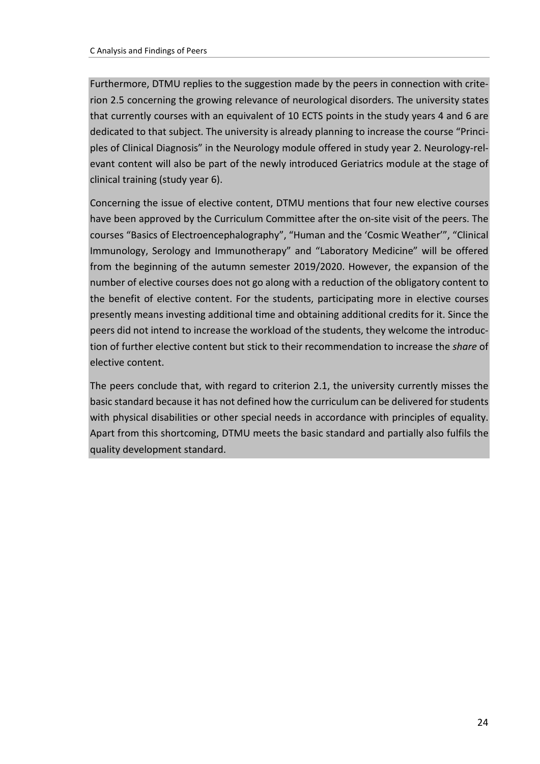Furthermore, DTMU replies to the suggestion made by the peers in connection with criterion 2.5 concerning the growing relevance of neurological disorders. The university states that currently courses with an equivalent of 10 ECTS points in the study years 4 and 6 are dedicated to that subject. The university is already planning to increase the course "Principles of Clinical Diagnosis" in the Neurology module offered in study year 2. Neurology-relevant content will also be part of the newly introduced Geriatrics module at the stage of clinical training (study year 6).

Concerning the issue of elective content, DTMU mentions that four new elective courses have been approved by the Curriculum Committee after the on-site visit of the peers. The courses "Basics of Electroencephalography", "Human and the 'Cosmic Weather'", "Clinical Immunology, Serology and Immunotherapy" and "Laboratory Medicine" will be offered from the beginning of the autumn semester 2019/2020. However, the expansion of the number of elective courses does not go along with a reduction of the obligatory content to the benefit of elective content. For the students, participating more in elective courses presently means investing additional time and obtaining additional credits for it. Since the peers did not intend to increase the workload of the students, they welcome the introduction of further elective content but stick to their recommendation to increase the *share* of elective content.

The peers conclude that, with regard to criterion 2.1, the university currently misses the basic standard because it has not defined how the curriculum can be delivered for students with physical disabilities or other special needs in accordance with principles of equality. Apart from this shortcoming, DTMU meets the basic standard and partially also fulfils the quality development standard.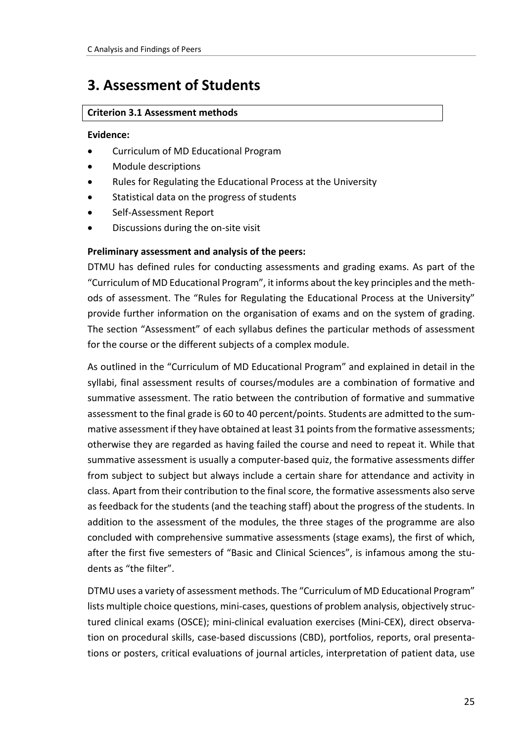# 3. Assessment of Students

**Criterion 3.1 Assessment methods**

**Evidence:**

- Curriculum of MD Educational Program
- Module descriptions
- Rules for Regulating the Educational Process at the University
- Statistical data on the progress of students
- Self-Assessment Report
- Discussions during the on-site visit

**Preliminary assessment and analysis of the peers:**

DTMU has defined rules for conducting assessments and grading exams. As part of the "Curriculum of MD Educational Program", it informs about the key principles and the methods of assessment. The "Rules for Regulating the Educational Process at the University" provide further information on the organisation of exams and on the system of grading. The section "Assessment" of each syllabus defines the particular methods of assessment for the course or the different subjects of a complex module.

As outlined in the "Curriculum of MD Educational Program" and explained in detail in the syllabi, final assessment results of courses/modules are a combination of formative and summative assessment. The ratio between the contribution of formative and summative assessment to the final grade is 60 to 40 percent/points. Students are admitted to the summative assessment if they have obtained at least 31 points from the formative assessments; otherwise they are regarded as having failed the course and need to repeat it. While that summative assessment is usually a computer-based quiz, the formative assessments differ from subject to subject but always include a certain share for attendance and activity in class. Apart from their contribution to the final score, the formative assessments also serve as feedback for the students (and the teaching staff) about the progress of the students. In addition to the assessment of the modules, the three stages of the programme are also concluded with comprehensive summative assessments (stage exams), the first of which, after the first five semesters of "Basic and Clinical Sciences", is infamous among the students as "the filter".

DTMU uses a variety of assessment methods. The "Curriculum of MD Educational Program" lists multiple choice questions, mini-cases, questions of problem analysis, objectively structured clinical exams (OSCE); mini-clinical evaluation exercises (Mini-CEX), direct observation on procedural skills, case-based discussions (CBD), portfolios, reports, oral presentations or posters, critical evaluations of journal articles, interpretation of patient data, use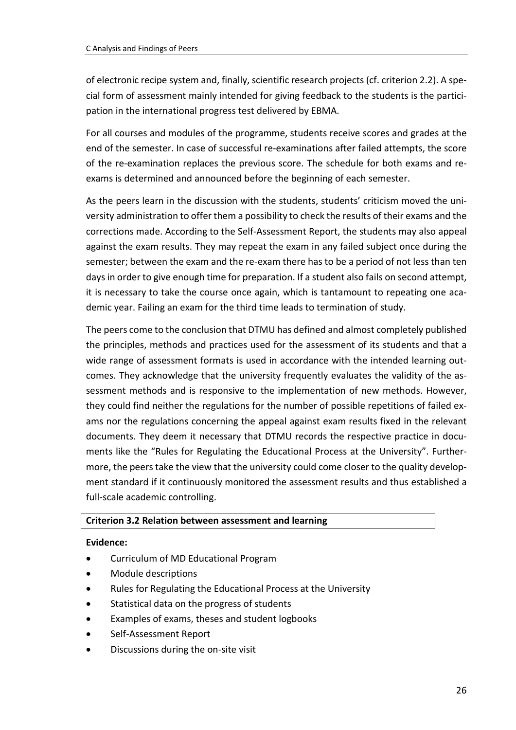of electronic recipe system and, finally, scientific research projects (cf. criterion 2.2). A special form of assessment mainly intended for giving feedback to the students is the participation in the international progress test delivered by EBMA.

For all courses and modules of the programme, students receive scores and grades at the end of the semester. In case of successful re-examinations after failed attempts, the score of the re-examination replaces the previous score. The schedule for both exams and re-exams is determined and announced before the beginning of each semester.

As the peers learn in the discussion with the students, students' criticism moved the university administration to offer them a possibility to check the results of their exams and the corrections made. According to the Self-Assessment Report, the students may also appeal against the exam results. They may repeat the exam in any failed subject once during the semester; between the exam and the re-exam there has to be a period of not less than ten days in order to give enough time for preparation. If a student also fails on second attempt, it is necessary to take the course once again, which is tantamount to repeating one academic year. Failing an exam for the third time leads to termination of study.

The peers come to the conclusion that DTMU has defined and almost completely published the principles, methods and practices used for the assessment of its students and that a wide range of assessment formats is used in accordance with the intended learning outcomes. They acknowledge that the university frequently evaluates the validity of the assessment methods and is responsive to the implementation of new methods. However, they could find neither the regulations for the number of possible repetitions of failed exams nor the regulations concerning the appeal against exam results fixed in the relevant documents. They deem it necessary that DTMU records the respective practice in documents like the "Rules for Regulating the Educational Process at the University". Furthermore, the peers take the view that the university could come closer to the quality development standard if it continuously monitored the assessment results and thus established a full-scale academic controlling.

**Criterion 3.2 Relation between assessment and learning**

**Evidence:**

- Curriculum of MD Educational Program
- Module descriptions
- Rules for Regulating the Educational Process at the University
- Statistical data on the progress of students
- Examples of exams, theses and student logbooks
- Self-Assessment Report
- Discussions during the on-site visit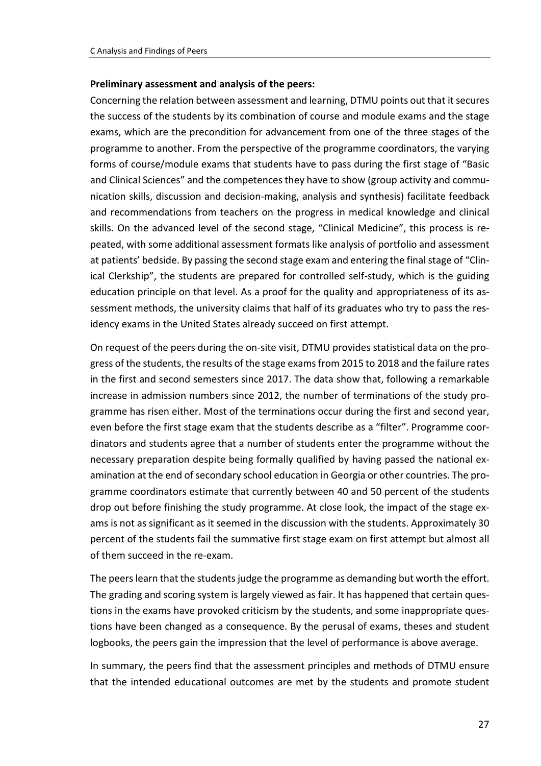**Preliminary assessment and analysis of the peers:**

Concerning the relation between assessment and learning, DTMU points out that it secures the success of the students by its combination of course and module exams and the stage exams, which are the precondition for advancement from one of the three stages of the programme to another. From the perspective of the programme coordinators, the varying forms of course/module exams that students have to pass during the first stage of "Basic and Clinical Sciences" and the competences they have to show (group activity and communication skills, discussion and decision-making, analysis and synthesis) facilitate feedback and recommendations from teachers on the progress in medical knowledge and clinical skills. On the advanced level of the second stage, "Clinical Medicine", this process is repeated, with some additional assessment formats like analysis of portfolio and assessment at patients' bedside. By passing the second stage exam and entering the final stage of "Clinical Clerkship", the students are prepared for controlled self-study, which is the guiding education principle on that level. As a proof for the quality and appropriateness of its assessment methods, the university claims that half of its graduates who try to pass the residency exams in the United States already succeed on first attempt.

On request of the peers during the on-site visit, DTMU provides statistical data on the progress of the students, the results of the stage exams from 2015 to 2018 and the failure rates in the first and second semesters since 2017. The data show that, following a remarkable increase in admission numbers since 2012, the number of terminations of the study programme has risen either. Most of the terminations occur during the first and second year, even before the first stage exam that the students describe as a "filter". Programme coordinators and students agree that a number of students enter the programme without the necessary preparation despite being formally qualified by having passed the national examination at the end of secondary school education in Georgia or other countries. The programme coordinators estimate that currently between 40 and 50 percent of the students drop out before finishing the study programme. At close look, the impact of the stage exams is not as significant as it seemed in the discussion with the students. Approximately 30 percent of the students fail the summative first stage exam on first attempt but almost all of them succeed in the re-exam.

The peers learn that the students judge the programme as demanding but worth the effort. The grading and scoring system is largely viewed as fair. It has happened that certain questions in the exams have provoked criticism by the students, and some inappropriate questions have been changed as a consequence. By the perusal of exams, theses and student logbooks, the peers gain the impression that the level of performance is above average.

In summary, the peers find that the assessment principles and methods of DTMU ensure that the intended educational outcomes are met by the students and promote student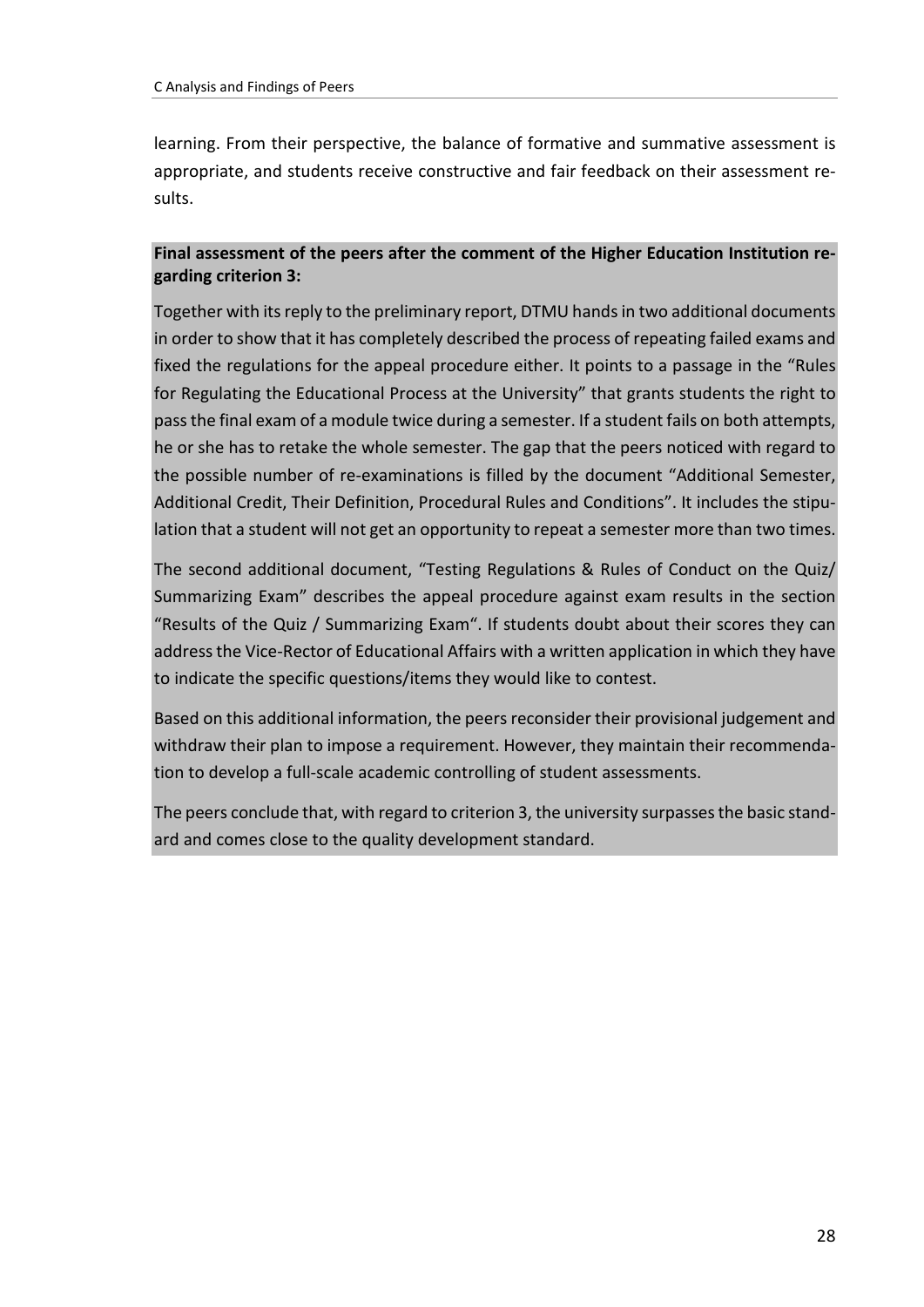learning. From their perspective, the balance of formative and summative assessment is appropriate, and students receive constructive and fair feedback on their assessment results.

**Final assessment of the peers after the comment of the Higher Education Institution regarding criterion 3:**

Together with its reply to the preliminary report, DTMU hands in two additional documents in order to show that it has completely described the process of repeating failed exams and fixed the regulations for the appeal procedure either. It points to a passage in the "Rules for Regulating the Educational Process at the University" that grants students the right to pass the final exam of a module twice during a semester. If a student fails on both attempts, he or she has to retake the whole semester. The gap that the peers noticed with regard to the possible number of re-examinations is filled by the document "Additional Semester, Additional Credit, Their Definition, Procedural Rules and Conditions". It includes the stipulation that a student will not get an opportunity to repeat a semester more than two times.

The second additional document, "Testing Regulations & Rules of Conduct on the Quiz/ Summarizing Exam" describes the appeal procedure against exam results in the section "Results of the Quiz / Summarizing Exam". If students doubt about their scores they can address the Vice-Rector of Educational Affairs with a written application in which they have to indicate the specific questions/items they would like to contest.

Based on this additional information, the peers reconsider their provisional judgement and withdraw their plan to impose a requirement. However, they maintain their recommendation to develop a full-scale academic controlling of student assessments.

The peers conclude that, with regard to criterion 3, the university surpasses the basic standard and comes close to the quality development standard.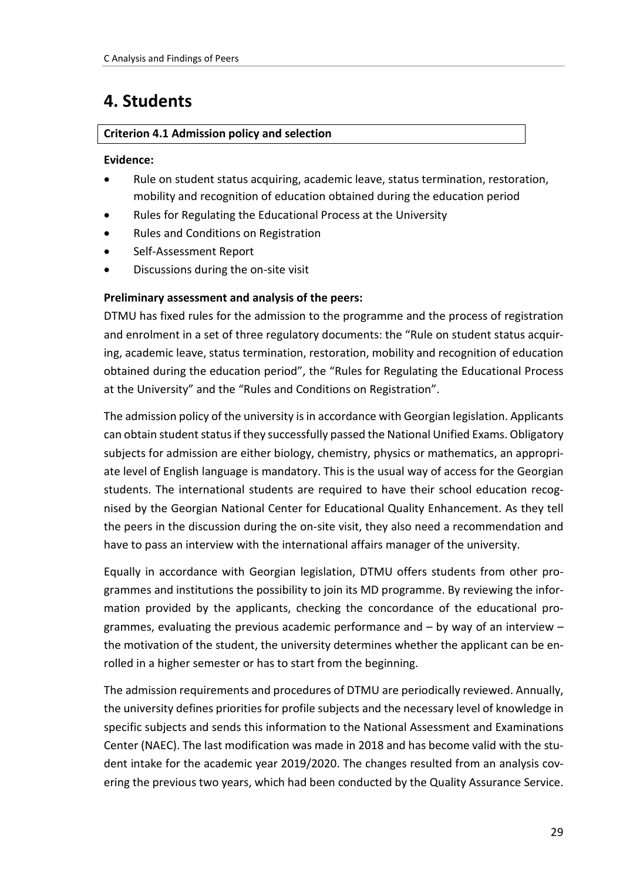# 4. Students

**Criterion 4.1 Admission policy and selection**

**Evidence:**

- Rule on student status acquiring, academic leave, status termination, restoration, mobility and recognition of education obtained during the education period
- Rules for Regulating the Educational Process at the University
- Rules and Conditions on Registration
- Self-Assessment Report
- Discussions during the on-site visit

**Preliminary assessment and analysis of the peers:**

DTMU has fixed rules for the admission to the programme and the process of registration and enrolment in a set of three regulatory documents: the "Rule on student status acquiring, academic leave, status termination, restoration, mobility and recognition of education obtained during the education period", the "Rules for Regulating the Educational Process at the University" and the "Rules and Conditions on Registration".

The admission policy of the university is in accordance with Georgian legislation. Applicants can obtain student status if they successfully passed the National Unified Exams. Obligatory subjects for admission are either biology, chemistry, physics or mathematics, an appropriate level of English language is mandatory. This is the usual way of access for the Georgian students. The international students are required to have their school education recognised by the Georgian National Center for Educational Quality Enhancement. As they tell the peers in the discussion during the on-site visit, they also need a recommendation and have to pass an interview with the international affairs manager of the university.

Equally in accordance with Georgian legislation, DTMU offers students from other programmes and institutions the possibility to join its MD programme. By reviewing the information provided by the applicants, checking the concordance of the educational programmes, evaluating the previous academic performance and – by way of an interview – the motivation of the student, the university determines whether the applicant can be enrolled in a higher semester or has to start from the beginning.

The admission requirements and procedures of DTMU are periodically reviewed. Annually, the university defines priorities for profile subjects and the necessary level of knowledge in specific subjects and sends this information to the National Assessment and Examinations Center (NAEC). The last modification was made in 2018 and has become valid with the student intake for the academic year 2019/2020. The changes resulted from an analysis covering the previous two years, which had been conducted by the Quality Assurance Service.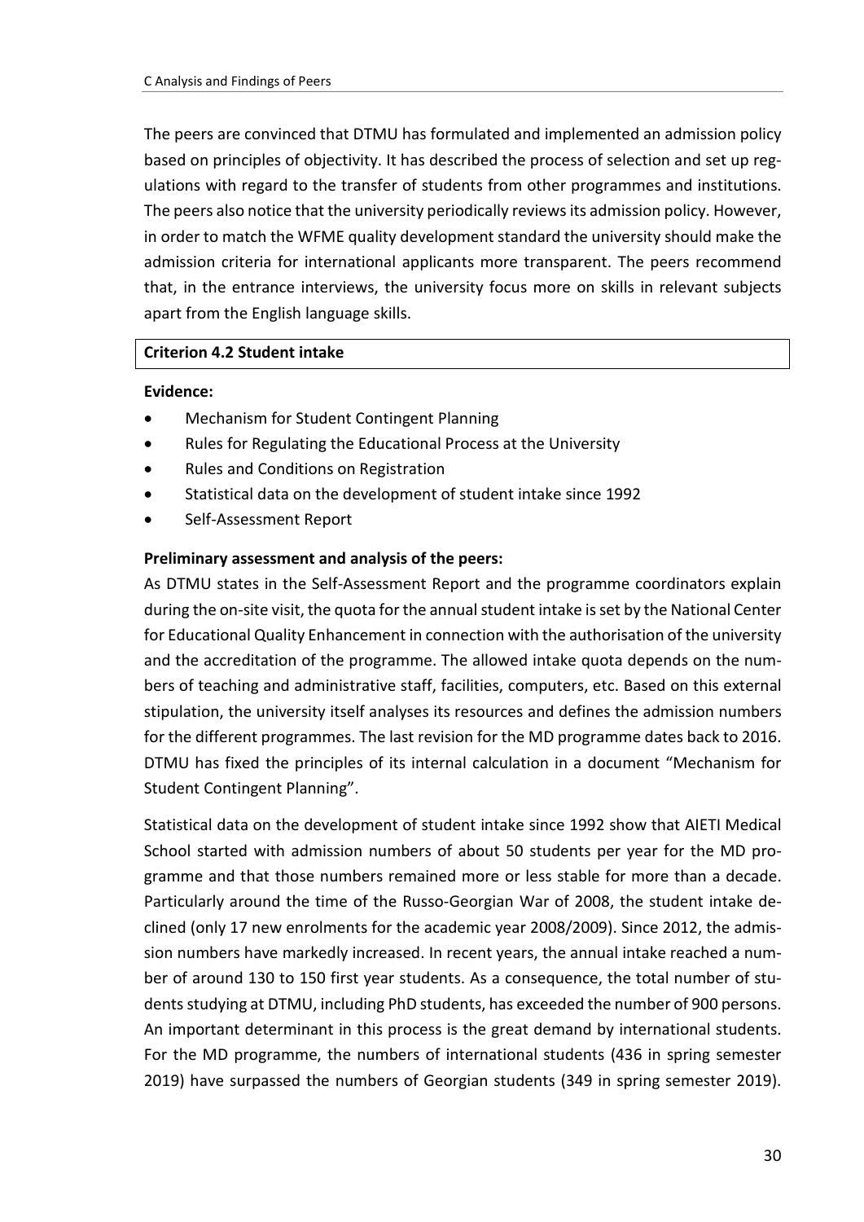The peers are convinced that DTMU has formulated and implemented an admission policy based on principles of objectivity. It has described the process of selection and set up regulations with regard to the transfer of students from other programmes and institutions. The peers also notice that the university periodically reviews its admission policy. However, in order to match the WFME quality development standard the university should make the admission criteria for international applicants more transparent. The peers recommend that, in the entrance interviews, the university focus more on skills in relevant subjects apart from the English language skills.

| **Criterion 4.2 Student intake** |
| --- |

**Evidence:**

- Mechanism for Student Contingent Planning
- Rules for Regulating the Educational Process at the University
- Rules and Conditions on Registration
- Statistical data on the development of student intake since 1992
- Self-Assessment Report

**Preliminary assessment and analysis of the peers:**

As DTMU states in the Self-Assessment Report and the programme coordinators explain during the on-site visit, the quota for the annual student intake is set by the National Center for Educational Quality Enhancement in connection with the authorisation of the university and the accreditation of the programme. The allowed intake quota depends on the numbers of teaching and administrative staff, facilities, computers, etc. Based on this external stipulation, the university itself analyses its resources and defines the admission numbers for the different programmes. The last revision for the MD programme dates back to 2016. DTMU has fixed the principles of its internal calculation in a document "Mechanism for Student Contingent Planning".

Statistical data on the development of student intake since 1992 show that AIETI Medical School started with admission numbers of about 50 students per year for the MD programme and that those numbers remained more or less stable for more than a decade. Particularly around the time of the Russo-Georgian War of 2008, the student intake declined (only 17 new enrolments for the academic year 2008/2009). Since 2012, the admission numbers have markedly increased. In recent years, the annual intake reached a number of around 130 to 150 first year students. As a consequence, the total number of students studying at DTMU, including PhD students, has exceeded the number of 900 persons. An important determinant in this process is the great demand by international students. For the MD programme, the numbers of international students (436 in spring semester 2019) have surpassed the numbers of Georgian students (349 in spring semester 2019).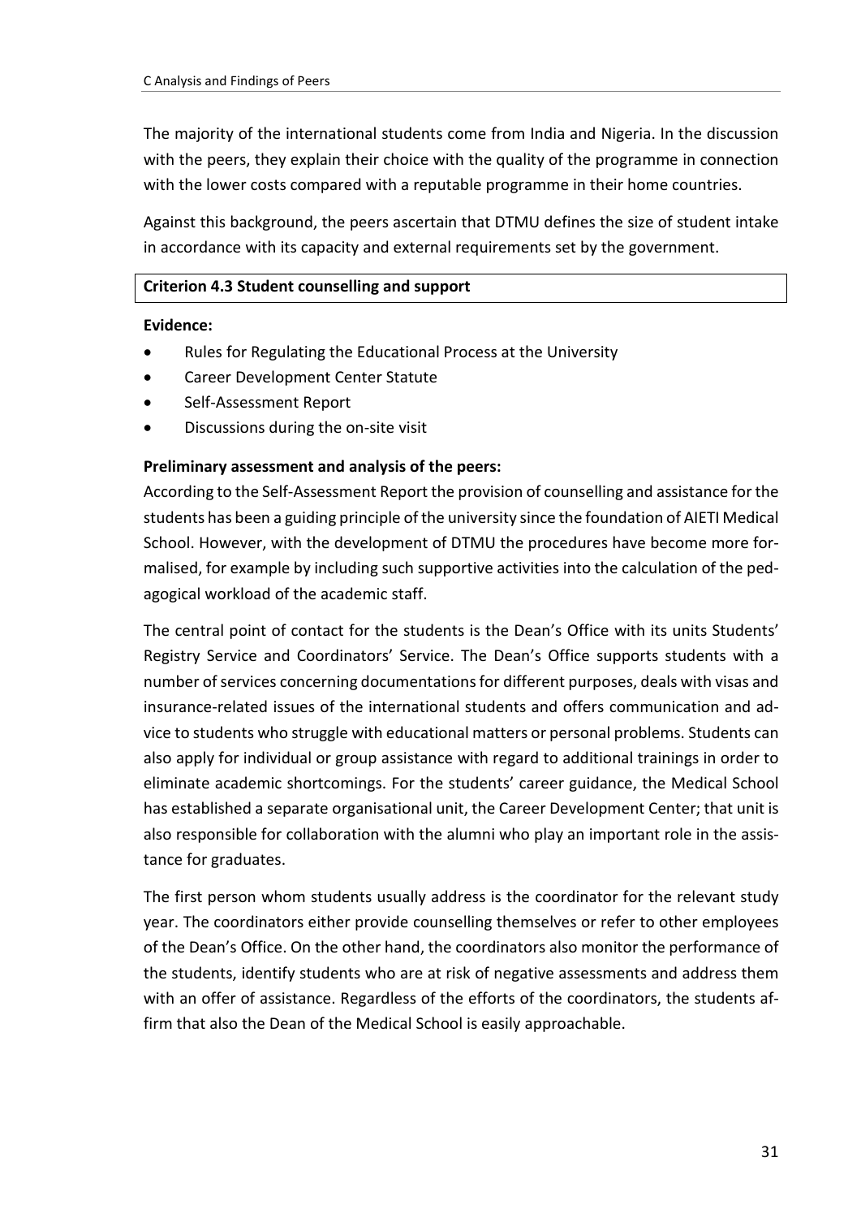The majority of the international students come from India and Nigeria. In the discussion with the peers, they explain their choice with the quality of the programme in connection with the lower costs compared with a reputable programme in their home countries.

Against this background, the peers ascertain that DTMU defines the size of student intake in accordance with its capacity and external requirements set by the government.

| **Criterion 4.3 Student counselling and support** |
|---|

**Evidence:**

- Rules for Regulating the Educational Process at the University
- Career Development Center Statute
- Self-Assessment Report
- Discussions during the on-site visit

**Preliminary assessment and analysis of the peers:**

According to the Self-Assessment Report the provision of counselling and assistance for the students has been a guiding principle of the university since the foundation of AIETI Medical School. However, with the development of DTMU the procedures have become more formalised, for example by including such supportive activities into the calculation of the pedagogical workload of the academic staff.

The central point of contact for the students is the Dean's Office with its units Students' Registry Service and Coordinators' Service. The Dean's Office supports students with a number of services concerning documentations for different purposes, deals with visas and insurance-related issues of the international students and offers communication and advice to students who struggle with educational matters or personal problems. Students can also apply for individual or group assistance with regard to additional trainings in order to eliminate academic shortcomings. For the students' career guidance, the Medical School has established a separate organisational unit, the Career Development Center; that unit is also responsible for collaboration with the alumni who play an important role in the assistance for graduates.

The first person whom students usually address is the coordinator for the relevant study year. The coordinators either provide counselling themselves or refer to other employees of the Dean's Office. On the other hand, the coordinators also monitor the performance of the students, identify students who are at risk of negative assessments and address them with an offer of assistance. Regardless of the efforts of the coordinators, the students affirm that also the Dean of the Medical School is easily approachable.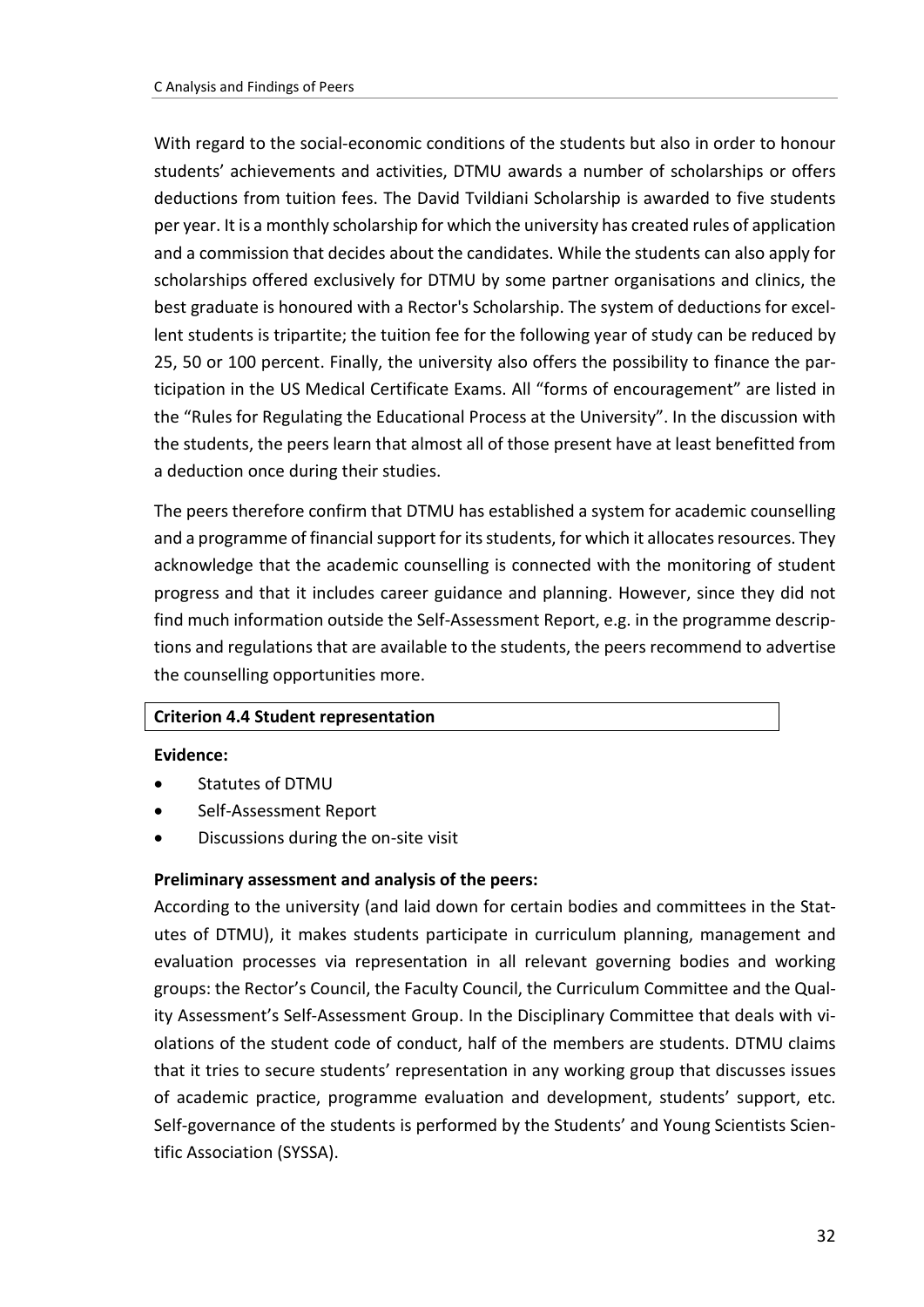With regard to the social-economic conditions of the students but also in order to honour students' achievements and activities, DTMU awards a number of scholarships or offers deductions from tuition fees. The David Tvildiani Scholarship is awarded to five students per year. It is a monthly scholarship for which the university has created rules of application and a commission that decides about the candidates. While the students can also apply for scholarships offered exclusively for DTMU by some partner organisations and clinics, the best graduate is honoured with a Rector's Scholarship. The system of deductions for excellent students is tripartite; the tuition fee for the following year of study can be reduced by 25, 50 or 100 percent. Finally, the university also offers the possibility to finance the participation in the US Medical Certificate Exams. All "forms of encouragement" are listed in the "Rules for Regulating the Educational Process at the University". In the discussion with the students, the peers learn that almost all of those present have at least benefitted from a deduction once during their studies.

The peers therefore confirm that DTMU has established a system for academic counselling and a programme of financial support for its students, for which it allocates resources. They acknowledge that the academic counselling is connected with the monitoring of student progress and that it includes career guidance and planning. However, since they did not find much information outside the Self-Assessment Report, e.g. in the programme descriptions and regulations that are available to the students, the peers recommend to advertise the counselling opportunities more.

**Criterion 4.4 Student representation**

**Evidence:**

- Statutes of DTMU
- Self-Assessment Report
- Discussions during the on-site visit

**Preliminary assessment and analysis of the peers:**

According to the university (and laid down for certain bodies and committees in the Statutes of DTMU), it makes students participate in curriculum planning, management and evaluation processes via representation in all relevant governing bodies and working groups: the Rector's Council, the Faculty Council, the Curriculum Committee and the Quality Assessment's Self-Assessment Group. In the Disciplinary Committee that deals with violations of the student code of conduct, half of the members are students. DTMU claims that it tries to secure students' representation in any working group that discusses issues of academic practice, programme evaluation and development, students' support, etc. Self-governance of the students is performed by the Students' and Young Scientists Scientific Association (SYSSA).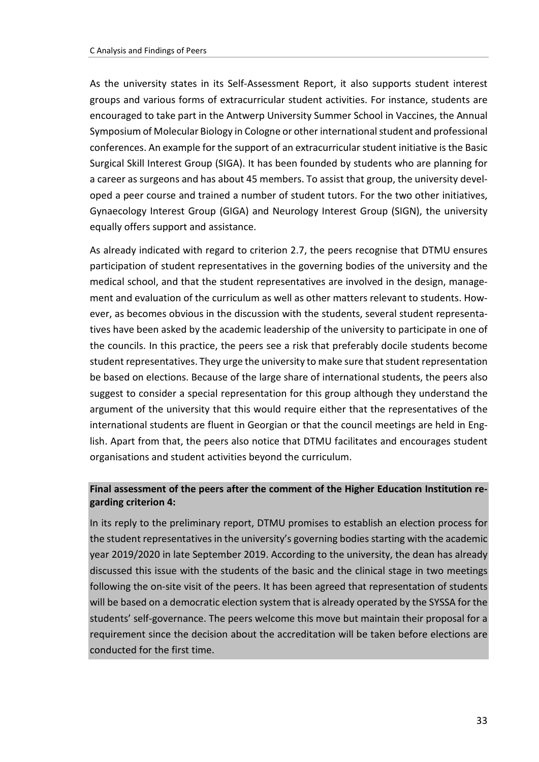As the university states in its Self-Assessment Report, it also supports student interest groups and various forms of extracurricular student activities. For instance, students are encouraged to take part in the Antwerp University Summer School in Vaccines, the Annual Symposium of Molecular Biology in Cologne or other international student and professional conferences. An example for the support of an extracurricular student initiative is the Basic Surgical Skill Interest Group (SIGA). It has been founded by students who are planning for a career as surgeons and has about 45 members. To assist that group, the university developed a peer course and trained a number of student tutors. For the two other initiatives, Gynaecology Interest Group (GIGA) and Neurology Interest Group (SIGN), the university equally offers support and assistance.

As already indicated with regard to criterion 2.7, the peers recognise that DTMU ensures participation of student representatives in the governing bodies of the university and the medical school, and that the student representatives are involved in the design, management and evaluation of the curriculum as well as other matters relevant to students. However, as becomes obvious in the discussion with the students, several student representatives have been asked by the academic leadership of the university to participate in one of the councils. In this practice, the peers see a risk that preferably docile students become student representatives. They urge the university to make sure that student representation be based on elections. Because of the large share of international students, the peers also suggest to consider a special representation for this group although they understand the argument of the university that this would require either that the representatives of the international students are fluent in Georgian or that the council meetings are held in English. Apart from that, the peers also notice that DTMU facilitates and encourages student organisations and student activities beyond the curriculum.

**Final assessment of the peers after the comment of the Higher Education Institution regarding criterion 4:**

In its reply to the preliminary report, DTMU promises to establish an election process for the student representatives in the university's governing bodies starting with the academic year 2019/2020 in late September 2019. According to the university, the dean has already discussed this issue with the students of the basic and the clinical stage in two meetings following the on-site visit of the peers. It has been agreed that representation of students will be based on a democratic election system that is already operated by the SYSSA for the students' self-governance. The peers welcome this move but maintain their proposal for a requirement since the decision about the accreditation will be taken before elections are conducted for the first time.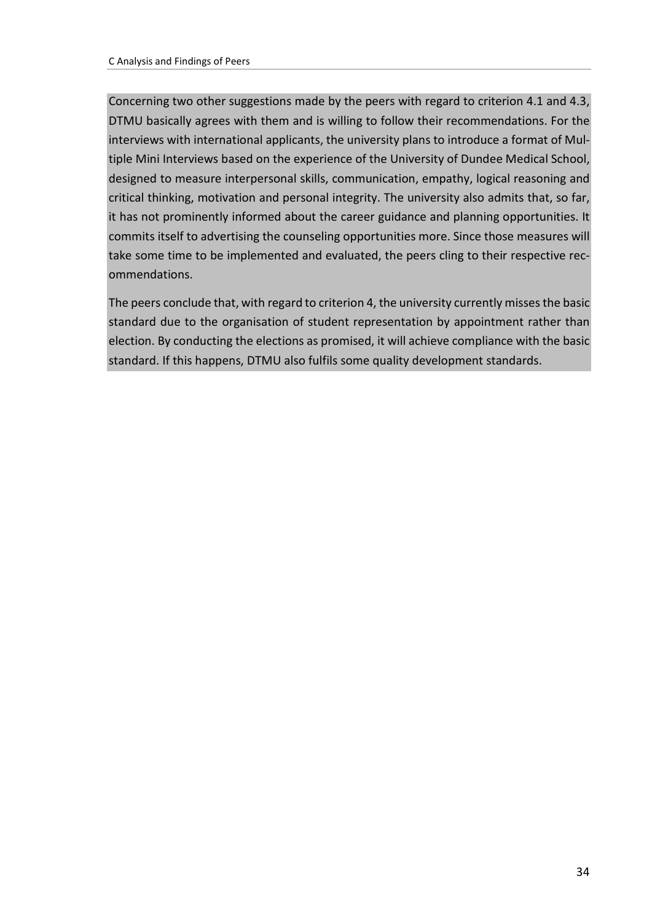Concerning two other suggestions made by the peers with regard to criterion 4.1 and 4.3, DTMU basically agrees with them and is willing to follow their recommendations. For the interviews with international applicants, the university plans to introduce a format of Multiple Mini Interviews based on the experience of the University of Dundee Medical School, designed to measure interpersonal skills, communication, empathy, logical reasoning and critical thinking, motivation and personal integrity. The university also admits that, so far, it has not prominently informed about the career guidance and planning opportunities. It commits itself to advertising the counseling opportunities more. Since those measures will take some time to be implemented and evaluated, the peers cling to their respective recommendations.

The peers conclude that, with regard to criterion 4, the university currently misses the basic standard due to the organisation of student representation by appointment rather than election. By conducting the elections as promised, it will achieve compliance with the basic standard. If this happens, DTMU also fulfils some quality development standards.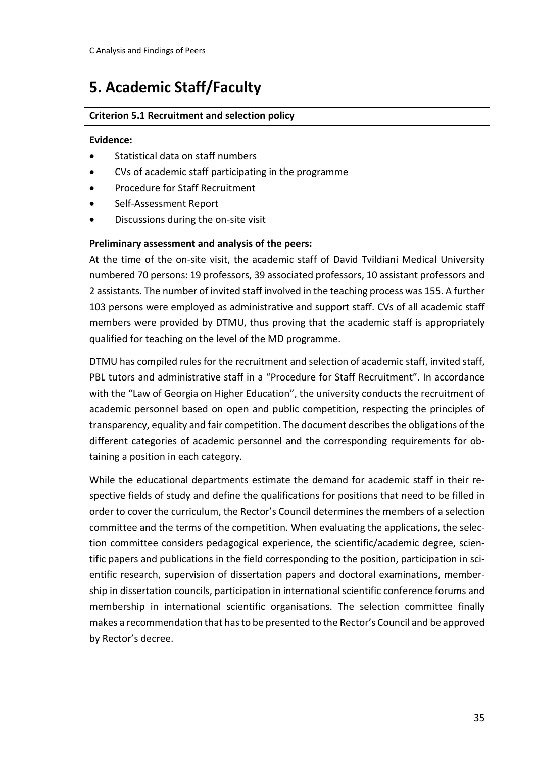# 5. Academic Staff/Faculty

**Criterion 5.1 Recruitment and selection policy**

**Evidence:**

- Statistical data on staff numbers
- CVs of academic staff participating in the programme
- Procedure for Staff Recruitment
- Self-Assessment Report
- Discussions during the on-site visit

**Preliminary assessment and analysis of the peers:**

At the time of the on-site visit, the academic staff of David Tvildiani Medical University numbered 70 persons: 19 professors, 39 associated professors, 10 assistant professors and 2 assistants. The number of invited staff involved in the teaching process was 155. A further 103 persons were employed as administrative and support staff. CVs of all academic staff members were provided by DTMU, thus proving that the academic staff is appropriately qualified for teaching on the level of the MD programme.

DTMU has compiled rules for the recruitment and selection of academic staff, invited staff, PBL tutors and administrative staff in a "Procedure for Staff Recruitment". In accordance with the "Law of Georgia on Higher Education", the university conducts the recruitment of academic personnel based on open and public competition, respecting the principles of transparency, equality and fair competition. The document describes the obligations of the different categories of academic personnel and the corresponding requirements for obtaining a position in each category.

While the educational departments estimate the demand for academic staff in their respective fields of study and define the qualifications for positions that need to be filled in order to cover the curriculum, the Rector's Council determines the members of a selection committee and the terms of the competition. When evaluating the applications, the selection committee considers pedagogical experience, the scientific/academic degree, scientific papers and publications in the field corresponding to the position, participation in scientific research, supervision of dissertation papers and doctoral examinations, membership in dissertation councils, participation in international scientific conference forums and membership in international scientific organisations. The selection committee finally makes a recommendation that has to be presented to the Rector's Council and be approved by Rector's decree.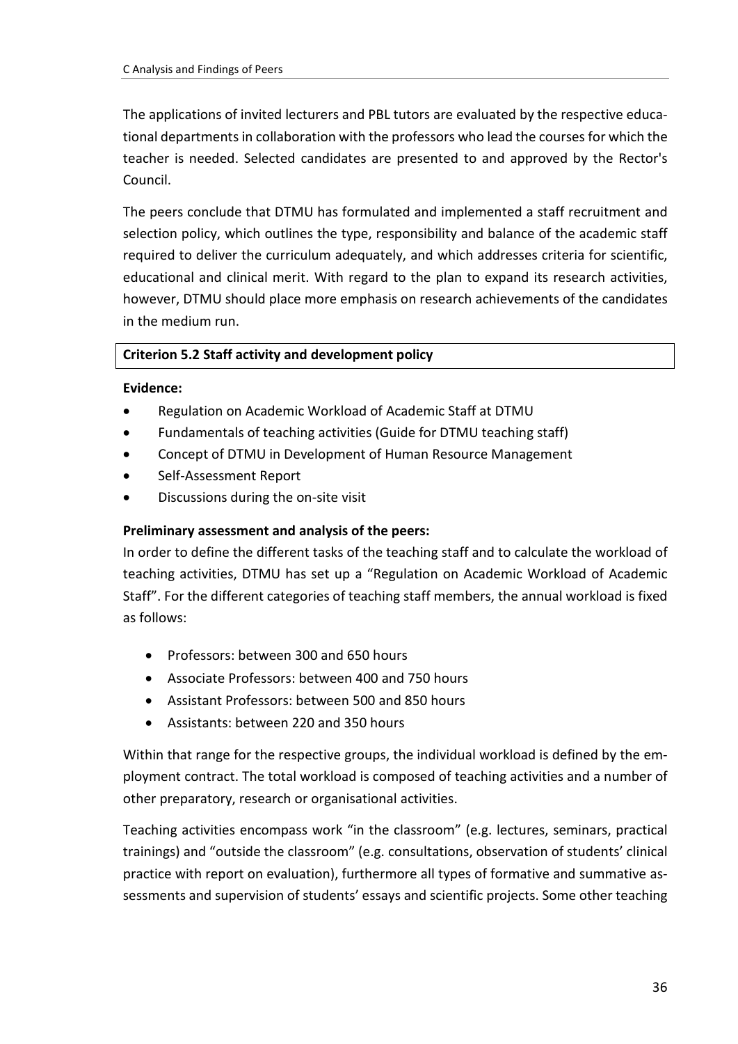The applications of invited lecturers and PBL tutors are evaluated by the respective educational departments in collaboration with the professors who lead the courses for which the teacher is needed. Selected candidates are presented to and approved by the Rector's Council.

The peers conclude that DTMU has formulated and implemented a staff recruitment and selection policy, which outlines the type, responsibility and balance of the academic staff required to deliver the curriculum adequately, and which addresses criteria for scientific, educational and clinical merit. With regard to the plan to expand its research activities, however, DTMU should place more emphasis on research achievements of the candidates in the medium run.

**Criterion 5.2 Staff activity and development policy**

**Evidence:**

- Regulation on Academic Workload of Academic Staff at DTMU
- Fundamentals of teaching activities (Guide for DTMU teaching staff)
- Concept of DTMU in Development of Human Resource Management
- Self-Assessment Report
- Discussions during the on-site visit

**Preliminary assessment and analysis of the peers:**

In order to define the different tasks of the teaching staff and to calculate the workload of teaching activities, DTMU has set up a "Regulation on Academic Workload of Academic Staff". For the different categories of teaching staff members, the annual workload is fixed as follows:

- Professors: between 300 and 650 hours
- Associate Professors: between 400 and 750 hours
- Assistant Professors: between 500 and 850 hours
- Assistants: between 220 and 350 hours

Within that range for the respective groups, the individual workload is defined by the employment contract. The total workload is composed of teaching activities and a number of other preparatory, research or organisational activities.

Teaching activities encompass work "in the classroom" (e.g. lectures, seminars, practical trainings) and "outside the classroom" (e.g. consultations, observation of students' clinical practice with report on evaluation), furthermore all types of formative and summative assessments and supervision of students' essays and scientific projects. Some other teaching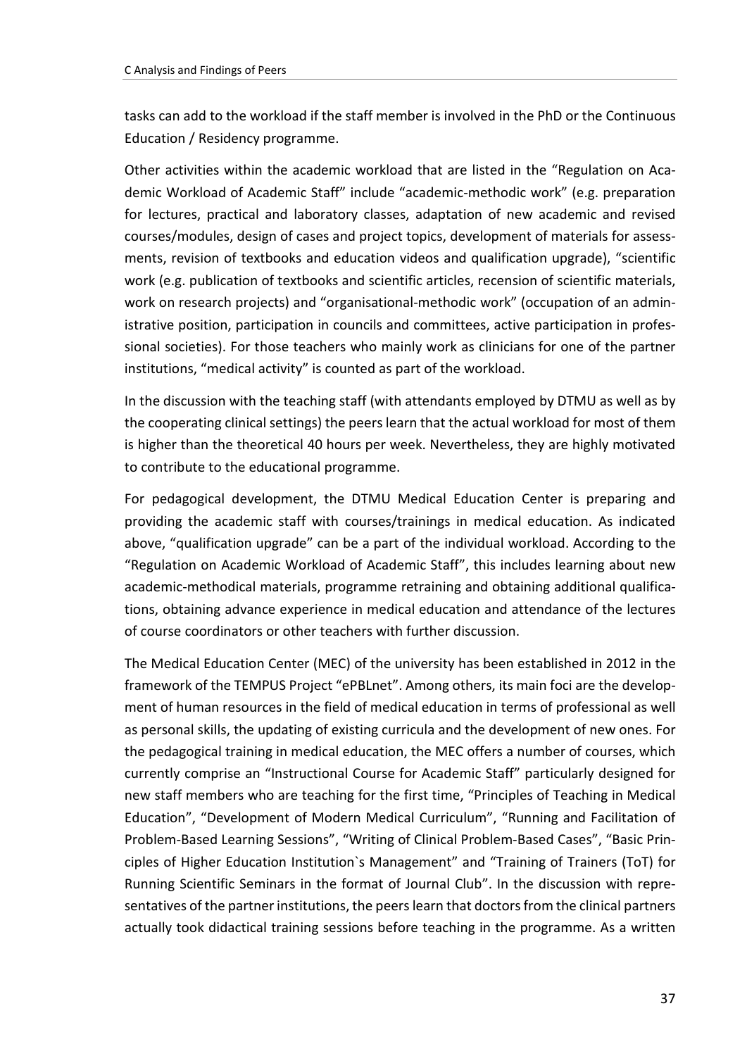tasks can add to the workload if the staff member is involved in the PhD or the Continuous Education / Residency programme.

Other activities within the academic workload that are listed in the "Regulation on Academic Workload of Academic Staff" include "academic-methodic work" (e.g. preparation for lectures, practical and laboratory classes, adaptation of new academic and revised courses/modules, design of cases and project topics, development of materials for assessments, revision of textbooks and education videos and qualification upgrade), "scientific work (e.g. publication of textbooks and scientific articles, recension of scientific materials, work on research projects) and "organisational-methodic work" (occupation of an administrative position, participation in councils and committees, active participation in professional societies). For those teachers who mainly work as clinicians for one of the partner institutions, "medical activity" is counted as part of the workload.

In the discussion with the teaching staff (with attendants employed by DTMU as well as by the cooperating clinical settings) the peers learn that the actual workload for most of them is higher than the theoretical 40 hours per week. Nevertheless, they are highly motivated to contribute to the educational programme.

For pedagogical development, the DTMU Medical Education Center is preparing and providing the academic staff with courses/trainings in medical education. As indicated above, "qualification upgrade" can be a part of the individual workload. According to the "Regulation on Academic Workload of Academic Staff", this includes learning about new academic-methodical materials, programme retraining and obtaining additional qualifications, obtaining advance experience in medical education and attendance of the lectures of course coordinators or other teachers with further discussion.

The Medical Education Center (MEC) of the university has been established in 2012 in the framework of the TEMPUS Project "ePBLnet". Among others, its main foci are the development of human resources in the field of medical education in terms of professional as well as personal skills, the updating of existing curricula and the development of new ones. For the pedagogical training in medical education, the MEC offers a number of courses, which currently comprise an "Instructional Course for Academic Staff" particularly designed for new staff members who are teaching for the first time, "Principles of Teaching in Medical Education", "Development of Modern Medical Curriculum", "Running and Facilitation of Problem-Based Learning Sessions", "Writing of Clinical Problem-Based Cases", "Basic Principles of Higher Education Institution`s Management" and "Training of Trainers (ToT) for Running Scientific Seminars in the format of Journal Club". In the discussion with representatives of the partner institutions, the peers learn that doctors from the clinical partners actually took didactical training sessions before teaching in the programme. As a written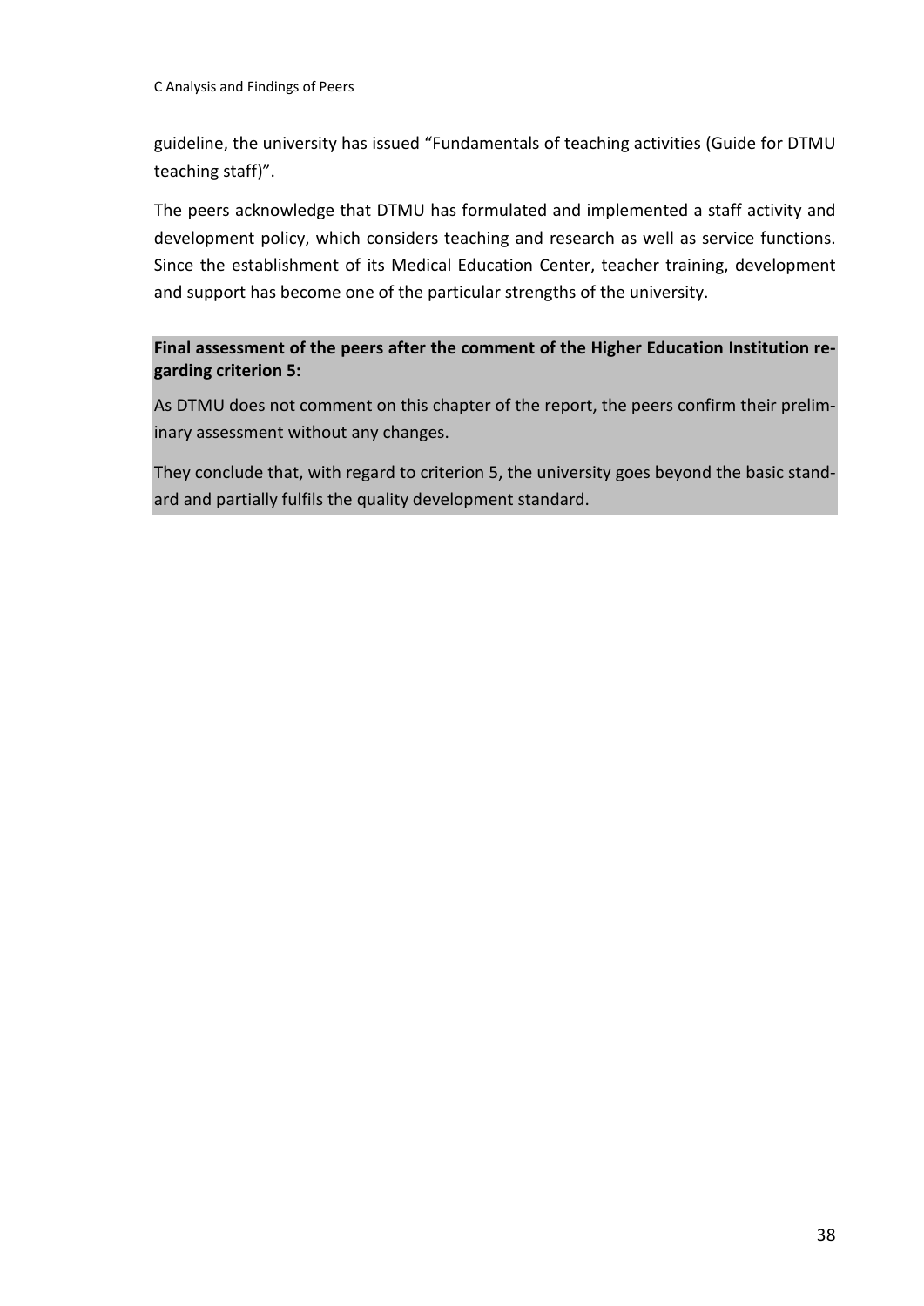guideline, the university has issued "Fundamentals of teaching activities (Guide for DTMU teaching staff)".

The peers acknowledge that DTMU has formulated and implemented a staff activity and development policy, which considers teaching and research as well as service functions. Since the establishment of its Medical Education Center, teacher training, development and support has become one of the particular strengths of the university.

**Final assessment of the peers after the comment of the Higher Education Institution regarding criterion 5:**

As DTMU does not comment on this chapter of the report, the peers confirm their preliminary assessment without any changes.

They conclude that, with regard to criterion 5, the university goes beyond the basic standard and partially fulfils the quality development standard.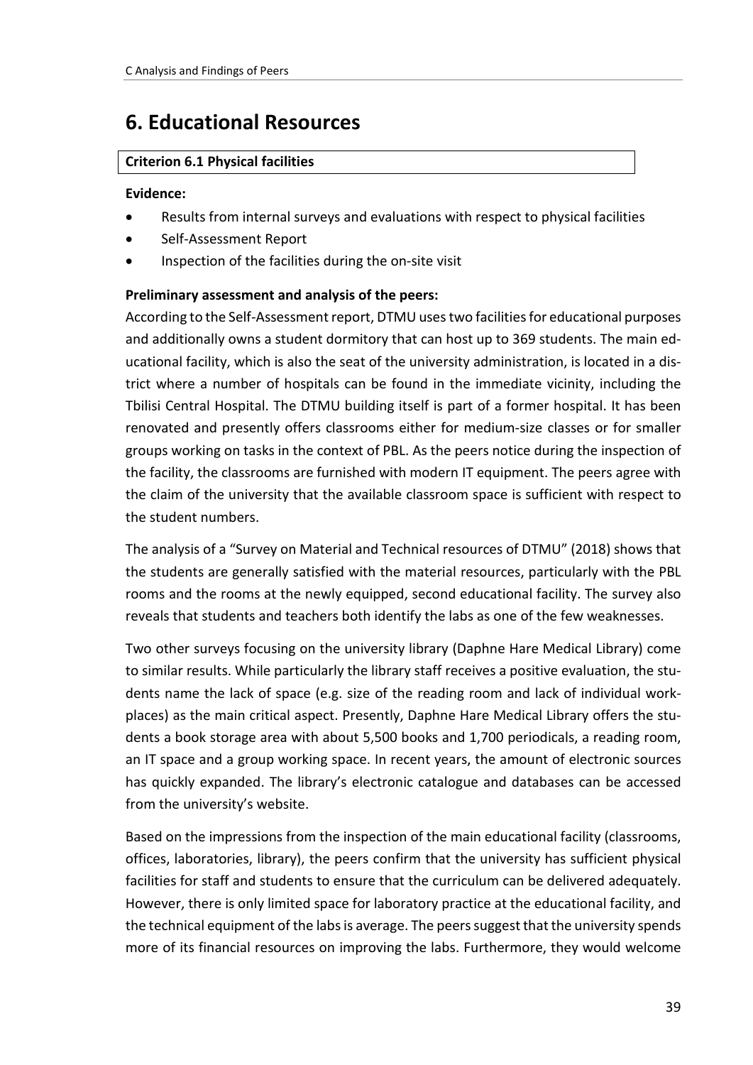# 6. Educational Resources

**Criterion 6.1 Physical facilities**

**Evidence:**

- Results from internal surveys and evaluations with respect to physical facilities
- Self-Assessment Report
- Inspection of the facilities during the on-site visit

**Preliminary assessment and analysis of the peers:**

According to the Self-Assessment report, DTMU uses two facilities for educational purposes and additionally owns a student dormitory that can host up to 369 students. The main educational facility, which is also the seat of the university administration, is located in a district where a number of hospitals can be found in the immediate vicinity, including the Tbilisi Central Hospital. The DTMU building itself is part of a former hospital. It has been renovated and presently offers classrooms either for medium-size classes or for smaller groups working on tasks in the context of PBL. As the peers notice during the inspection of the facility, the classrooms are furnished with modern IT equipment. The peers agree with the claim of the university that the available classroom space is sufficient with respect to the student numbers.

The analysis of a "Survey on Material and Technical resources of DTMU" (2018) shows that the students are generally satisfied with the material resources, particularly with the PBL rooms and the rooms at the newly equipped, second educational facility. The survey also reveals that students and teachers both identify the labs as one of the few weaknesses.

Two other surveys focusing on the university library (Daphne Hare Medical Library) come to similar results. While particularly the library staff receives a positive evaluation, the students name the lack of space (e.g. size of the reading room and lack of individual workplaces) as the main critical aspect. Presently, Daphne Hare Medical Library offers the students a book storage area with about 5,500 books and 1,700 periodicals, a reading room, an IT space and a group working space. In recent years, the amount of electronic sources has quickly expanded. The library's electronic catalogue and databases can be accessed from the university's website.

Based on the impressions from the inspection of the main educational facility (classrooms, offices, laboratories, library), the peers confirm that the university has sufficient physical facilities for staff and students to ensure that the curriculum can be delivered adequately. However, there is only limited space for laboratory practice at the educational facility, and the technical equipment of the labs is average. The peers suggest that the university spends more of its financial resources on improving the labs. Furthermore, they would welcome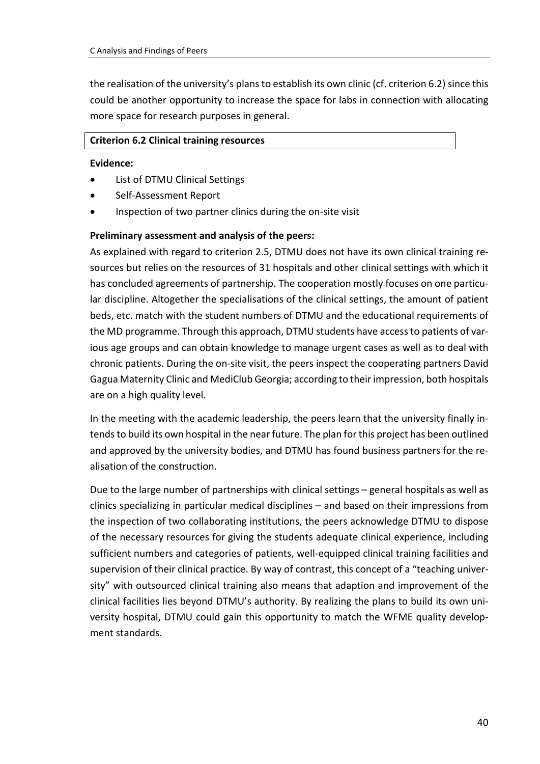the realisation of the university's plans to establish its own clinic (cf. criterion 6.2) since this could be another opportunity to increase the space for labs in connection with allocating more space for research purposes in general.

### Criterion 6.2 Clinical training resources

**Evidence:**

- List of DTMU Clinical Settings
- Self-Assessment Report
- Inspection of two partner clinics during the on-site visit

**Preliminary assessment and analysis of the peers:**

As explained with regard to criterion 2.5, DTMU does not have its own clinical training resources but relies on the resources of 31 hospitals and other clinical settings with which it has concluded agreements of partnership. The cooperation mostly focuses on one particular discipline. Altogether the specialisations of the clinical settings, the amount of patient beds, etc. match with the student numbers of DTMU and the educational requirements of the MD programme. Through this approach, DTMU students have access to patients of various age groups and can obtain knowledge to manage urgent cases as well as to deal with chronic patients. During the on-site visit, the peers inspect the cooperating partners David Gagua Maternity Clinic and MediClub Georgia; according to their impression, both hospitals are on a high quality level.

In the meeting with the academic leadership, the peers learn that the university finally intends to build its own hospital in the near future. The plan for this project has been outlined and approved by the university bodies, and DTMU has found business partners for the realisation of the construction.

Due to the large number of partnerships with clinical settings – general hospitals as well as clinics specializing in particular medical disciplines – and based on their impressions from the inspection of two collaborating institutions, the peers acknowledge DTMU to dispose of the necessary resources for giving the students adequate clinical experience, including sufficient numbers and categories of patients, well-equipped clinical training facilities and supervision of their clinical practice. By way of contrast, this concept of a "teaching university" with outsourced clinical training also means that adaption and improvement of the clinical facilities lies beyond DTMU's authority. By realizing the plans to build its own university hospital, DTMU could gain this opportunity to match the WFME quality development standards.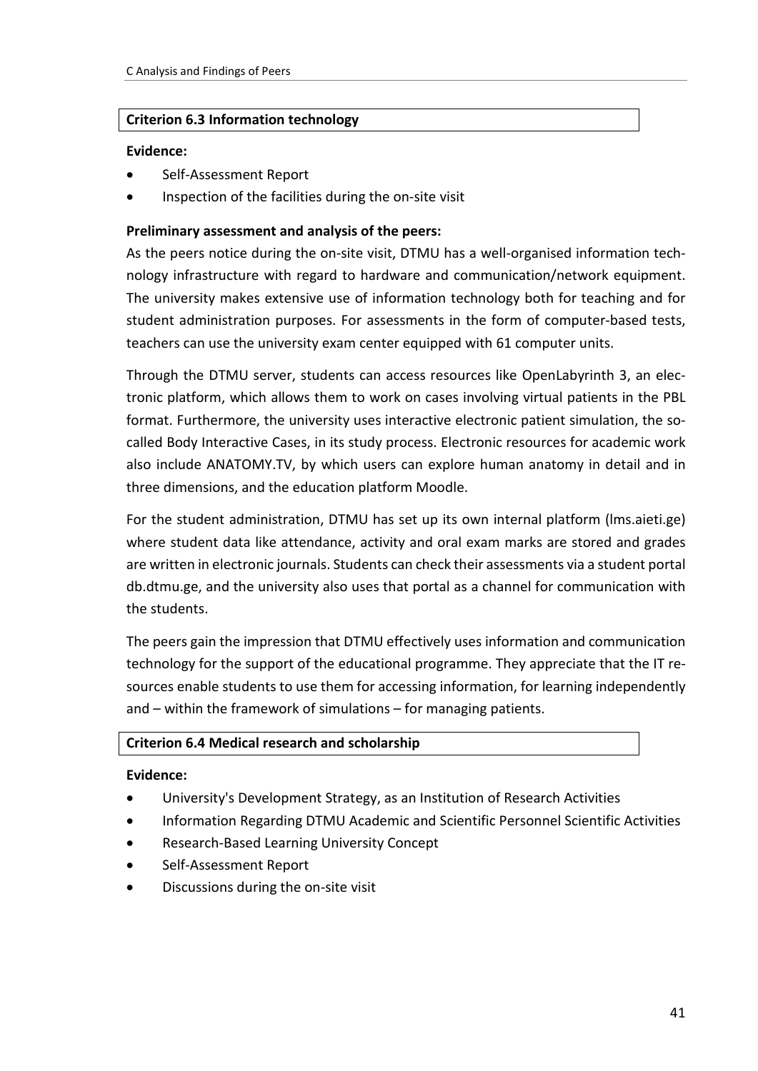**Criterion 6.3 Information technology**

**Evidence:**

- Self-Assessment Report
- Inspection of the facilities during the on-site visit

**Preliminary assessment and analysis of the peers:**

As the peers notice during the on-site visit, DTMU has a well-organised information technology infrastructure with regard to hardware and communication/network equipment. The university makes extensive use of information technology both for teaching and for student administration purposes. For assessments in the form of computer-based tests, teachers can use the university exam center equipped with 61 computer units.

Through the DTMU server, students can access resources like OpenLabyrinth 3, an electronic platform, which allows them to work on cases involving virtual patients in the PBL format. Furthermore, the university uses interactive electronic patient simulation, the so-called Body Interactive Cases, in its study process. Electronic resources for academic work also include ANATOMY.TV, by which users can explore human anatomy in detail and in three dimensions, and the education platform Moodle.

For the student administration, DTMU has set up its own internal platform (lms.aieti.ge) where student data like attendance, activity and oral exam marks are stored and grades are written in electronic journals. Students can check their assessments via a student portal db.dtmu.ge, and the university also uses that portal as a channel for communication with the students.

The peers gain the impression that DTMU effectively uses information and communication technology for the support of the educational programme. They appreciate that the IT resources enable students to use them for accessing information, for learning independently and – within the framework of simulations – for managing patients.

**Criterion 6.4 Medical research and scholarship**

**Evidence:**

- University's Development Strategy, as an Institution of Research Activities
- Information Regarding DTMU Academic and Scientific Personnel Scientific Activities
- Research-Based Learning University Concept
- Self-Assessment Report
- Discussions during the on-site visit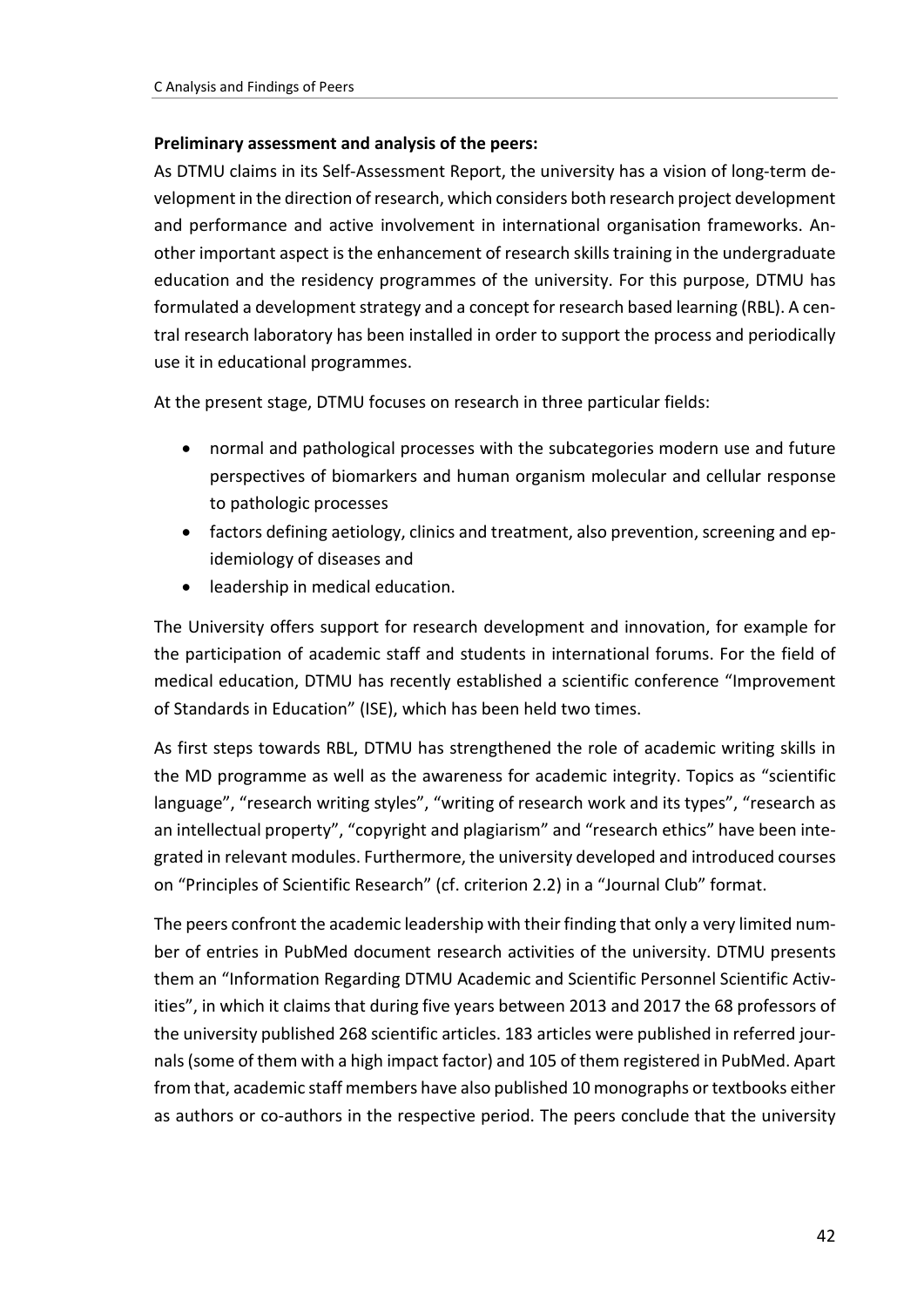**Preliminary assessment and analysis of the peers:**

As DTMU claims in its Self-Assessment Report, the university has a vision of long-term development in the direction of research, which considers both research project development and performance and active involvement in international organisation frameworks. Another important aspect is the enhancement of research skills training in the undergraduate education and the residency programmes of the university. For this purpose, DTMU has formulated a development strategy and a concept for research based learning (RBL). A central research laboratory has been installed in order to support the process and periodically use it in educational programmes.

At the present stage, DTMU focuses on research in three particular fields:

- normal and pathological processes with the subcategories modern use and future perspectives of biomarkers and human organism molecular and cellular response to pathologic processes
- factors defining aetiology, clinics and treatment, also prevention, screening and epidemiology of diseases and
- leadership in medical education.

The University offers support for research development and innovation, for example for the participation of academic staff and students in international forums. For the field of medical education, DTMU has recently established a scientific conference "Improvement of Standards in Education" (ISE), which has been held two times.

As first steps towards RBL, DTMU has strengthened the role of academic writing skills in the MD programme as well as the awareness for academic integrity. Topics as "scientific language", "research writing styles", "writing of research work and its types", "research as an intellectual property", "copyright and plagiarism" and "research ethics" have been integrated in relevant modules. Furthermore, the university developed and introduced courses on "Principles of Scientific Research" (cf. criterion 2.2) in a "Journal Club" format.

The peers confront the academic leadership with their finding that only a very limited number of entries in PubMed document research activities of the university. DTMU presents them an "Information Regarding DTMU Academic and Scientific Personnel Scientific Activities", in which it claims that during five years between 2013 and 2017 the 68 professors of the university published 268 scientific articles. 183 articles were published in referred journals (some of them with a high impact factor) and 105 of them registered in PubMed. Apart from that, academic staff members have also published 10 monographs or textbooks either as authors or co-authors in the respective period. The peers conclude that the university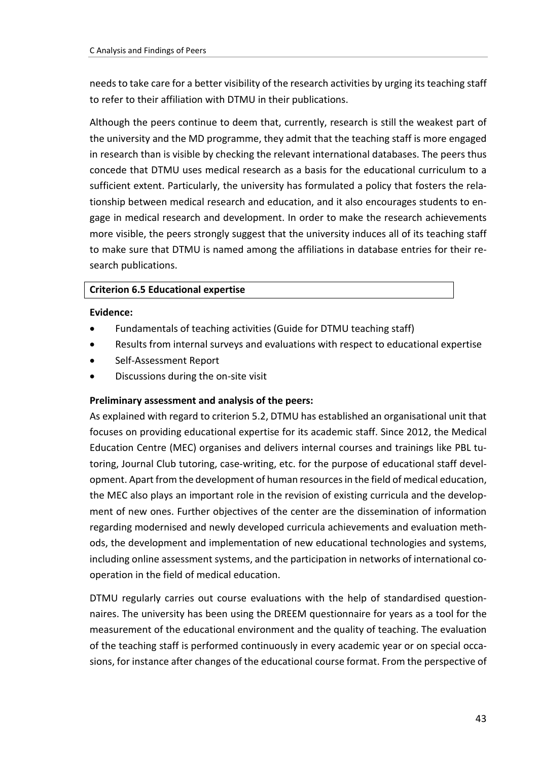needs to take care for a better visibility of the research activities by urging its teaching staff to refer to their affiliation with DTMU in their publications.

Although the peers continue to deem that, currently, research is still the weakest part of the university and the MD programme, they admit that the teaching staff is more engaged in research than is visible by checking the relevant international databases. The peers thus concede that DTMU uses medical research as a basis for the educational curriculum to a sufficient extent. Particularly, the university has formulated a policy that fosters the relationship between medical research and education, and it also encourages students to engage in medical research and development. In order to make the research achievements more visible, the peers strongly suggest that the university induces all of its teaching staff to make sure that DTMU is named among the affiliations in database entries for their research publications.

**Criterion 6.5 Educational expertise**

**Evidence:**

- Fundamentals of teaching activities (Guide for DTMU teaching staff)
- Results from internal surveys and evaluations with respect to educational expertise
- Self-Assessment Report
- Discussions during the on-site visit

**Preliminary assessment and analysis of the peers:**

As explained with regard to criterion 5.2, DTMU has established an organisational unit that focuses on providing educational expertise for its academic staff. Since 2012, the Medical Education Centre (MEC) organises and delivers internal courses and trainings like PBL tutoring, Journal Club tutoring, case-writing, etc. for the purpose of educational staff development. Apart from the development of human resources in the field of medical education, the MEC also plays an important role in the revision of existing curricula and the development of new ones. Further objectives of the center are the dissemination of information regarding modernised and newly developed curricula achievements and evaluation methods, the development and implementation of new educational technologies and systems, including online assessment systems, and the participation in networks of international cooperation in the field of medical education.

DTMU regularly carries out course evaluations with the help of standardised questionnaires. The university has been using the DREEM questionnaire for years as a tool for the measurement of the educational environment and the quality of teaching. The evaluation of the teaching staff is performed continuously in every academic year or on special occasions, for instance after changes of the educational course format. From the perspective of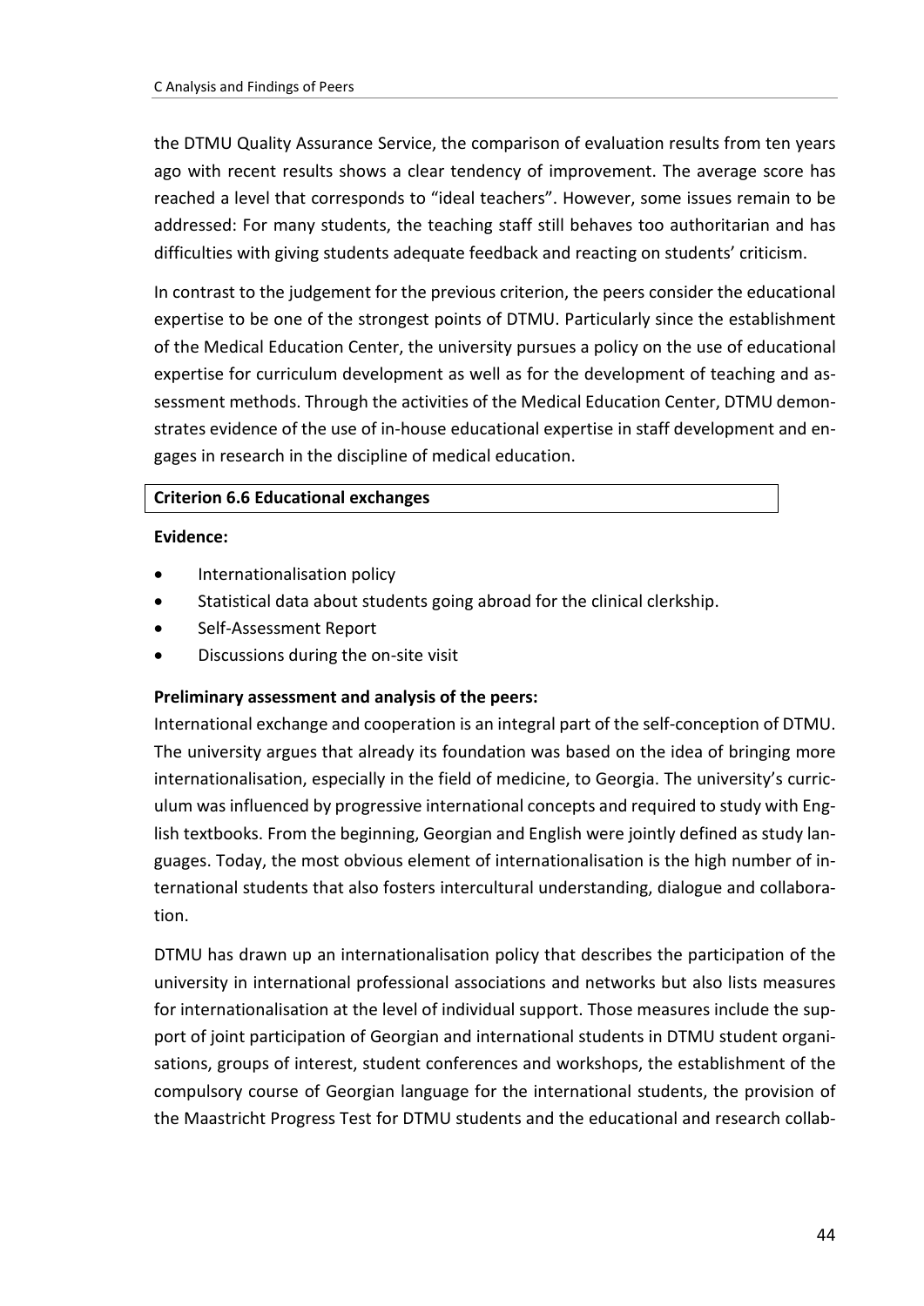the DTMU Quality Assurance Service, the comparison of evaluation results from ten years ago with recent results shows a clear tendency of improvement. The average score has reached a level that corresponds to "ideal teachers". However, some issues remain to be addressed: For many students, the teaching staff still behaves too authoritarian and has difficulties with giving students adequate feedback and reacting on students' criticism.

In contrast to the judgement for the previous criterion, the peers consider the educational expertise to be one of the strongest points of DTMU. Particularly since the establishment of the Medical Education Center, the university pursues a policy on the use of educational expertise for curriculum development as well as for the development of teaching and assessment methods. Through the activities of the Medical Education Center, DTMU demonstrates evidence of the use of in-house educational expertise in staff development and engages in research in the discipline of medical education.

**Criterion 6.6 Educational exchanges**

**Evidence:**

- Internationalisation policy
- Statistical data about students going abroad for the clinical clerkship.
- Self-Assessment Report
- Discussions during the on-site visit

**Preliminary assessment and analysis of the peers:**

International exchange and cooperation is an integral part of the self-conception of DTMU. The university argues that already its foundation was based on the idea of bringing more internationalisation, especially in the field of medicine, to Georgia. The university's curriculum was influenced by progressive international concepts and required to study with English textbooks. From the beginning, Georgian and English were jointly defined as study languages. Today, the most obvious element of internationalisation is the high number of international students that also fosters intercultural understanding, dialogue and collaboration.

DTMU has drawn up an internationalisation policy that describes the participation of the university in international professional associations and networks but also lists measures for internationalisation at the level of individual support. Those measures include the support of joint participation of Georgian and international students in DTMU student organisations, groups of interest, student conferences and workshops, the establishment of the compulsory course of Georgian language for the international students, the provision of the Maastricht Progress Test for DTMU students and the educational and research collab-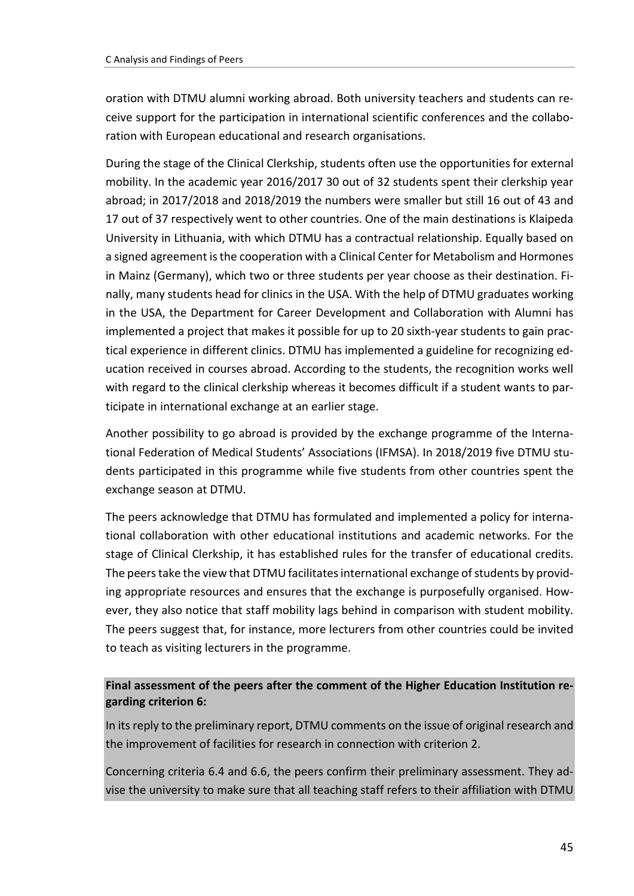oration with DTMU alumni working abroad. Both university teachers and students can receive support for the participation in international scientific conferences and the collaboration with European educational and research organisations.

During the stage of the Clinical Clerkship, students often use the opportunities for external mobility. In the academic year 2016/2017 30 out of 32 students spent their clerkship year abroad; in 2017/2018 and 2018/2019 the numbers were smaller but still 16 out of 43 and 17 out of 37 respectively went to other countries. One of the main destinations is Klaipeda University in Lithuania, with which DTMU has a contractual relationship. Equally based on a signed agreement is the cooperation with a Clinical Center for Metabolism and Hormones in Mainz (Germany), which two or three students per year choose as their destination. Finally, many students head for clinics in the USA. With the help of DTMU graduates working in the USA, the Department for Career Development and Collaboration with Alumni has implemented a project that makes it possible for up to 20 sixth-year students to gain practical experience in different clinics. DTMU has implemented a guideline for recognizing education received in courses abroad. According to the students, the recognition works well with regard to the clinical clerkship whereas it becomes difficult if a student wants to participate in international exchange at an earlier stage.

Another possibility to go abroad is provided by the exchange programme of the International Federation of Medical Students' Associations (IFMSA). In 2018/2019 five DTMU students participated in this programme while five students from other countries spent the exchange season at DTMU.

The peers acknowledge that DTMU has formulated and implemented a policy for international collaboration with other educational institutions and academic networks. For the stage of Clinical Clerkship, it has established rules for the transfer of educational credits. The peers take the view that DTMU facilitates international exchange of students by providing appropriate resources and ensures that the exchange is purposefully organised. However, they also notice that staff mobility lags behind in comparison with student mobility. The peers suggest that, for instance, more lecturers from other countries could be invited to teach as visiting lecturers in the programme.

**Final assessment of the peers after the comment of the Higher Education Institution regarding criterion 6:**

In its reply to the preliminary report, DTMU comments on the issue of original research and the improvement of facilities for research in connection with criterion 2.

Concerning criteria 6.4 and 6.6, the peers confirm their preliminary assessment. They advise the university to make sure that all teaching staff refers to their affiliation with DTMU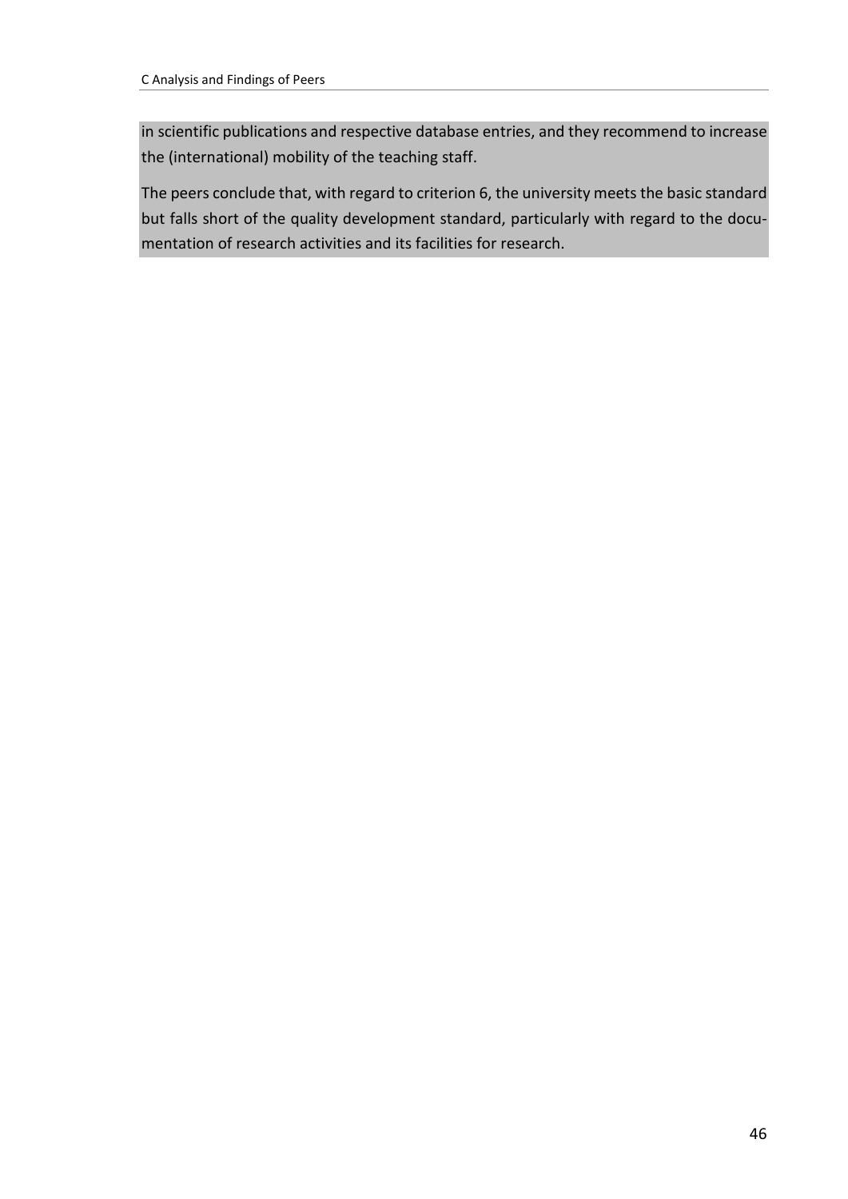in scientific publications and respective database entries, and they recommend to increase the (international) mobility of the teaching staff.

The peers conclude that, with regard to criterion 6, the university meets the basic standard but falls short of the quality development standard, particularly with regard to the documentation of research activities and its facilities for research.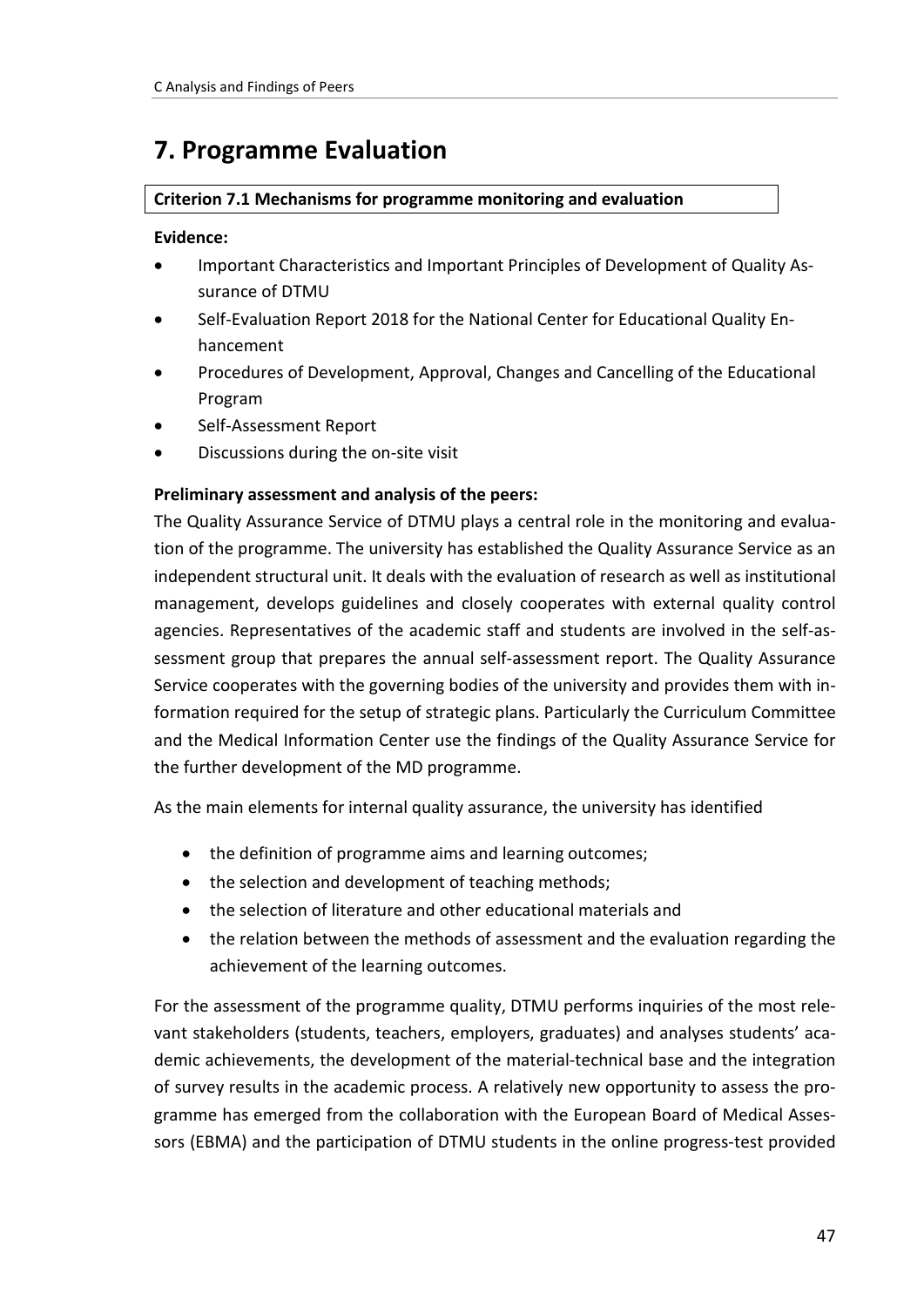# 7. Programme Evaluation

**Criterion 7.1 Mechanisms for programme monitoring and evaluation**

**Evidence:**

- Important Characteristics and Important Principles of Development of Quality Assurance of DTMU
- Self-Evaluation Report 2018 for the National Center for Educational Quality Enhancement
- Procedures of Development, Approval, Changes and Cancelling of the Educational Program
- Self-Assessment Report
- Discussions during the on-site visit

**Preliminary assessment and analysis of the peers:**

The Quality Assurance Service of DTMU plays a central role in the monitoring and evaluation of the programme. The university has established the Quality Assurance Service as an independent structural unit. It deals with the evaluation of research as well as institutional management, develops guidelines and closely cooperates with external quality control agencies. Representatives of the academic staff and students are involved in the self-assessment group that prepares the annual self-assessment report. The Quality Assurance Service cooperates with the governing bodies of the university and provides them with information required for the setup of strategic plans. Particularly the Curriculum Committee and the Medical Information Center use the findings of the Quality Assurance Service for the further development of the MD programme.

As the main elements for internal quality assurance, the university has identified

- the definition of programme aims and learning outcomes;
- the selection and development of teaching methods;
- the selection of literature and other educational materials and
- the relation between the methods of assessment and the evaluation regarding the achievement of the learning outcomes.

For the assessment of the programme quality, DTMU performs inquiries of the most relevant stakeholders (students, teachers, employers, graduates) and analyses students' academic achievements, the development of the material-technical base and the integration of survey results in the academic process. A relatively new opportunity to assess the programme has emerged from the collaboration with the European Board of Medical Assessors (EBMA) and the participation of DTMU students in the online progress-test provided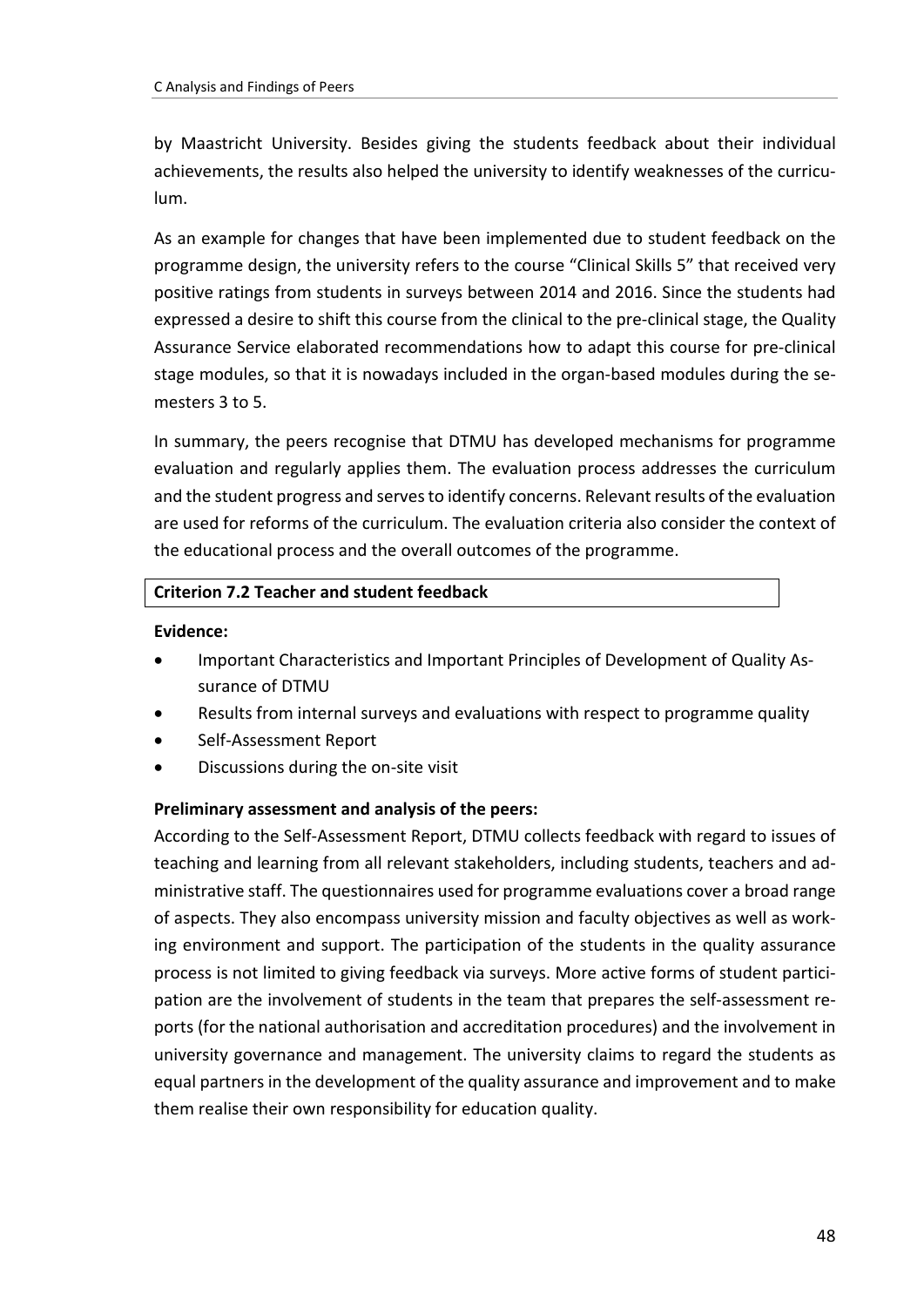by Maastricht University. Besides giving the students feedback about their individual achievements, the results also helped the university to identify weaknesses of the curriculum.

As an example for changes that have been implemented due to student feedback on the programme design, the university refers to the course "Clinical Skills 5" that received very positive ratings from students in surveys between 2014 and 2016. Since the students had expressed a desire to shift this course from the clinical to the pre-clinical stage, the Quality Assurance Service elaborated recommendations how to adapt this course for pre-clinical stage modules, so that it is nowadays included in the organ-based modules during the semesters 3 to 5.

In summary, the peers recognise that DTMU has developed mechanisms for programme evaluation and regularly applies them. The evaluation process addresses the curriculum and the student progress and serves to identify concerns. Relevant results of the evaluation are used for reforms of the curriculum. The evaluation criteria also consider the context of the educational process and the overall outcomes of the programme.

**Criterion 7.2 Teacher and student feedback**

**Evidence:**

- Important Characteristics and Important Principles of Development of Quality Assurance of DTMU
- Results from internal surveys and evaluations with respect to programme quality
- Self-Assessment Report
- Discussions during the on-site visit

**Preliminary assessment and analysis of the peers:**

According to the Self-Assessment Report, DTMU collects feedback with regard to issues of teaching and learning from all relevant stakeholders, including students, teachers and administrative staff. The questionnaires used for programme evaluations cover a broad range of aspects. They also encompass university mission and faculty objectives as well as working environment and support. The participation of the students in the quality assurance process is not limited to giving feedback via surveys. More active forms of student participation are the involvement of students in the team that prepares the self-assessment reports (for the national authorisation and accreditation procedures) and the involvement in university governance and management. The university claims to regard the students as equal partners in the development of the quality assurance and improvement and to make them realise their own responsibility for education quality.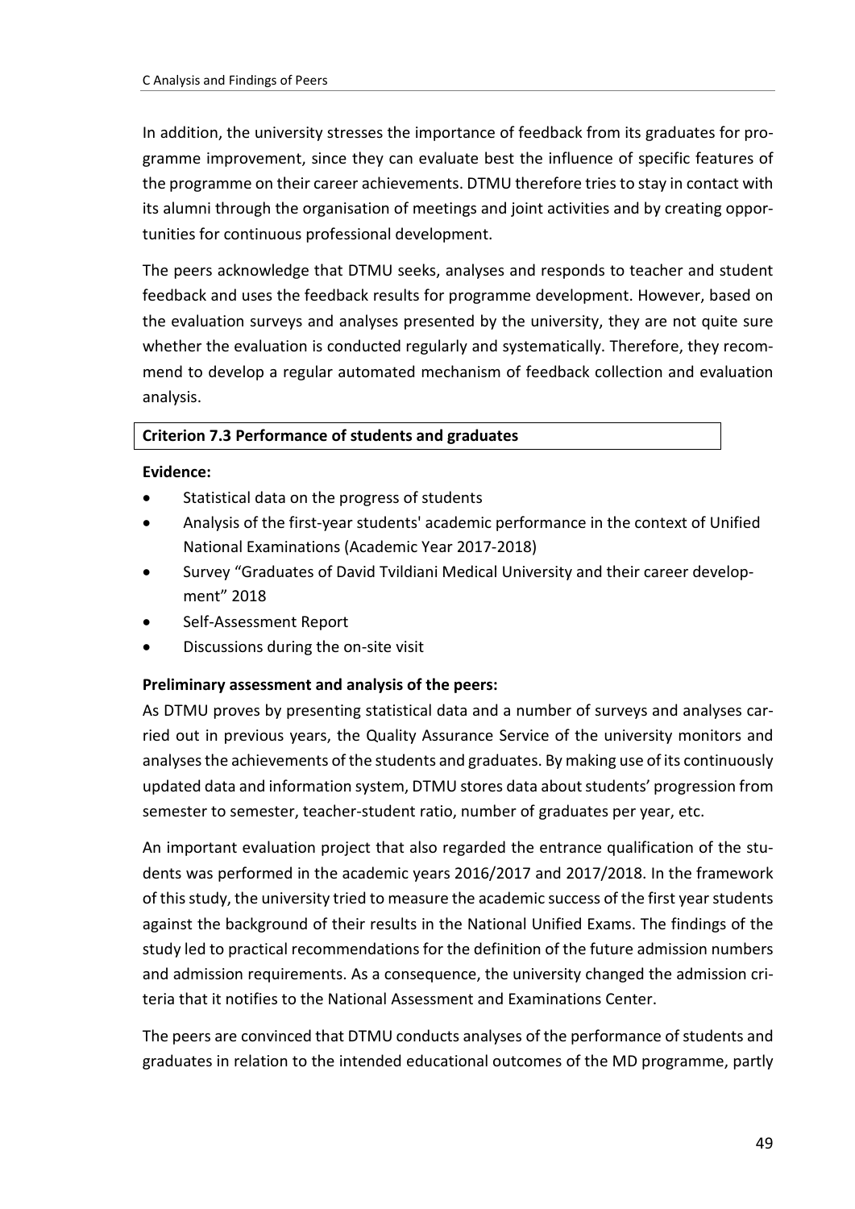In addition, the university stresses the importance of feedback from its graduates for programme improvement, since they can evaluate best the influence of specific features of the programme on their career achievements. DTMU therefore tries to stay in contact with its alumni through the organisation of meetings and joint activities and by creating opportunities for continuous professional development.

The peers acknowledge that DTMU seeks, analyses and responds to teacher and student feedback and uses the feedback results for programme development. However, based on the evaluation surveys and analyses presented by the university, they are not quite sure whether the evaluation is conducted regularly and systematically. Therefore, they recommend to develop a regular automated mechanism of feedback collection and evaluation analysis.

**Criterion 7.3 Performance of students and graduates**

**Evidence:**

- Statistical data on the progress of students
- Analysis of the first-year students' academic performance in the context of Unified National Examinations (Academic Year 2017-2018)
- Survey "Graduates of David Tvildiani Medical University and their career development" 2018
- Self-Assessment Report
- Discussions during the on-site visit

**Preliminary assessment and analysis of the peers:**

As DTMU proves by presenting statistical data and a number of surveys and analyses carried out in previous years, the Quality Assurance Service of the university monitors and analyses the achievements of the students and graduates. By making use of its continuously updated data and information system, DTMU stores data about students' progression from semester to semester, teacher-student ratio, number of graduates per year, etc.

An important evaluation project that also regarded the entrance qualification of the students was performed in the academic years 2016/2017 and 2017/2018. In the framework of this study, the university tried to measure the academic success of the first year students against the background of their results in the National Unified Exams. The findings of the study led to practical recommendations for the definition of the future admission numbers and admission requirements. As a consequence, the university changed the admission criteria that it notifies to the National Assessment and Examinations Center.

The peers are convinced that DTMU conducts analyses of the performance of students and graduates in relation to the intended educational outcomes of the MD programme, partly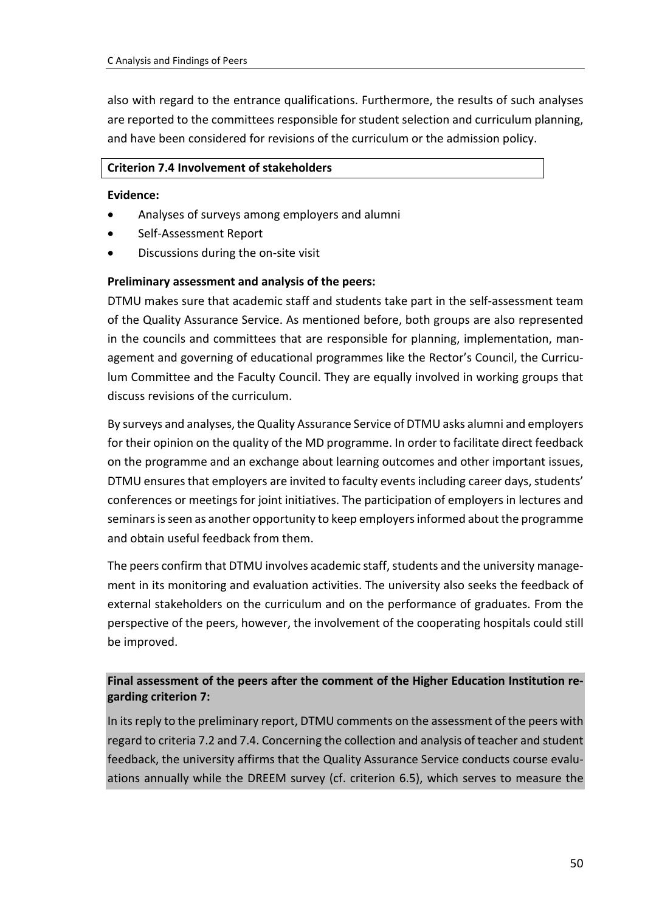also with regard to the entrance qualifications. Furthermore, the results of such analyses are reported to the committees responsible for student selection and curriculum planning, and have been considered for revisions of the curriculum or the admission policy.

### Criterion 7.4 Involvement of stakeholders

**Evidence:**

- Analyses of surveys among employers and alumni
- Self-Assessment Report
- Discussions during the on-site visit

**Preliminary assessment and analysis of the peers:**

DTMU makes sure that academic staff and students take part in the self-assessment team of the Quality Assurance Service. As mentioned before, both groups are also represented in the councils and committees that are responsible for planning, implementation, management and governing of educational programmes like the Rector's Council, the Curriculum Committee and the Faculty Council. They are equally involved in working groups that discuss revisions of the curriculum.

By surveys and analyses, the Quality Assurance Service of DTMU asks alumni and employers for their opinion on the quality of the MD programme. In order to facilitate direct feedback on the programme and an exchange about learning outcomes and other important issues, DTMU ensures that employers are invited to faculty events including career days, students' conferences or meetings for joint initiatives. The participation of employers in lectures and seminars is seen as another opportunity to keep employers informed about the programme and obtain useful feedback from them.

The peers confirm that DTMU involves academic staff, students and the university management in its monitoring and evaluation activities. The university also seeks the feedback of external stakeholders on the curriculum and on the performance of graduates. From the perspective of the peers, however, the involvement of the cooperating hospitals could still be improved.

**Final assessment of the peers after the comment of the Higher Education Institution regarding criterion 7:**

In its reply to the preliminary report, DTMU comments on the assessment of the peers with regard to criteria 7.2 and 7.4. Concerning the collection and analysis of teacher and student feedback, the university affirms that the Quality Assurance Service conducts course evaluations annually while the DREEM survey (cf. criterion 6.5), which serves to measure the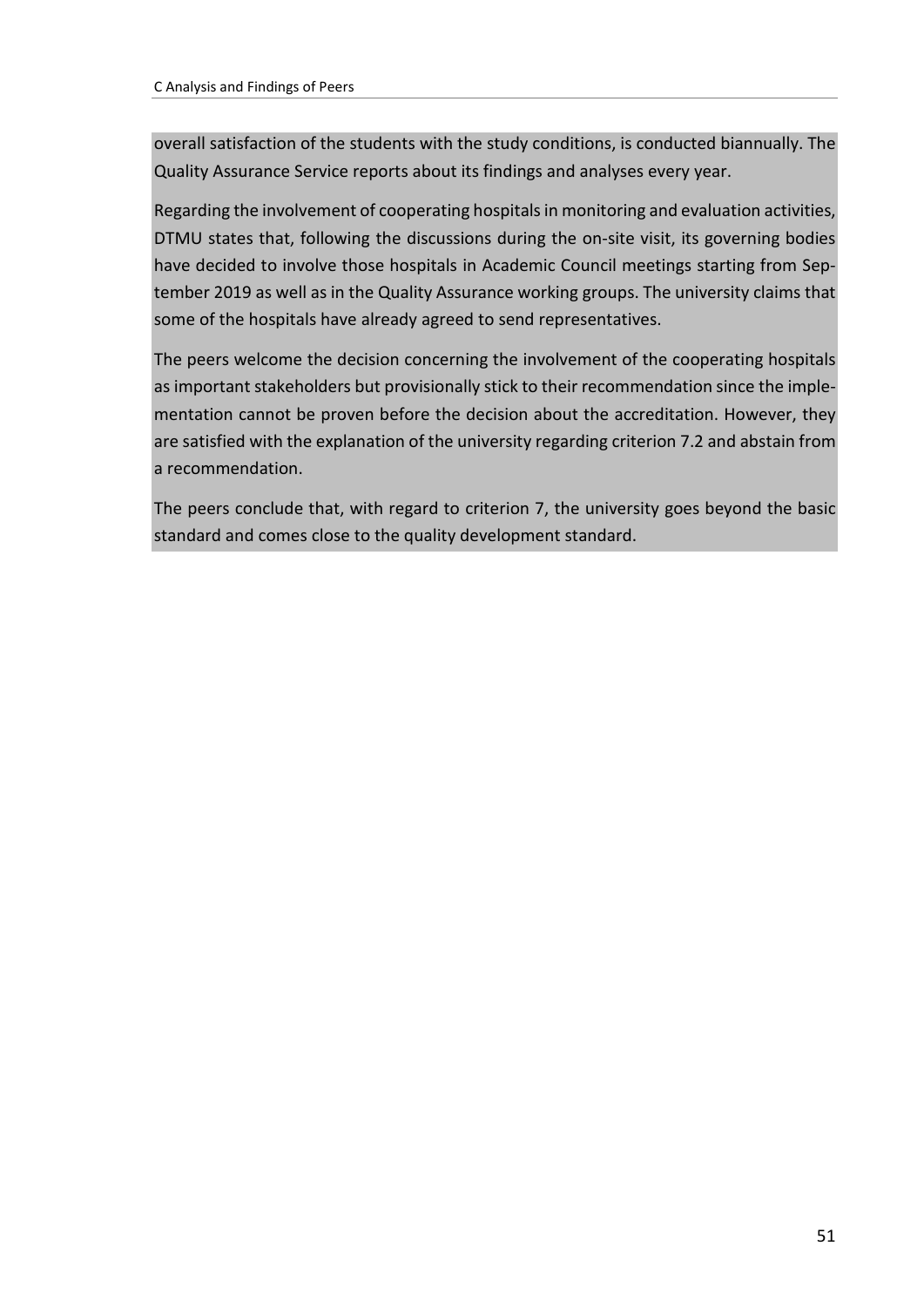overall satisfaction of the students with the study conditions, is conducted biannually. The Quality Assurance Service reports about its findings and analyses every year.

Regarding the involvement of cooperating hospitals in monitoring and evaluation activities, DTMU states that, following the discussions during the on-site visit, its governing bodies have decided to involve those hospitals in Academic Council meetings starting from September 2019 as well as in the Quality Assurance working groups. The university claims that some of the hospitals have already agreed to send representatives.

The peers welcome the decision concerning the involvement of the cooperating hospitals as important stakeholders but provisionally stick to their recommendation since the implementation cannot be proven before the decision about the accreditation. However, they are satisfied with the explanation of the university regarding criterion 7.2 and abstain from a recommendation.

The peers conclude that, with regard to criterion 7, the university goes beyond the basic standard and comes close to the quality development standard.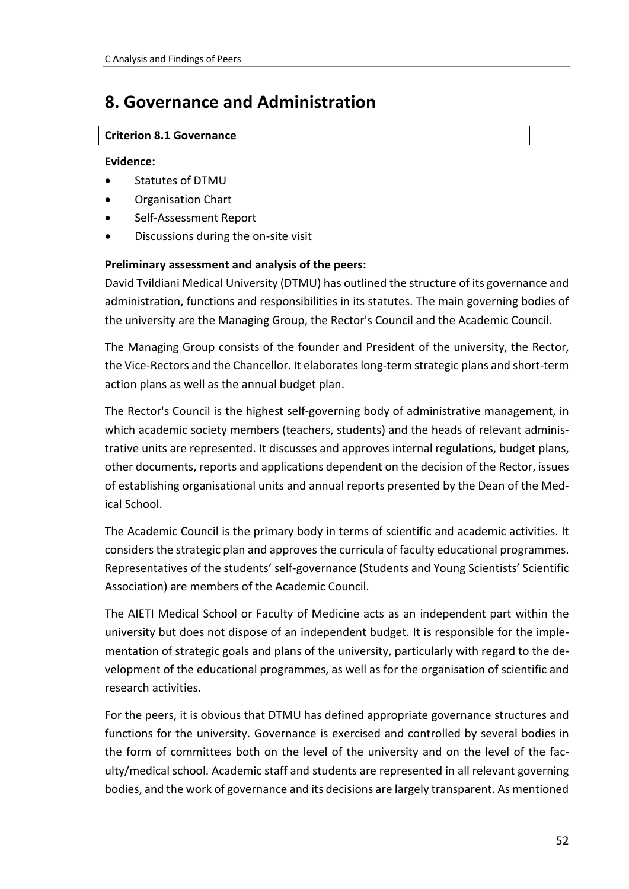# 8. Governance and Administration

| **Criterion 8.1 Governance** |
|---|

**Evidence:**

- Statutes of DTMU
- Organisation Chart
- Self-Assessment Report
- Discussions during the on-site visit

**Preliminary assessment and analysis of the peers:**

David Tvildiani Medical University (DTMU) has outlined the structure of its governance and administration, functions and responsibilities in its statutes. The main governing bodies of the university are the Managing Group, the Rector's Council and the Academic Council.

The Managing Group consists of the founder and President of the university, the Rector, the Vice-Rectors and the Chancellor. It elaborates long-term strategic plans and short-term action plans as well as the annual budget plan.

The Rector's Council is the highest self-governing body of administrative management, in which academic society members (teachers, students) and the heads of relevant administrative units are represented. It discusses and approves internal regulations, budget plans, other documents, reports and applications dependent on the decision of the Rector, issues of establishing organisational units and annual reports presented by the Dean of the Medical School.

The Academic Council is the primary body in terms of scientific and academic activities. It considers the strategic plan and approves the curricula of faculty educational programmes. Representatives of the students' self-governance (Students and Young Scientists' Scientific Association) are members of the Academic Council.

The AIETI Medical School or Faculty of Medicine acts as an independent part within the university but does not dispose of an independent budget. It is responsible for the implementation of strategic goals and plans of the university, particularly with regard to the development of the educational programmes, as well as for the organisation of scientific and research activities.

For the peers, it is obvious that DTMU has defined appropriate governance structures and functions for the university. Governance is exercised and controlled by several bodies in the form of committees both on the level of the university and on the level of the faculty/medical school. Academic staff and students are represented in all relevant governing bodies, and the work of governance and its decisions are largely transparent. As mentioned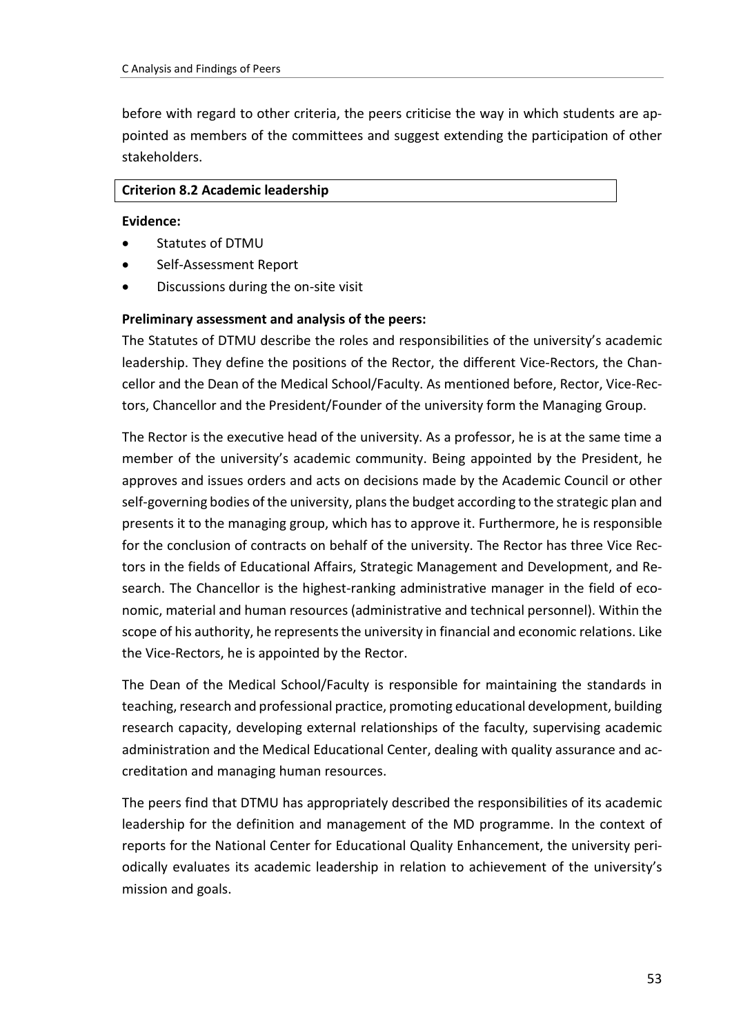before with regard to other criteria, the peers criticise the way in which students are appointed as members of the committees and suggest extending the participation of other stakeholders.

**Criterion 8.2 Academic leadership**

**Evidence:**

- Statutes of DTMU
- Self-Assessment Report
- Discussions during the on-site visit

**Preliminary assessment and analysis of the peers:**

The Statutes of DTMU describe the roles and responsibilities of the university's academic leadership. They define the positions of the Rector, the different Vice-Rectors, the Chancellor and the Dean of the Medical School/Faculty. As mentioned before, Rector, Vice-Rectors, Chancellor and the President/Founder of the university form the Managing Group.

The Rector is the executive head of the university. As a professor, he is at the same time a member of the university's academic community. Being appointed by the President, he approves and issues orders and acts on decisions made by the Academic Council or other self-governing bodies of the university, plans the budget according to the strategic plan and presents it to the managing group, which has to approve it. Furthermore, he is responsible for the conclusion of contracts on behalf of the university. The Rector has three Vice Rectors in the fields of Educational Affairs, Strategic Management and Development, and Research. The Chancellor is the highest-ranking administrative manager in the field of economic, material and human resources (administrative and technical personnel). Within the scope of his authority, he represents the university in financial and economic relations. Like the Vice-Rectors, he is appointed by the Rector.

The Dean of the Medical School/Faculty is responsible for maintaining the standards in teaching, research and professional practice, promoting educational development, building research capacity, developing external relationships of the faculty, supervising academic administration and the Medical Educational Center, dealing with quality assurance and accreditation and managing human resources.

The peers find that DTMU has appropriately described the responsibilities of its academic leadership for the definition and management of the MD programme. In the context of reports for the National Center for Educational Quality Enhancement, the university periodically evaluates its academic leadership in relation to achievement of the university's mission and goals.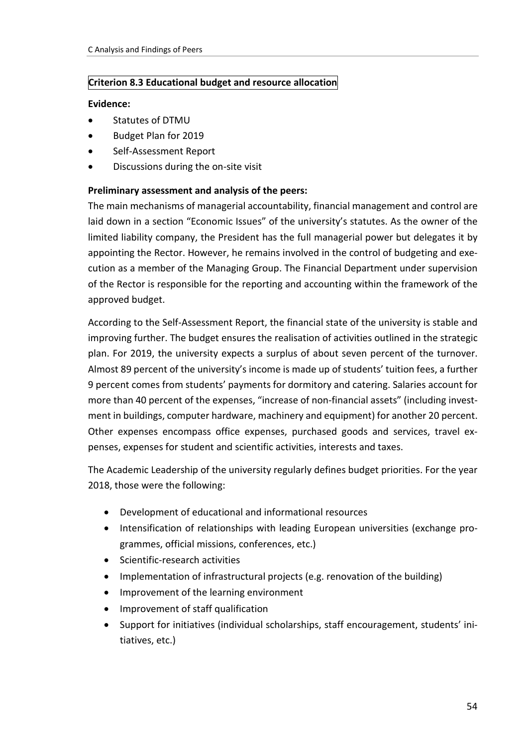**Criterion 8.3 Educational budget and resource allocation**

**Evidence:**

- Statutes of DTMU
- Budget Plan for 2019
- Self-Assessment Report
- Discussions during the on-site visit

**Preliminary assessment and analysis of the peers:**

The main mechanisms of managerial accountability, financial management and control are laid down in a section "Economic Issues" of the university's statutes. As the owner of the limited liability company, the President has the full managerial power but delegates it by appointing the Rector. However, he remains involved in the control of budgeting and execution as a member of the Managing Group. The Financial Department under supervision of the Rector is responsible for the reporting and accounting within the framework of the approved budget.

According to the Self-Assessment Report, the financial state of the university is stable and improving further. The budget ensures the realisation of activities outlined in the strategic plan. For 2019, the university expects a surplus of about seven percent of the turnover. Almost 89 percent of the university's income is made up of students' tuition fees, a further 9 percent comes from students' payments for dormitory and catering. Salaries account for more than 40 percent of the expenses, "increase of non-financial assets" (including investment in buildings, computer hardware, machinery and equipment) for another 20 percent. Other expenses encompass office expenses, purchased goods and services, travel expenses, expenses for student and scientific activities, interests and taxes.

The Academic Leadership of the university regularly defines budget priorities. For the year 2018, those were the following:

- Development of educational and informational resources
- Intensification of relationships with leading European universities (exchange programmes, official missions, conferences, etc.)
- Scientific-research activities
- Implementation of infrastructural projects (e.g. renovation of the building)
- Improvement of the learning environment
- Improvement of staff qualification
- Support for initiatives (individual scholarships, staff encouragement, students' initiatives, etc.)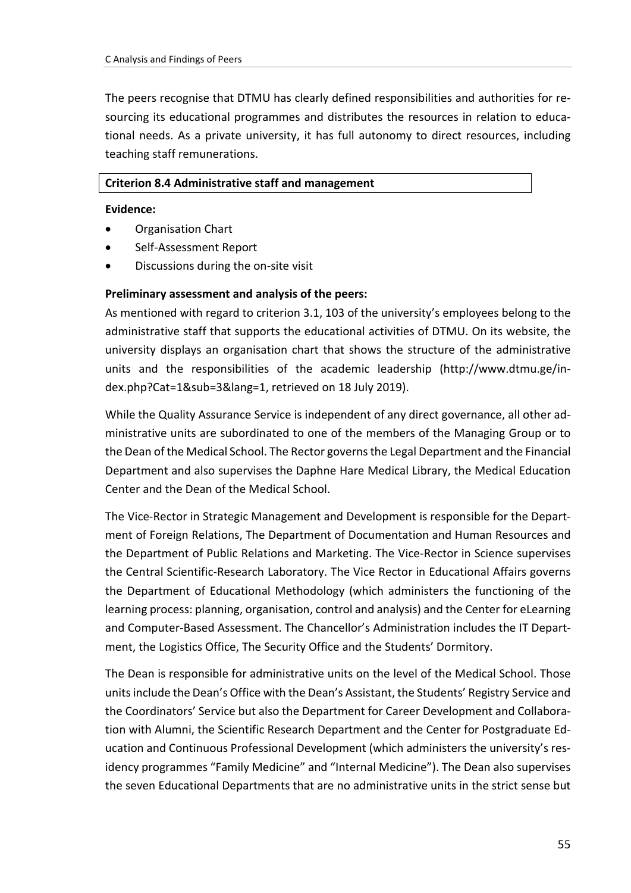The peers recognise that DTMU has clearly defined responsibilities and authorities for resourcing its educational programmes and distributes the resources in relation to educational needs. As a private university, it has full autonomy to direct resources, including teaching staff remunerations.

**Criterion 8.4 Administrative staff and management**

**Evidence:**

- Organisation Chart
- Self-Assessment Report
- Discussions during the on-site visit

**Preliminary assessment and analysis of the peers:**

As mentioned with regard to criterion 3.1, 103 of the university's employees belong to the administrative staff that supports the educational activities of DTMU. On its website, the university displays an organisation chart that shows the structure of the administrative units and the responsibilities of the academic leadership (http://www.dtmu.ge/index.php?Cat=1&sub=3&lang=1, retrieved on 18 July 2019).

While the Quality Assurance Service is independent of any direct governance, all other administrative units are subordinated to one of the members of the Managing Group or to the Dean of the Medical School. The Rector governs the Legal Department and the Financial Department and also supervises the Daphne Hare Medical Library, the Medical Education Center and the Dean of the Medical School.

The Vice-Rector in Strategic Management and Development is responsible for the Department of Foreign Relations, The Department of Documentation and Human Resources and the Department of Public Relations and Marketing. The Vice-Rector in Science supervises the Central Scientific-Research Laboratory. The Vice Rector in Educational Affairs governs the Department of Educational Methodology (which administers the functioning of the learning process: planning, organisation, control and analysis) and the Center for eLearning and Computer-Based Assessment. The Chancellor's Administration includes the IT Department, the Logistics Office, The Security Office and the Students' Dormitory.

The Dean is responsible for administrative units on the level of the Medical School. Those units include the Dean's Office with the Dean's Assistant, the Students' Registry Service and the Coordinators' Service but also the Department for Career Development and Collaboration with Alumni, the Scientific Research Department and the Center for Postgraduate Education and Continuous Professional Development (which administers the university's residency programmes "Family Medicine" and "Internal Medicine"). The Dean also supervises the seven Educational Departments that are no administrative units in the strict sense but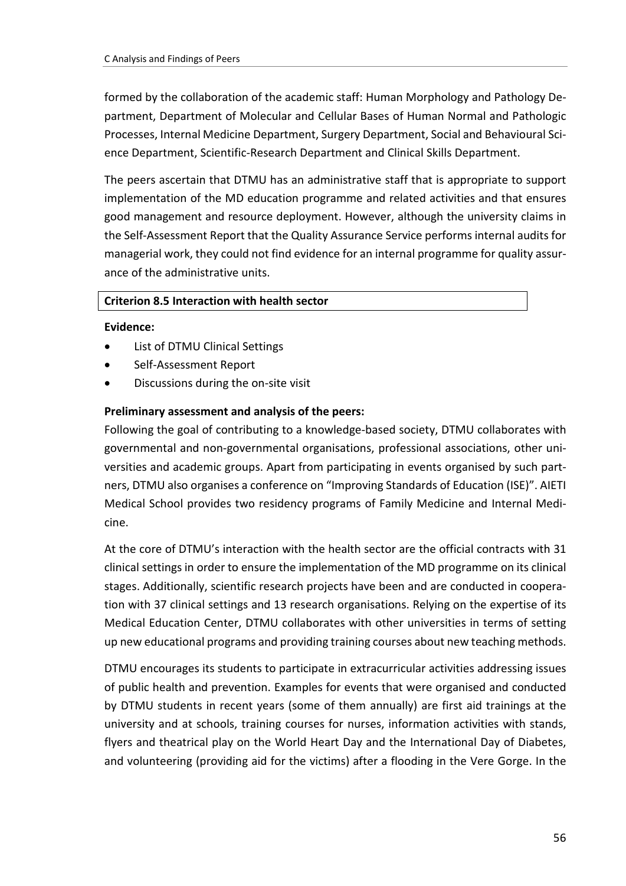formed by the collaboration of the academic staff: Human Morphology and Pathology Department, Department of Molecular and Cellular Bases of Human Normal and Pathologic Processes, Internal Medicine Department, Surgery Department, Social and Behavioural Science Department, Scientific-Research Department and Clinical Skills Department.

The peers ascertain that DTMU has an administrative staff that is appropriate to support implementation of the MD education programme and related activities and that ensures good management and resource deployment. However, although the university claims in the Self-Assessment Report that the Quality Assurance Service performs internal audits for managerial work, they could not find evidence for an internal programme for quality assurance of the administrative units.

**Criterion 8.5 Interaction with health sector**

**Evidence:**

- List of DTMU Clinical Settings
- Self-Assessment Report
- Discussions during the on-site visit

**Preliminary assessment and analysis of the peers:**

Following the goal of contributing to a knowledge-based society, DTMU collaborates with governmental and non-governmental organisations, professional associations, other universities and academic groups. Apart from participating in events organised by such partners, DTMU also organises a conference on "Improving Standards of Education (ISE)". AIETI Medical School provides two residency programs of Family Medicine and Internal Medicine.

At the core of DTMU's interaction with the health sector are the official contracts with 31 clinical settings in order to ensure the implementation of the MD programme on its clinical stages. Additionally, scientific research projects have been and are conducted in cooperation with 37 clinical settings and 13 research organisations. Relying on the expertise of its Medical Education Center, DTMU collaborates with other universities in terms of setting up new educational programs and providing training courses about new teaching methods.

DTMU encourages its students to participate in extracurricular activities addressing issues of public health and prevention. Examples for events that were organised and conducted by DTMU students in recent years (some of them annually) are first aid trainings at the university and at schools, training courses for nurses, information activities with stands, flyers and theatrical play on the World Heart Day and the International Day of Diabetes, and volunteering (providing aid for the victims) after a flooding in the Vere Gorge. In the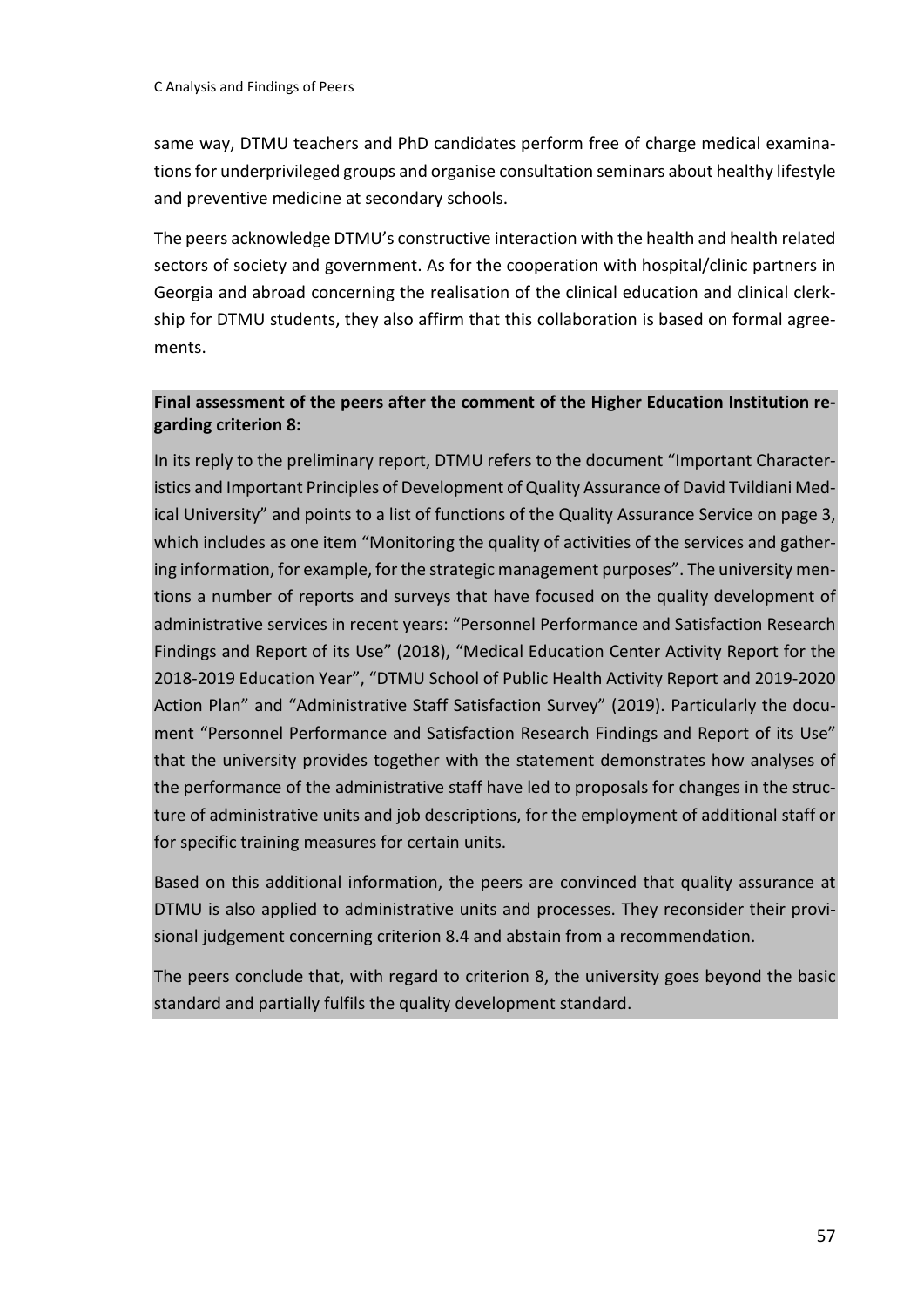same way, DTMU teachers and PhD candidates perform free of charge medical examinations for underprivileged groups and organise consultation seminars about healthy lifestyle and preventive medicine at secondary schools.

The peers acknowledge DTMU's constructive interaction with the health and health related sectors of society and government. As for the cooperation with hospital/clinic partners in Georgia and abroad concerning the realisation of the clinical education and clinical clerkship for DTMU students, they also affirm that this collaboration is based on formal agreements.

**Final assessment of the peers after the comment of the Higher Education Institution regarding criterion 8:**

In its reply to the preliminary report, DTMU refers to the document "Important Characteristics and Important Principles of Development of Quality Assurance of David Tvildiani Medical University" and points to a list of functions of the Quality Assurance Service on page 3, which includes as one item "Monitoring the quality of activities of the services and gathering information, for example, for the strategic management purposes". The university mentions a number of reports and surveys that have focused on the quality development of administrative services in recent years: "Personnel Performance and Satisfaction Research Findings and Report of its Use" (2018), "Medical Education Center Activity Report for the 2018-2019 Education Year", "DTMU School of Public Health Activity Report and 2019-2020 Action Plan" and "Administrative Staff Satisfaction Survey" (2019). Particularly the document "Personnel Performance and Satisfaction Research Findings and Report of its Use" that the university provides together with the statement demonstrates how analyses of the performance of the administrative staff have led to proposals for changes in the structure of administrative units and job descriptions, for the employment of additional staff or for specific training measures for certain units.

Based on this additional information, the peers are convinced that quality assurance at DTMU is also applied to administrative units and processes. They reconsider their provisional judgement concerning criterion 8.4 and abstain from a recommendation.

The peers conclude that, with regard to criterion 8, the university goes beyond the basic standard and partially fulfils the quality development standard.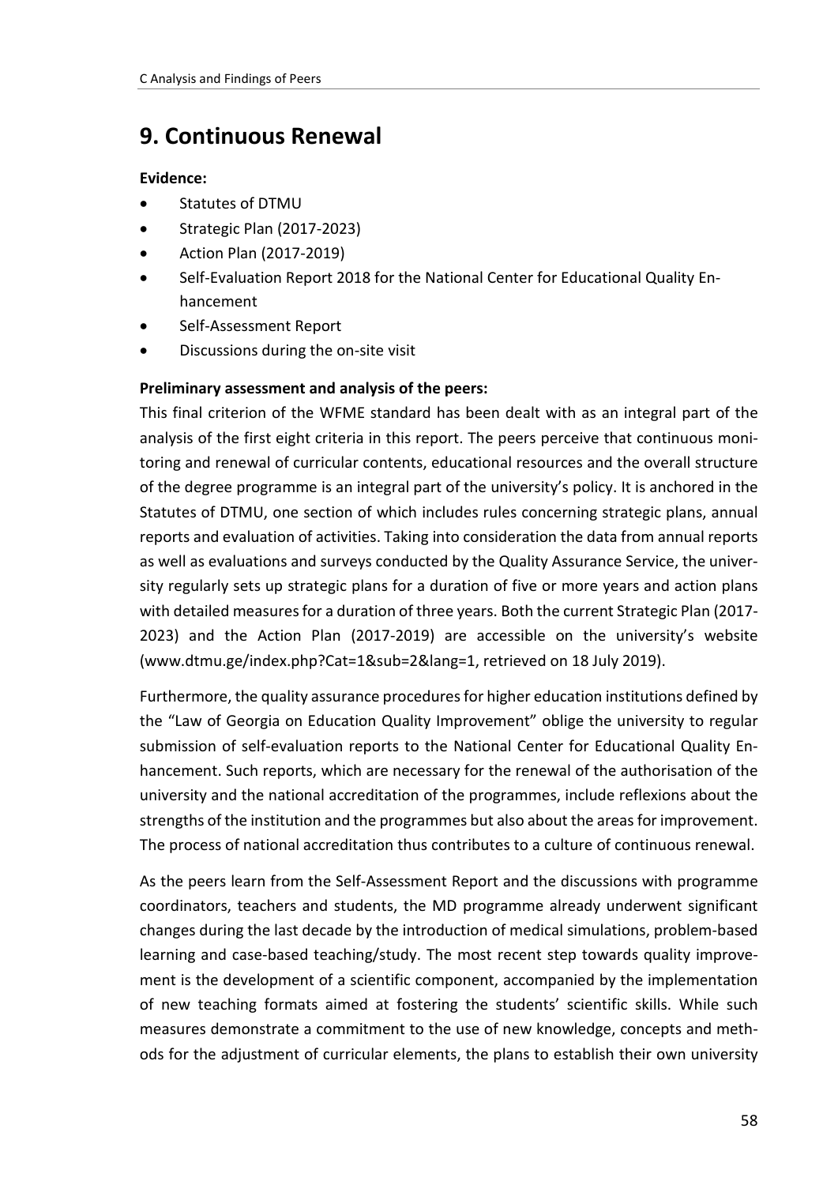# 9. Continuous Renewal

**Evidence:**

- Statutes of DTMU
- Strategic Plan (2017-2023)
- Action Plan (2017-2019)
- Self-Evaluation Report 2018 for the National Center for Educational Quality Enhancement
- Self-Assessment Report
- Discussions during the on-site visit

**Preliminary assessment and analysis of the peers:**

This final criterion of the WFME standard has been dealt with as an integral part of the analysis of the first eight criteria in this report. The peers perceive that continuous monitoring and renewal of curricular contents, educational resources and the overall structure of the degree programme is an integral part of the university's policy. It is anchored in the Statutes of DTMU, one section of which includes rules concerning strategic plans, annual reports and evaluation of activities. Taking into consideration the data from annual reports as well as evaluations and surveys conducted by the Quality Assurance Service, the university regularly sets up strategic plans for a duration of five or more years and action plans with detailed measures for a duration of three years. Both the current Strategic Plan (2017-2023) and the Action Plan (2017-2019) are accessible on the university's website (www.dtmu.ge/index.php?Cat=1&sub=2&lang=1, retrieved on 18 July 2019).

Furthermore, the quality assurance procedures for higher education institutions defined by the "Law of Georgia on Education Quality Improvement" oblige the university to regular submission of self-evaluation reports to the National Center for Educational Quality Enhancement. Such reports, which are necessary for the renewal of the authorisation of the university and the national accreditation of the programmes, include reflexions about the strengths of the institution and the programmes but also about the areas for improvement. The process of national accreditation thus contributes to a culture of continuous renewal.

As the peers learn from the Self-Assessment Report and the discussions with programme coordinators, teachers and students, the MD programme already underwent significant changes during the last decade by the introduction of medical simulations, problem-based learning and case-based teaching/study. The most recent step towards quality improvement is the development of a scientific component, accompanied by the implementation of new teaching formats aimed at fostering the students' scientific skills. While such measures demonstrate a commitment to the use of new knowledge, concepts and methods for the adjustment of curricular elements, the plans to establish their own university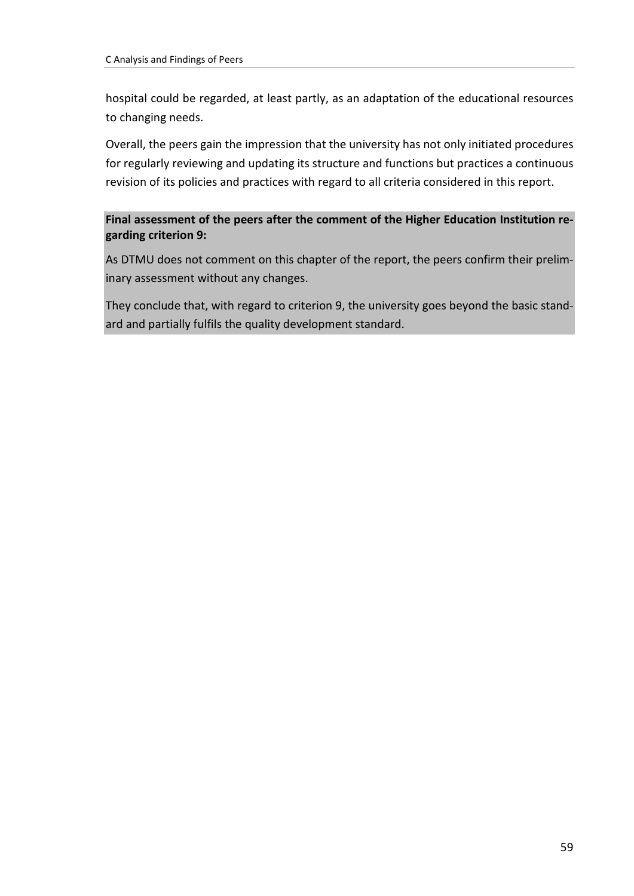hospital could be regarded, at least partly, as an adaptation of the educational resources to changing needs.

Overall, the peers gain the impression that the university has not only initiated procedures for regularly reviewing and updating its structure and functions but practices a continuous revision of its policies and practices with regard to all criteria considered in this report.

**Final assessment of the peers after the comment of the Higher Education Institution regarding criterion 9:**

As DTMU does not comment on this chapter of the report, the peers confirm their preliminary assessment without any changes.

They conclude that, with regard to criterion 9, the university goes beyond the basic standard and partially fulfils the quality development standard.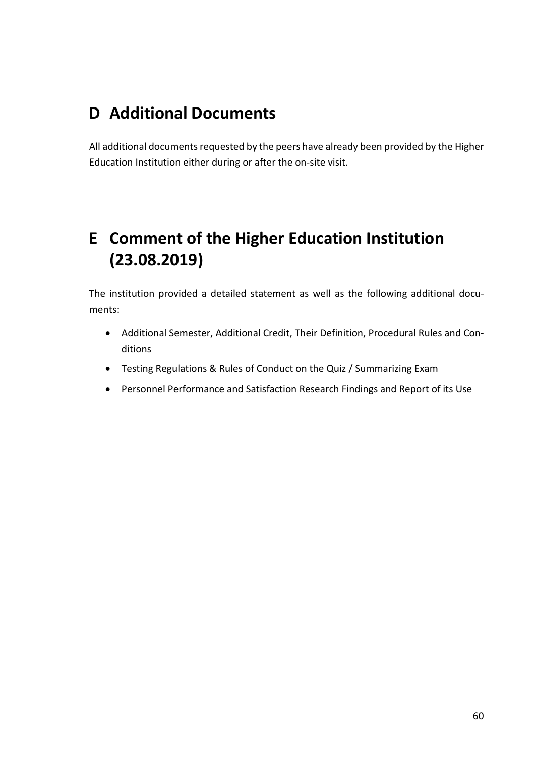# D Additional Documents

All additional documents requested by the peers have already been provided by the Higher Education Institution either during or after the on-site visit.

# E Comment of the Higher Education Institution (23.08.2019)

The institution provided a detailed statement as well as the following additional documents:

- Additional Semester, Additional Credit, Their Definition, Procedural Rules and Conditions
- Testing Regulations & Rules of Conduct on the Quiz / Summarizing Exam
- Personnel Performance and Satisfaction Research Findings and Report of its Use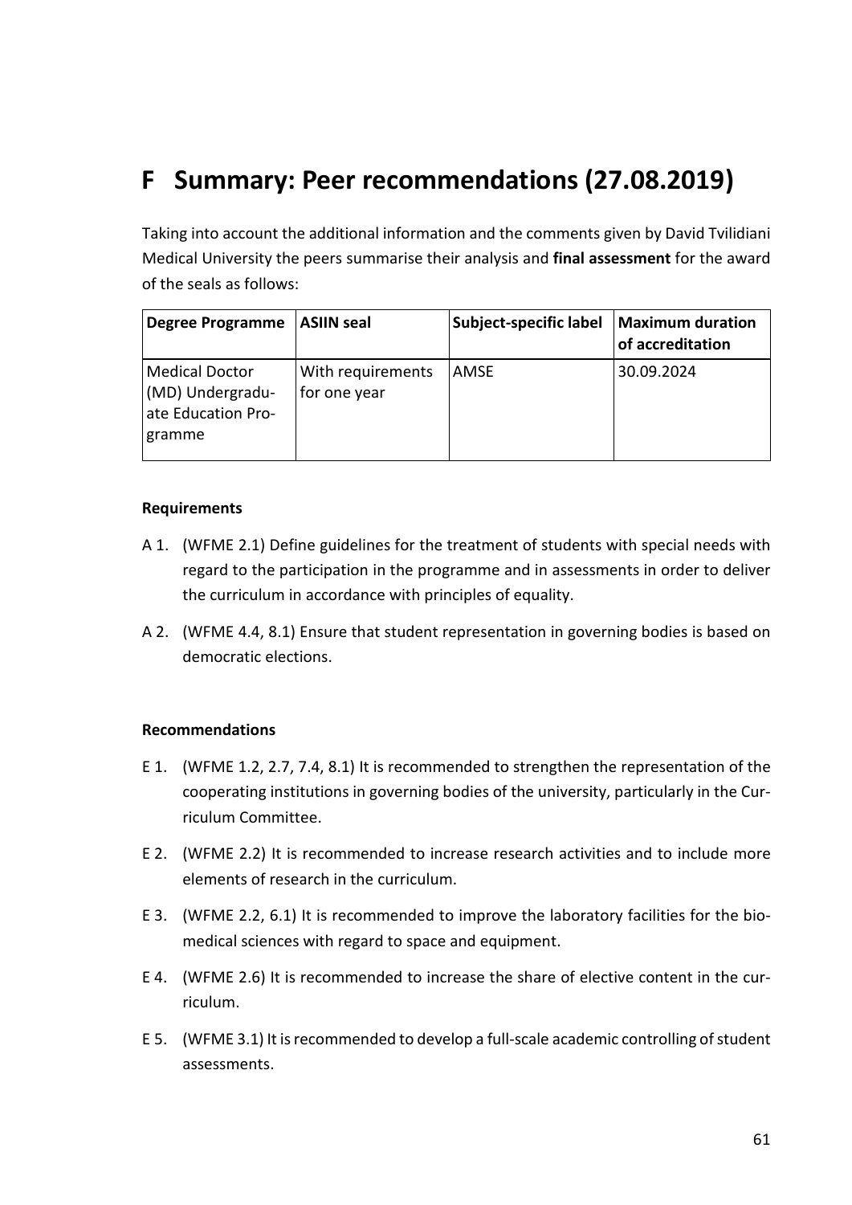# F Summary: Peer recommendations (27.08.2019)

Taking into account the additional information and the comments given by David Tvilidiani Medical University the peers summarise their analysis and **final assessment** for the award of the seals as follows:

| Degree Programme | ASIIN seal | Subject-specific label | Maximum duration of accreditation |
|---|---|---|---|
| Medical Doctor (MD) Undergraduate Education Programme | With requirements for one year | AMSE | 30.09.2024 |

**Requirements**

A 1. (WFME 2.1) Define guidelines for the treatment of students with special needs with regard to the participation in the programme and in assessments in order to deliver the curriculum in accordance with principles of equality.

A 2. (WFME 4.4, 8.1) Ensure that student representation in governing bodies is based on democratic elections.

**Recommendations**

E 1. (WFME 1.2, 2.7, 7.4, 8.1) It is recommended to strengthen the representation of the cooperating institutions in governing bodies of the university, particularly in the Curriculum Committee.

E 2. (WFME 2.2) It is recommended to increase research activities and to include more elements of research in the curriculum.

E 3. (WFME 2.2, 6.1) It is recommended to improve the laboratory facilities for the biomedical sciences with regard to space and equipment.

E 4. (WFME 2.6) It is recommended to increase the share of elective content in the curriculum.

E 5. (WFME 3.1) It is recommended to develop a full-scale academic controlling of student assessments.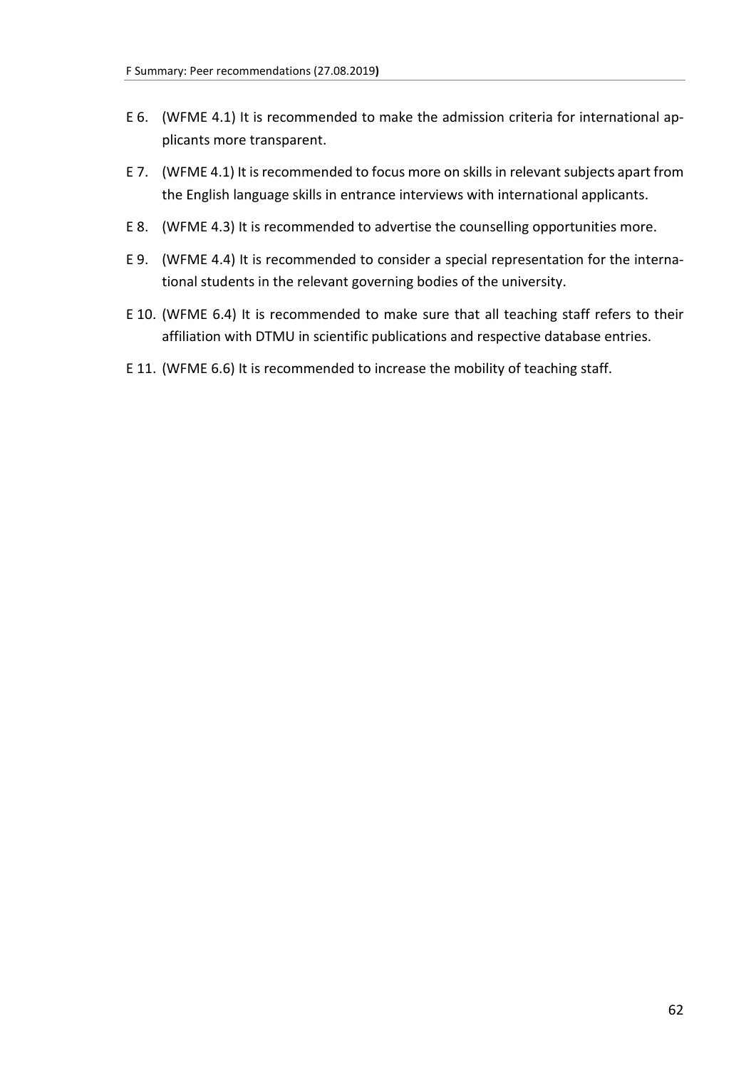E 6. (WFME 4.1) It is recommended to make the admission criteria for international applicants more transparent.

E 7. (WFME 4.1) It is recommended to focus more on skills in relevant subjects apart from the English language skills in entrance interviews with international applicants.

E 8. (WFME 4.3) It is recommended to advertise the counselling opportunities more.

E 9. (WFME 4.4) It is recommended to consider a special representation for the international students in the relevant governing bodies of the university.

E 10. (WFME 6.4) It is recommended to make sure that all teaching staff refers to their affiliation with DTMU in scientific publications and respective database entries.

E 11. (WFME 6.6) It is recommended to increase the mobility of teaching staff.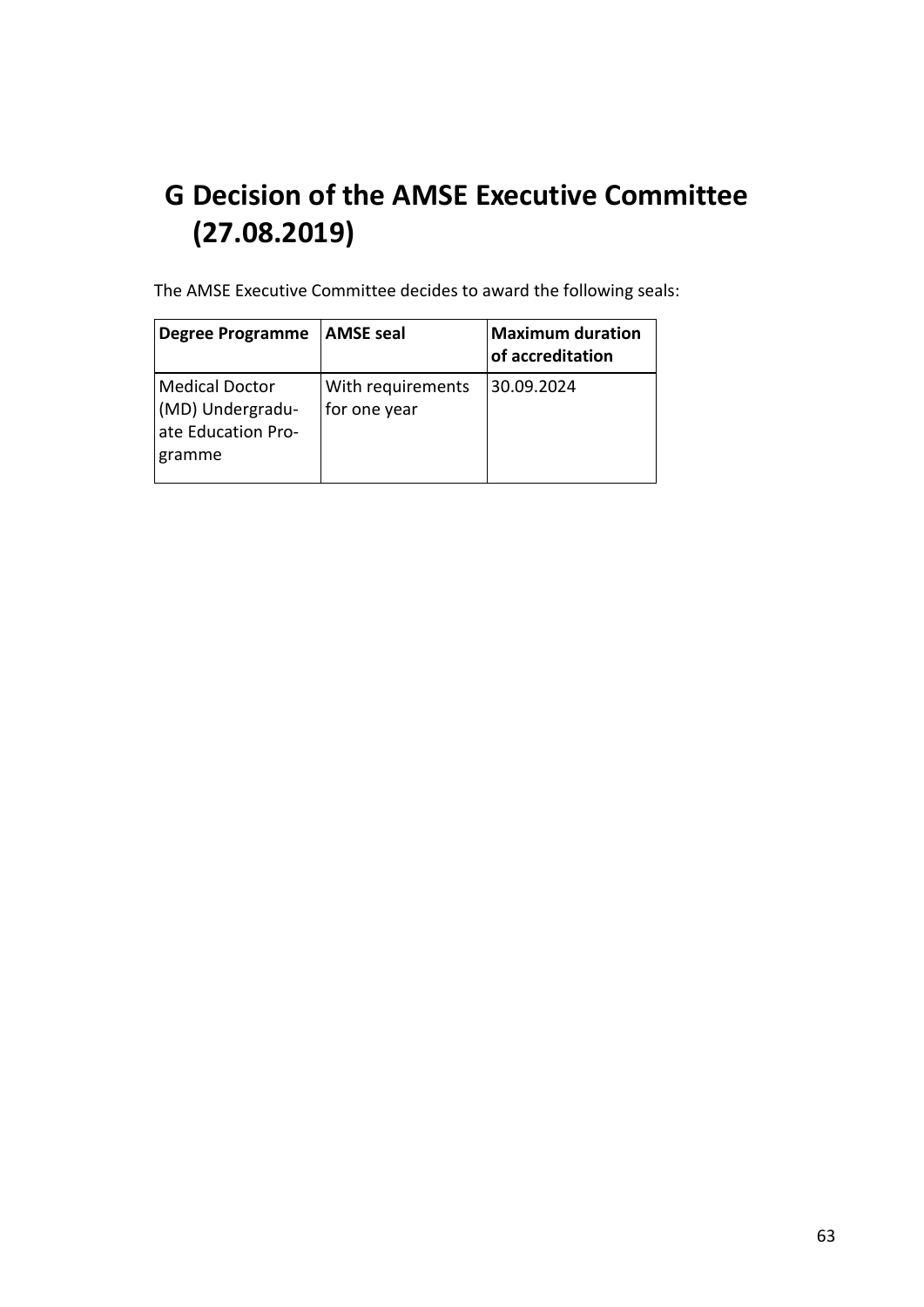# G Decision of the AMSE Executive Committee (27.08.2019)

The AMSE Executive Committee decides to award the following seals:

| Degree Programme | AMSE seal | Maximum duration of accreditation |
|---|---|---|
| Medical Doctor (MD) Undergraduate Education Programme | With requirements for one year | 30.09.2024 |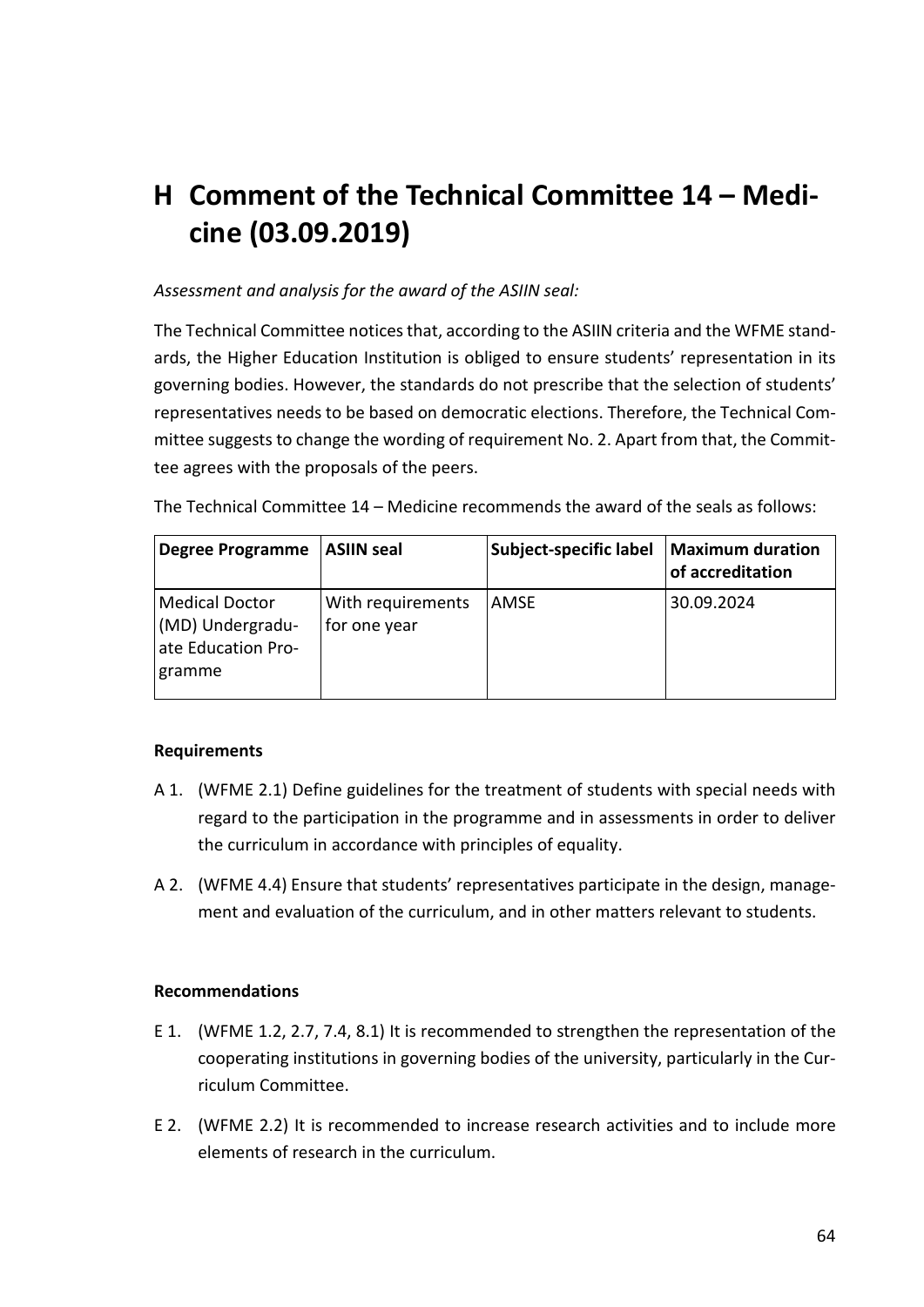# H Comment of the Technical Committee 14 – Medicine (03.09.2019)

*Assessment and analysis for the award of the ASIIN seal:*

The Technical Committee notices that, according to the ASIIN criteria and the WFME standards, the Higher Education Institution is obliged to ensure students' representation in its governing bodies. However, the standards do not prescribe that the selection of students' representatives needs to be based on democratic elections. Therefore, the Technical Committee suggests to change the wording of requirement No. 2. Apart from that, the Committee agrees with the proposals of the peers.

The Technical Committee 14 – Medicine recommends the award of the seals as follows:

| Degree Programme | ASIIN seal | Subject-specific label | Maximum duration of accreditation |
|---|---|---|---|
| Medical Doctor (MD) Undergraduate Education Programme | With requirements for one year | AMSE | 30.09.2024 |

**Requirements**

A 1. (WFME 2.1) Define guidelines for the treatment of students with special needs with regard to the participation in the programme and in assessments in order to deliver the curriculum in accordance with principles of equality.

A 2. (WFME 4.4) Ensure that students' representatives participate in the design, management and evaluation of the curriculum, and in other matters relevant to students.

**Recommendations**

E 1. (WFME 1.2, 2.7, 7.4, 8.1) It is recommended to strengthen the representation of the cooperating institutions in governing bodies of the university, particularly in the Curriculum Committee.

E 2. (WFME 2.2) It is recommended to increase research activities and to include more elements of research in the curriculum.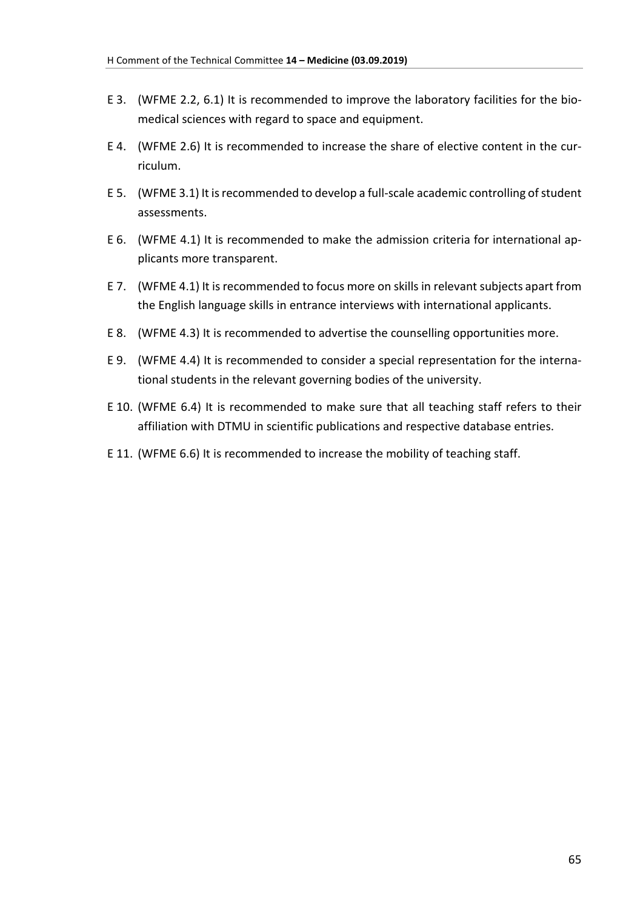E 3. (WFME 2.2, 6.1) It is recommended to improve the laboratory facilities for the biomedical sciences with regard to space and equipment.

E 4. (WFME 2.6) It is recommended to increase the share of elective content in the curriculum.

E 5. (WFME 3.1) It is recommended to develop a full-scale academic controlling of student assessments.

E 6. (WFME 4.1) It is recommended to make the admission criteria for international applicants more transparent.

E 7. (WFME 4.1) It is recommended to focus more on skills in relevant subjects apart from the English language skills in entrance interviews with international applicants.

E 8. (WFME 4.3) It is recommended to advertise the counselling opportunities more.

E 9. (WFME 4.4) It is recommended to consider a special representation for the international students in the relevant governing bodies of the university.

E 10. (WFME 6.4) It is recommended to make sure that all teaching staff refers to their affiliation with DTMU in scientific publications and respective database entries.

E 11. (WFME 6.6) It is recommended to increase the mobility of teaching staff.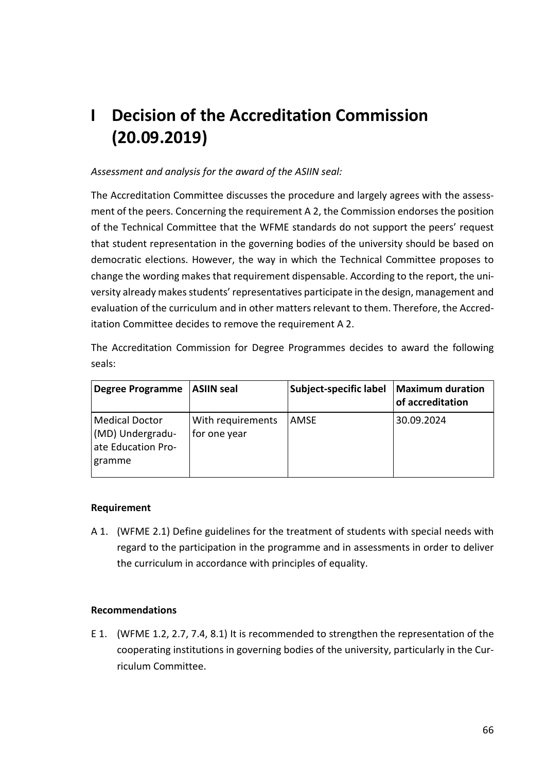# I Decision of the Accreditation Commission (20.09.2019)

*Assessment and analysis for the award of the ASIIN seal:*

The Accreditation Committee discusses the procedure and largely agrees with the assessment of the peers. Concerning the requirement A 2, the Commission endorses the position of the Technical Committee that the WFME standards do not support the peers' request that student representation in the governing bodies of the university should be based on democratic elections. However, the way in which the Technical Committee proposes to change the wording makes that requirement dispensable. According to the report, the university already makes students' representatives participate in the design, management and evaluation of the curriculum and in other matters relevant to them. Therefore, the Accreditation Committee decides to remove the requirement A 2.

The Accreditation Commission for Degree Programmes decides to award the following seals:

| Degree Programme | ASIIN seal | Subject-specific label | Maximum duration of accreditation |
| --- | --- | --- | --- |
| Medical Doctor (MD) Undergraduate Education Programme | With requirements for one year | AMSE | 30.09.2024 |

**Requirement**

A 1. (WFME 2.1) Define guidelines for the treatment of students with special needs with regard to the participation in the programme and in assessments in order to deliver the curriculum in accordance with principles of equality.

**Recommendations**

E 1. (WFME 1.2, 2.7, 7.4, 8.1) It is recommended to strengthen the representation of the cooperating institutions in governing bodies of the university, particularly in the Curriculum Committee.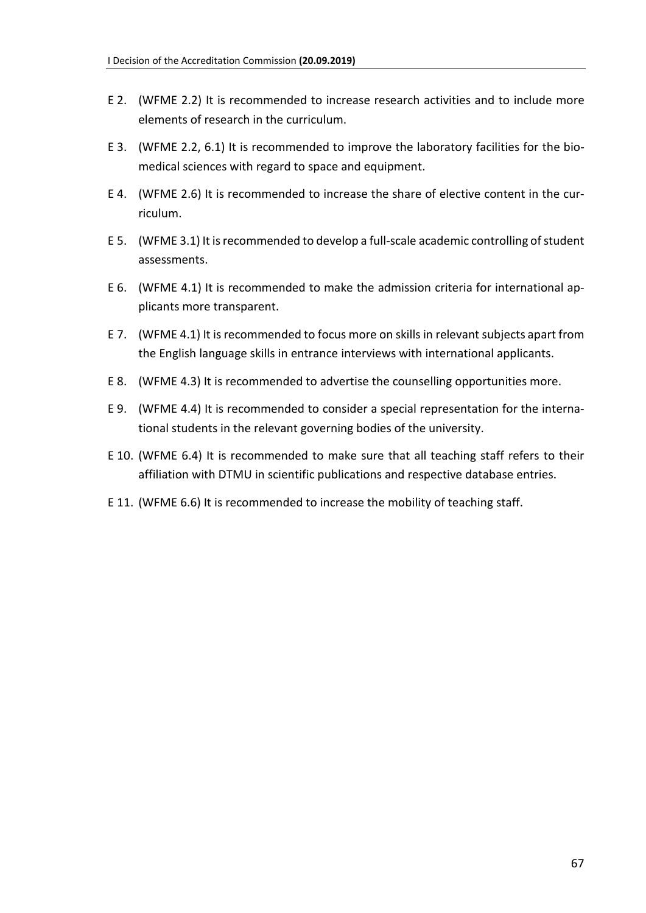E 2. (WFME 2.2) It is recommended to increase research activities and to include more elements of research in the curriculum.

E 3. (WFME 2.2, 6.1) It is recommended to improve the laboratory facilities for the biomedical sciences with regard to space and equipment.

E 4. (WFME 2.6) It is recommended to increase the share of elective content in the curriculum.

E 5. (WFME 3.1) It is recommended to develop a full-scale academic controlling of student assessments.

E 6. (WFME 4.1) It is recommended to make the admission criteria for international applicants more transparent.

E 7. (WFME 4.1) It is recommended to focus more on skills in relevant subjects apart from the English language skills in entrance interviews with international applicants.

E 8. (WFME 4.3) It is recommended to advertise the counselling opportunities more.

E 9. (WFME 4.4) It is recommended to consider a special representation for the international students in the relevant governing bodies of the university.

E 10. (WFME 6.4) It is recommended to make sure that all teaching staff refers to their affiliation with DTMU in scientific publications and respective database entries.

E 11. (WFME 6.6) It is recommended to increase the mobility of teaching staff.